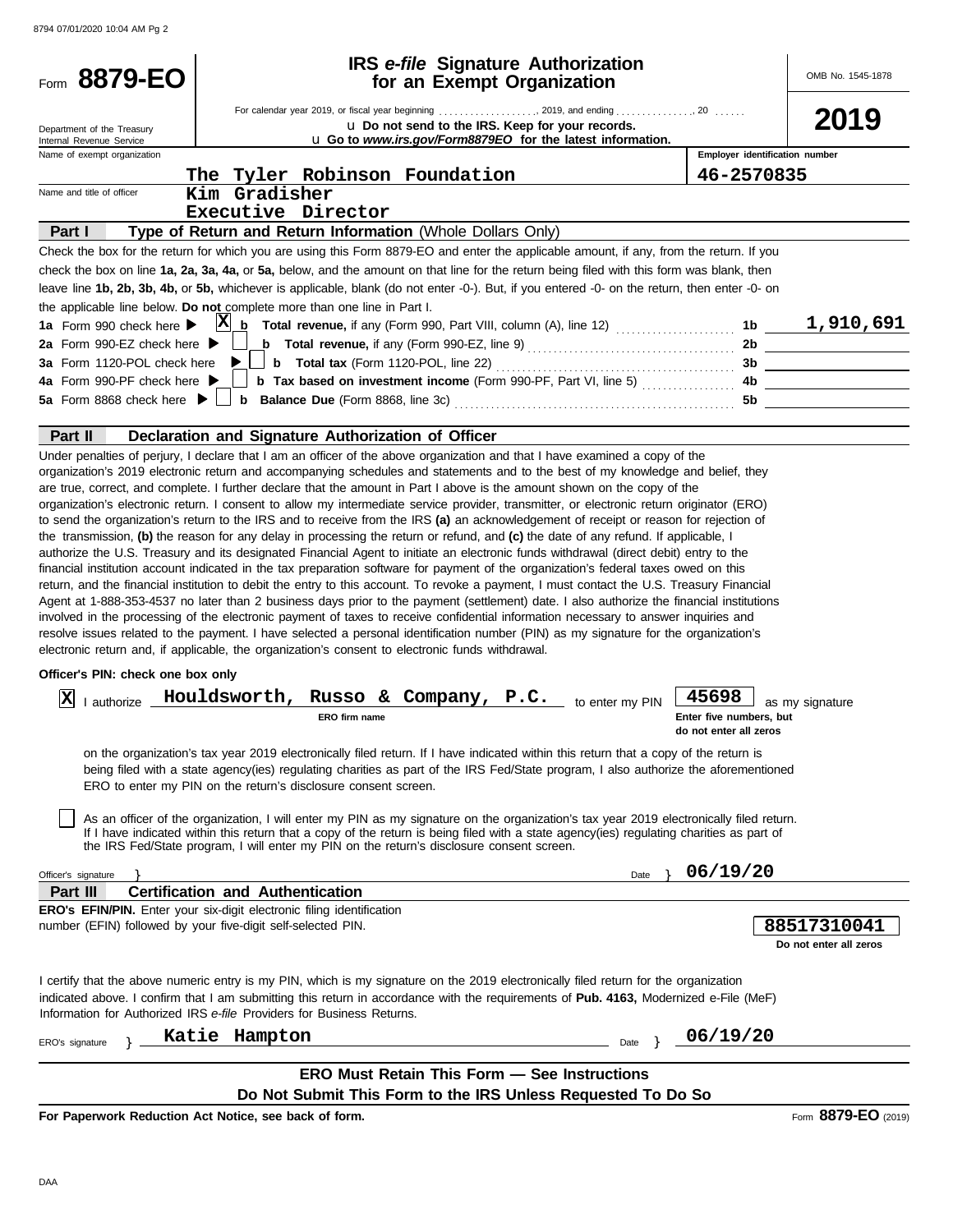# Form 8879-EO

## IRS *e-file* Signature Authorization for an Exempt Organization

OMB No. 1545-1878

**2019**

Department of the Treasury
Internal Revenue Service

For calendar year 2019, or fiscal year beginning ..................., 2019, and ending ..............., 20 ......

u **Do not send to the IRS. Keep for your records.**

u **Go to *www.irs.gov/Form8879EO* for the latest information.**

| Name of exempt organization | Employer identification number |
|---|---|
| The Tyler Robinson Foundation | 46-2570835 |

Name and title of officer: Kim Gradisher
Executive Director

**Part I — Type of Return and Return Information** (Whole Dollars Only)

Check the box for the return for which you are using this Form 8879-EO and enter the applicable amount, if any, from the return. If you check the box on line **1a, 2a, 3a, 4a,** or **5a,** below, and the amount on that line for the return being filed with this form was blank, then leave line **1b, 2b, 3b, 4b,** or **5b,** whichever is applicable, blank (do not enter -0-). But, if you entered -0- on the return, then enter -0- on the applicable line below. **Do not** complete more than one line in Part I.

| | | | |
|---|---|---|---|
| **1a** Form 990 check here ▶ [X] | **b Total revenue,** if any (Form 990, Part VIII, column (A), line 12) | **1b** | 1,910,691 |
| **2a** Form 990-EZ check here ▶ [ ] | **b Total revenue,** if any (Form 990-EZ, line 9) | **2b** | |
| **3a** Form 1120-POL check here ▶ [ ] | **b Total tax** (Form 1120-POL, line 22) | **3b** | |
| **4a** Form 990-PF check here ▶ [ ] | **b Tax based on investment income** (Form 990-PF, Part VI, line 5) | **4b** | |
| **5a** Form 8868 check here ▶ [ ] | **b Balance Due** (Form 8868, line 3c) | **5b** | |

**Part II — Declaration and Signature Authorization of Officer**

Under penalties of perjury, I declare that I am an officer of the above organization and that I have examined a copy of the organization's 2019 electronic return and accompanying schedules and statements and to the best of my knowledge and belief, they are true, correct, and complete. I further declare that the amount in Part I above is the amount shown on the copy of the organization's electronic return. I consent to allow my intermediate service provider, transmitter, or electronic return originator (ERO) to send the organization's return to the IRS and to receive from the IRS **(a)** an acknowledgement of receipt or reason for rejection of the transmission, **(b)** the reason for any delay in processing the return or refund, and **(c)** the date of any refund. If applicable, I authorize the U.S. Treasury and its designated Financial Agent to initiate an electronic funds withdrawal (direct debit) entry to the financial institution account indicated in the tax preparation software for payment of the organization's federal taxes owed on this return, and the financial institution to debit the entry to this account. To revoke a payment, I must contact the U.S. Treasury Financial Agent at 1-888-353-4537 no later than 2 business days prior to the payment (settlement) date. I also authorize the financial institutions involved in the processing of the electronic payment of taxes to receive confidential information necessary to answer inquiries and resolve issues related to the payment. I have selected a personal identification number (PIN) as my signature for the organization's electronic return and, if applicable, the organization's consent to electronic funds withdrawal.

**Officer's PIN: check one box only**

[X] I authorize **Houldsworth, Russo & Company, P.C.** (ERO firm name) to enter my PIN **45698** (Enter five numbers, but do not enter all zeros) as my signature on the organization's tax year 2019 electronically filed return. If I have indicated within this return that a copy of the return is being filed with a state agency(ies) regulating charities as part of the IRS Fed/State program, I also authorize the aforementioned ERO to enter my PIN on the return's disclosure consent screen.

[ ] As an officer of the organization, I will enter my PIN as my signature on the organization's tax year 2019 electronically filed return. If I have indicated within this return that a copy of the return is being filed with a state agency(ies) regulating charities as part of the IRS Fed/State program, I will enter my PIN on the return's disclosure consent screen.

Officer's signature } ______________________ Date } 06/19/20

**Part III — Certification and Authentication**

**ERO's EFIN/PIN.** Enter your six-digit electronic filing identification number (EFIN) followed by your five-digit self-selected PIN.

**88517310041**
Do not enter all zeros

I certify that the above numeric entry is my PIN, which is my signature on the 2019 electronically filed return for the organization indicated above. I confirm that I am submitting this return in accordance with the requirements of **Pub. 4163,** Modernized e-File (MeF) Information for Authorized IRS *e-file* Providers for Business Returns.

ERO's signature } Katie Hampton Date } 06/19/20

**ERO Must Retain This Form — See Instructions**

**Do Not Submit This Form to the IRS Unless Requested To Do So**

**For Paperwork Reduction Act Notice, see back of form.**

Form **8879-EO** (2019)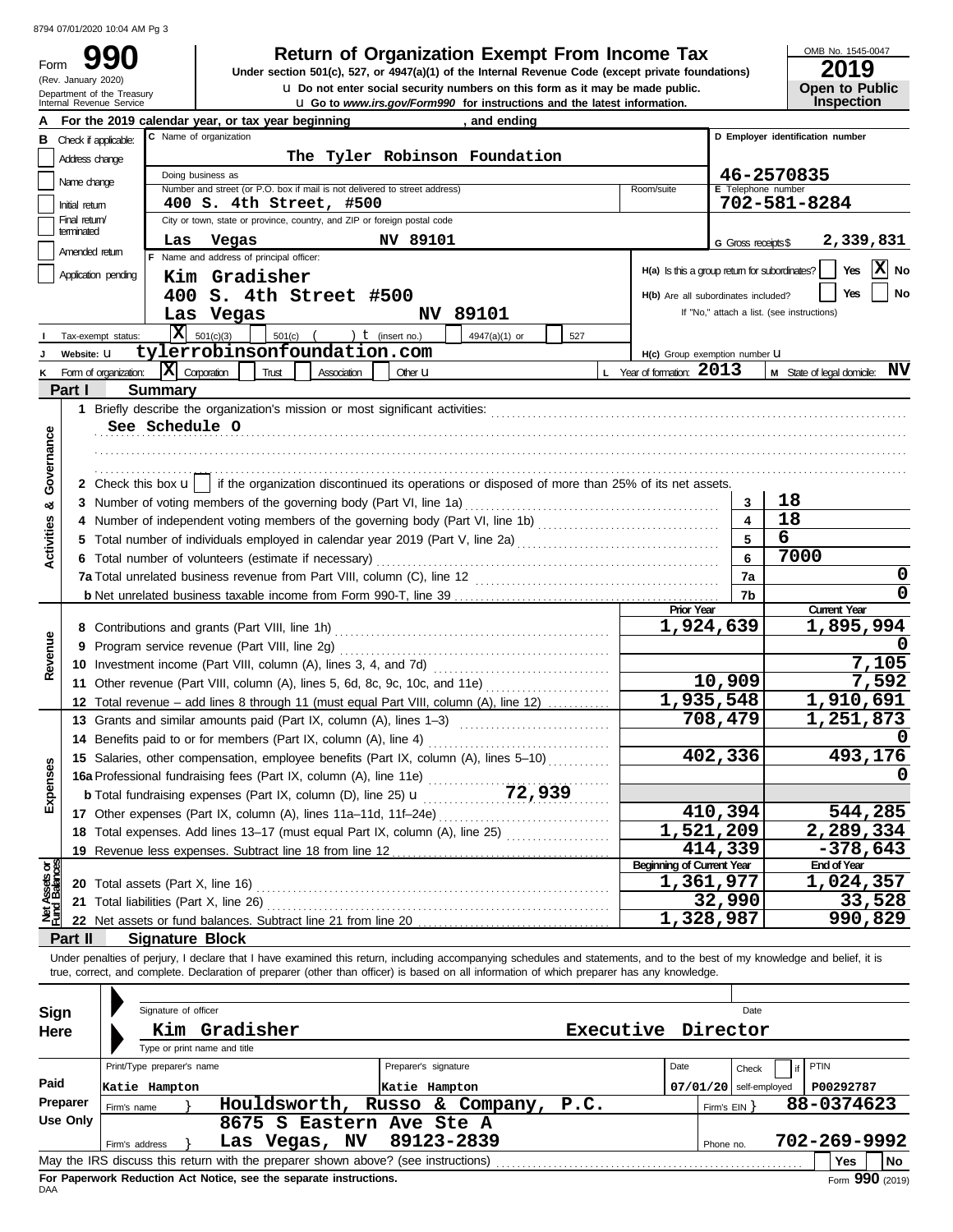8794 07/01/2020 10:04 AM Pg 3

Form **990** (Rev. January 2020) Department of the Treasury Internal Revenue Service

# Return of Organization Exempt From Income Tax

**Under section 501(c), 527, or 4947(a)(1) of the Internal Revenue Code (except private foundations)**

u Do not enter social security numbers on this form as it may be made public.

u Go to *www.irs.gov/Form990* for instructions and the latest information.

OMB No. 1545-0047 **2019** **Open to Public Inspection**

**A** For the 2019 calendar year, or tax year beginning , and ending

**B** Check if applicable:
- Address change
- Name change
- Initial return
- Final return/terminated
- Amended return
- Application pending

**C** Name of organization: The Tyler Robinson Foundation

Doing business as

Number and street (or P.O. box if mail is not delivered to street address): 400 S. 4th Street, #500 — Room/suite

City or town, state or province, country, and ZIP or foreign postal code: Las Vegas NV 89101

**D** Employer identification number: 46-2570835

**E** Telephone number: 702-581-8284

**G** Gross receipts $ 2,339,831

**F** Name and address of principal officer: Kim Gradisher, 400 S. 4th Street #500, Las Vegas NV 89101

**H(a)** Is this a group return for subordinates? Yes [ ] No [X]

**H(b)** Are all subordinates included? Yes [ ] No [ ] If "No," attach a list. (see instructions)

**I** Tax-exempt status: [X] 501(c)(3) [ ] 501(c) ( ) t (insert no.) [ ] 4947(a)(1) or [ ] 527

**J** Website: u tylerrobinsonfoundation.com

**H(c)** Group exemption number u

**K** Form of organization: [X] Corporation [ ] Trust [ ] Association [ ] Other u

**L** Year of formation: 2013

**M** State of legal domicile: NV

## Part I Summary

**Activities & Governance**

1 Briefly describe the organization's mission or most significant activities: See Schedule O

2 Check this box u [ ] if the organization discontinued its operations or disposed of more than 25% of its net assets.

| | | Line | Value |
|---|---|---|---|
| 3 | Number of voting members of the governing body (Part VI, line 1a) | 3 | 18 |
| 4 | Number of independent voting members of the governing body (Part VI, line 1b) | 4 | 18 |
| 5 | Total number of individuals employed in calendar year 2019 (Part V, line 2a) | 5 | 6 |
| 6 | Total number of volunteers (estimate if necessary) | 6 | 7000 |
| 7a | Total unrelated business revenue from Part VIII, column (C), line 12 | 7a | 0 |
| b | Net unrelated business taxable income from Form 990-T, line 39 | 7b | 0 |

| | | Prior Year | Current Year |
|---|---|---|---|
| **Revenue** | | | |
| 8 | Contributions and grants (Part VIII, line 1h) | 1,924,639 | 1,895,994 |
| 9 | Program service revenue (Part VIII, line 2g) | | 0 |
| 10 | Investment income (Part VIII, column (A), lines 3, 4, and 7d) | | 7,105 |
| 11 | Other revenue (Part VIII, column (A), lines 5, 6d, 8c, 9c, 10c, and 11e) | 10,909 | 7,592 |
| 12 | Total revenue – add lines 8 through 11 (must equal Part VIII, column (A), line 12) | 1,935,548 | 1,910,691 |
| **Expenses** | | | |
| 13 | Grants and similar amounts paid (Part IX, column (A), lines 1–3) | 708,479 | 1,251,873 |
| 14 | Benefits paid to or for members (Part IX, column (A), line 4) | | 0 |
| 15 | Salaries, other compensation, employee benefits (Part IX, column (A), lines 5–10) | 402,336 | 493,176 |
| 16a | Professional fundraising fees (Part IX, column (A), line 11e) | | 0 |
| b | Total fundraising expenses (Part IX, column (D), line 25) u 72,939 | | |
| 17 | Other expenses (Part IX, column (A), lines 11a–11d, 11f–24e) | 410,394 | 544,285 |
| 18 | Total expenses. Add lines 13–17 (must equal Part IX, column (A), line 25) | 1,521,209 | 2,289,334 |
| 19 | Revenue less expenses. Subtract line 18 from line 12 | 414,339 | -378,643 |

| **Net Assets or Fund Balances** | | Beginning of Current Year | End of Year |
|---|---|---|---|
| 20 | Total assets (Part X, line 16) | 1,361,977 | 1,024,357 |
| 21 | Total liabilities (Part X, line 26) | 32,990 | 33,528 |
| 22 | Net assets or fund balances. Subtract line 21 from line 20 | 1,328,987 | 990,829 |

## Part II Signature Block

Under penalties of perjury, I declare that I have examined this return, including accompanying schedules and statements, and to the best of my knowledge and belief, it is true, correct, and complete. Declaration of preparer (other than officer) is based on all information of which preparer has any knowledge.

**Sign Here**

Signature of officer — Date

Kim Gradisher — Executive Director

Type or print name and title

**Paid Preparer Use Only**

| Print/Type preparer's name | Preparer's signature | Date | Check if self-employed | PTIN |
|---|---|---|---|---|
| Katie Hampton | Katie Hampton | 07/01/20 | | P00292787 |

Firm's name } Houldsworth, Russo & Company, P.C. — Firm's EIN } 88-0374623

Firm's address } 8675 S Eastern Ave Ste A, Las Vegas, NV 89123-2839 — Phone no. 702-269-9992

May the IRS discuss this return with the preparer shown above? (see instructions) Yes [ ] No [ ]

**For Paperwork Reduction Act Notice, see the separate instructions.**

DAA

Form **990** (2019)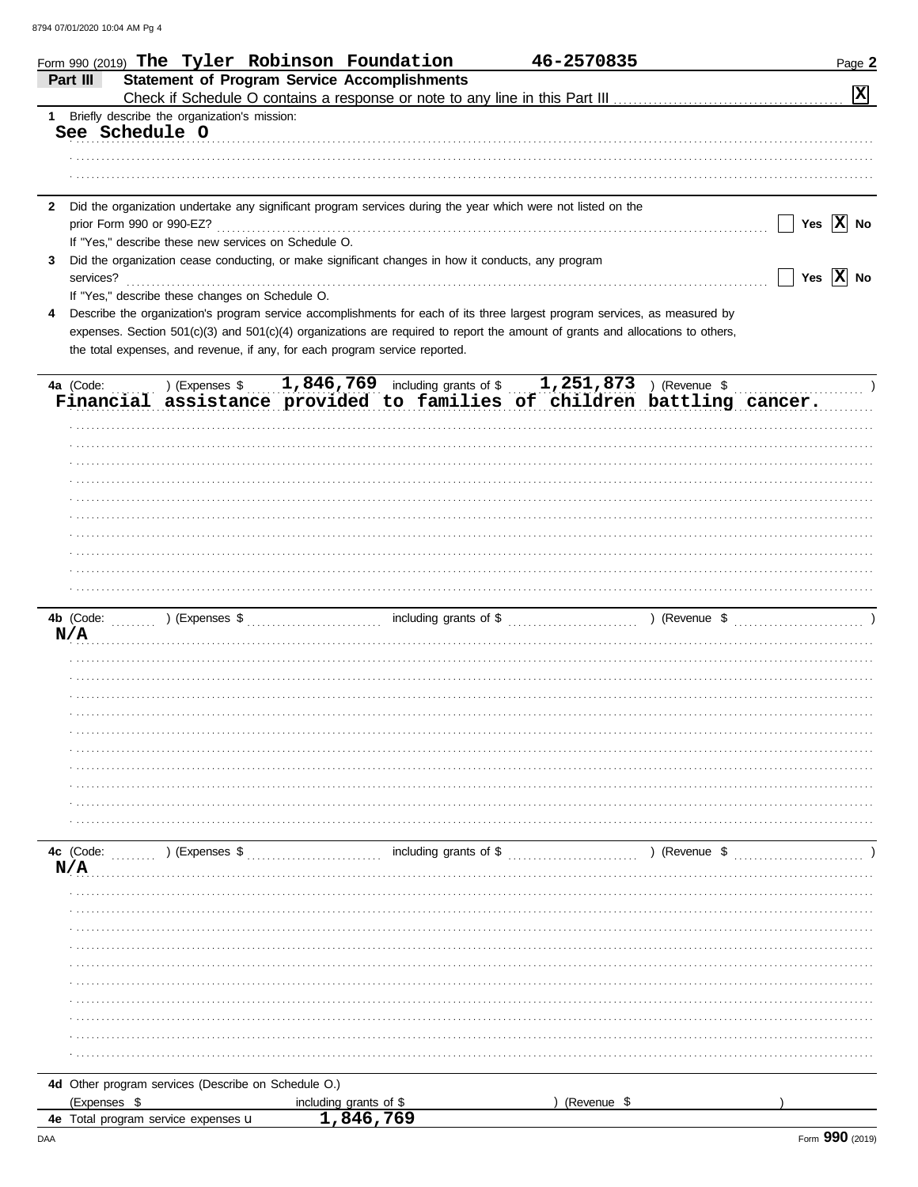Form 990 (2019) **The Tyler Robinson Foundation** **46-2570835** Page **2**

## Part III Statement of Program Service Accomplishments

Check if Schedule O contains a response or note to any line in this Part III .......... [X]

**1** Briefly describe the organization's mission:

See Schedule O

**2** Did the organization undertake any significant program services during the year which were not listed on the prior Form 990 or 990-EZ? .......... [ ] Yes [X] No

If "Yes," describe these new services on Schedule O.

**3** Did the organization cease conducting, or make significant changes in how it conducts, any program services? .......... [ ] Yes [X] No

If "Yes," describe these changes on Schedule O.

**4** Describe the organization's program service accomplishments for each of its three largest program services, as measured by expenses. Section 501(c)(3) and 501(c)(4) organizations are required to report the amount of grants and allocations to others, the total expenses, and revenue, if any, for each program service reported.

**4a** (Code: ) (Expenses $ 1,846,769 including grants of $ 1,251,873 ) (Revenue $ )

Financial assistance provided to families of children battling cancer.

**4b** (Code: ) (Expenses $ including grants of $ ) (Revenue $ )

N/A

**4c** (Code: ) (Expenses $ including grants of $ ) (Revenue $ )

N/A

**4d** Other program services (Describe on Schedule O.)

(Expenses $ including grants of $ ) (Revenue $ )

**4e** Total program service expenses u 1,846,769

Form **990** (2019)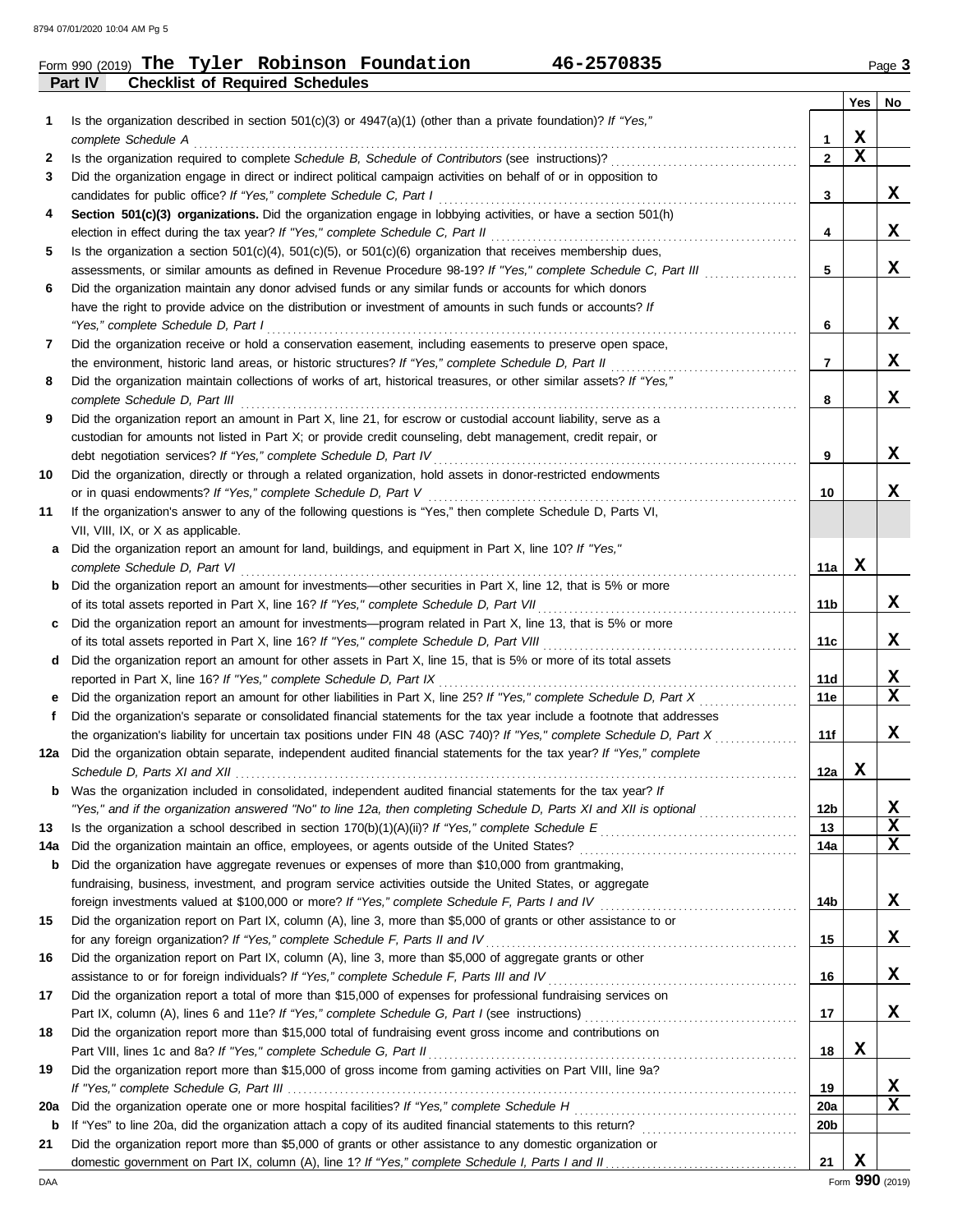Form 990 (2019) **The Tyler Robinson Foundation** **46-2570835** Page **3**

## Part IV Checklist of Required Schedules

| | | | Yes | No |
|---|---|---|---|---|
| **1** | Is the organization described in section 501(c)(3) or 4947(a)(1) (other than a private foundation)? *If "Yes," complete Schedule A* | **1** | X | |
| **2** | Is the organization required to complete *Schedule B, Schedule of Contributors* (see instructions)? | **2** | X | |
| **3** | Did the organization engage in direct or indirect political campaign activities on behalf of or in opposition to candidates for public office? *If "Yes," complete Schedule C, Part I* | **3** | | X |
| **4** | **Section 501(c)(3) organizations.** Did the organization engage in lobbying activities, or have a section 501(h) election in effect during the tax year? *If "Yes," complete Schedule C, Part II* | **4** | | X |
| **5** | Is the organization a section 501(c)(4), 501(c)(5), or 501(c)(6) organization that receives membership dues, assessments, or similar amounts as defined in Revenue Procedure 98-19? *If "Yes," complete Schedule C, Part III* | **5** | | X |
| **6** | Did the organization maintain any donor advised funds or any similar funds or accounts for which donors have the right to provide advice on the distribution or investment of amounts in such funds or accounts? *If "Yes," complete Schedule D, Part I* | **6** | | X |
| **7** | Did the organization receive or hold a conservation easement, including easements to preserve open space, the environment, historic land areas, or historic structures? *If "Yes," complete Schedule D, Part II* | **7** | | X |
| **8** | Did the organization maintain collections of works of art, historical treasures, or other similar assets? *If "Yes," complete Schedule D, Part III* | **8** | | X |
| **9** | Did the organization report an amount in Part X, line 21, for escrow or custodial account liability, serve as a custodian for amounts not listed in Part X; or provide credit counseling, debt management, credit repair, or debt negotiation services? *If "Yes," complete Schedule D, Part IV* | **9** | | X |
| **10** | Did the organization, directly or through a related organization, hold assets in donor-restricted endowments or in quasi endowments? *If "Yes," complete Schedule D, Part V* | **10** | | X |
| **11** | If the organization's answer to any of the following questions is "Yes," then complete Schedule D, Parts VI, VII, VIII, IX, or X as applicable. | | | |
| **a** | Did the organization report an amount for land, buildings, and equipment in Part X, line 10? *If "Yes," complete Schedule D, Part VI* | **11a** | X | |
| **b** | Did the organization report an amount for investments—other securities in Part X, line 12, that is 5% or more of its total assets reported in Part X, line 16? *If "Yes," complete Schedule D, Part VII* | **11b** | | X |
| **c** | Did the organization report an amount for investments—program related in Part X, line 13, that is 5% or more of its total assets reported in Part X, line 16? *If "Yes," complete Schedule D, Part VIII* | **11c** | | X |
| **d** | Did the organization report an amount for other assets in Part X, line 15, that is 5% or more of its total assets reported in Part X, line 16? *If "Yes," complete Schedule D, Part IX* | **11d** | | X |
| **e** | Did the organization report an amount for other liabilities in Part X, line 25? *If "Yes," complete Schedule D, Part X* | **11e** | | X |
| **f** | Did the organization's separate or consolidated financial statements for the tax year include a footnote that addresses the organization's liability for uncertain tax positions under FIN 48 (ASC 740)? *If "Yes," complete Schedule D, Part X* | **11f** | | X |
| **12a** | Did the organization obtain separate, independent audited financial statements for the tax year? *If "Yes," complete Schedule D, Parts XI and XII* | **12a** | X | |
| **b** | Was the organization included in consolidated, independent audited financial statements for the tax year? *If "Yes," and if the organization answered "No" to line 12a, then completing Schedule D, Parts XI and XII is optional* | **12b** | | X |
| **13** | Is the organization a school described in section 170(b)(1)(A)(ii)? *If "Yes," complete Schedule E* | **13** | | X |
| **14a** | Did the organization maintain an office, employees, or agents outside of the United States? | **14a** | | X |
| **b** | Did the organization have aggregate revenues or expenses of more than $10,000 from grantmaking, fundraising, business, investment, and program service activities outside the United States, or aggregate foreign investments valued at $100,000 or more? *If "Yes," complete Schedule F, Parts I and IV* | **14b** | | X |
| **15** | Did the organization report on Part IX, column (A), line 3, more than $5,000 of grants or other assistance to or for any foreign organization? *If "Yes," complete Schedule F, Parts II and IV* | **15** | | X |
| **16** | Did the organization report on Part IX, column (A), line 3, more than $5,000 of aggregate grants or other assistance to or for foreign individuals? *If "Yes," complete Schedule F, Parts III and IV* | **16** | | X |
| **17** | Did the organization report a total of more than $15,000 of expenses for professional fundraising services on Part IX, column (A), lines 6 and 11e? *If "Yes," complete Schedule G, Part I* (see instructions) | **17** | | X |
| **18** | Did the organization report more than $15,000 total of fundraising event gross income and contributions on Part VIII, lines 1c and 8a? *If "Yes," complete Schedule G, Part II* | **18** | X | |
| **19** | Did the organization report more than $15,000 of gross income from gaming activities on Part VIII, line 9a? *If "Yes," complete Schedule G, Part III* | **19** | | X |
| **20a** | Did the organization operate one or more hospital facilities? *If "Yes," complete Schedule H* | **20a** | | X |
| **b** | If "Yes" to line 20a, did the organization attach a copy of its audited financial statements to this return? | **20b** | | |
| **21** | Did the organization report more than $5,000 of grants or other assistance to any domestic organization or domestic government on Part IX, column (A), line 1? *If "Yes," complete Schedule I, Parts I and II* | **21** | X | |

Form **990** (2019)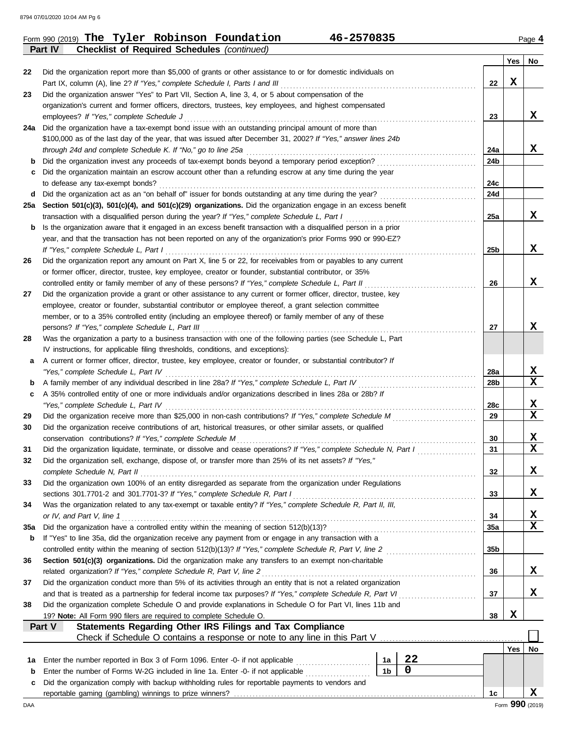Form 990 (2019) **The Tyler Robinson Foundation** **46-2570835** Page **4**

**Part IV** **Checklist of Required Schedules** *(continued)*

| | | | Yes | No |
|---|---|---|---|---|
| 22 | Did the organization report more than $5,000 of grants or other assistance to or for domestic individuals on Part IX, column (A), line 2? *If "Yes," complete Schedule I, Parts I and III* | 22 | X | |
| 23 | Did the organization answer "Yes" to Part VII, Section A, line 3, 4, or 5 about compensation of the organization's current and former officers, directors, trustees, key employees, and highest compensated employees? *If "Yes," complete Schedule J* | 23 | | X |
| 24a | Did the organization have a tax-exempt bond issue with an outstanding principal amount of more than $100,000 as of the last day of the year, that was issued after December 31, 2002? *If "Yes," answer lines 24b through 24d and complete Schedule K. If "No," go to line 25a* | 24a | | X |
| b | Did the organization invest any proceeds of tax-exempt bonds beyond a temporary period exception? | 24b | | |
| c | Did the organization maintain an escrow account other than a refunding escrow at any time during the year to defease any tax-exempt bonds? | 24c | | |
| d | Did the organization act as an "on behalf of" issuer for bonds outstanding at any time during the year? | 24d | | |
| 25a | **Section 501(c)(3), 501(c)(4), and 501(c)(29) organizations.** Did the organization engage in an excess benefit transaction with a disqualified person during the year? *If "Yes," complete Schedule L, Part I* | 25a | | X |
| b | Is the organization aware that it engaged in an excess benefit transaction with a disqualified person in a prior year, and that the transaction has not been reported on any of the organization's prior Forms 990 or 990-EZ? *If "Yes," complete Schedule L, Part I* | 25b | | X |
| 26 | Did the organization report any amount on Part X, line 5 or 22, for receivables from or payables to any current or former officer, director, trustee, key employee, creator or founder, substantial contributor, or 35% controlled entity or family member of any of these persons? *If "Yes," complete Schedule L, Part II* | 26 | | X |
| 27 | Did the organization provide a grant or other assistance to any current or former officer, director, trustee, key employee, creator or founder, substantial contributor or employee thereof, a grant selection committee member, or to a 35% controlled entity (including an employee thereof) or family member of any of these persons? *If "Yes," complete Schedule L, Part III* | 27 | | X |
| 28 | Was the organization a party to a business transaction with one of the following parties (see Schedule L, Part IV instructions, for applicable filing thresholds, conditions, and exceptions): | | | |
| a | A current or former officer, director, trustee, key employee, creator or founder, or substantial contributor? *If "Yes," complete Schedule L, Part IV* | 28a | | X |
| b | A family member of any individual described in line 28a? *If "Yes," complete Schedule L, Part IV* | 28b | | X |
| c | A 35% controlled entity of one or more individuals and/or organizations described in lines 28a or 28b? *If "Yes," complete Schedule L, Part IV* | 28c | | X |
| 29 | Did the organization receive more than $25,000 in non-cash contributions? *If "Yes," complete Schedule M* | 29 | | X |
| 30 | Did the organization receive contributions of art, historical treasures, or other similar assets, or qualified conservation contributions? *If "Yes," complete Schedule M* | 30 | | X |
| 31 | Did the organization liquidate, terminate, or dissolve and cease operations? *If "Yes," complete Schedule N, Part I* | 31 | | X |
| 32 | Did the organization sell, exchange, dispose of, or transfer more than 25% of its net assets? *If "Yes," complete Schedule N, Part II* | 32 | | X |
| 33 | Did the organization own 100% of an entity disregarded as separate from the organization under Regulations sections 301.7701-2 and 301.7701-3? *If "Yes," complete Schedule R, Part I* | 33 | | X |
| 34 | Was the organization related to any tax-exempt or taxable entity? *If "Yes," complete Schedule R, Part II, III, or IV, and Part V, line 1* | 34 | | X |
| 35a | Did the organization have a controlled entity within the meaning of section 512(b)(13)? | 35a | | X |
| b | If "Yes" to line 35a, did the organization receive any payment from or engage in any transaction with a controlled entity within the meaning of section 512(b)(13)? *If "Yes," complete Schedule R, Part V, line 2* | 35b | | |
| 36 | **Section 501(c)(3) organizations.** Did the organization make any transfers to an exempt non-charitable related organization? *If "Yes," complete Schedule R, Part V, line 2* | 36 | | X |
| 37 | Did the organization conduct more than 5% of its activities through an entity that is not a related organization and that is treated as a partnership for federal income tax purposes? *If "Yes," complete Schedule R, Part VI* | 37 | | X |
| 38 | Did the organization complete Schedule O and provide explanations in Schedule O for Part VI, lines 11b and 19? **Note:** All Form 990 filers are required to complete Schedule O. | 38 | X | |

**Part V** **Statements Regarding Other IRS Filings and Tax Compliance**

Check if Schedule O contains a response or note to any line in this Part V ☐

| | | | | Yes | No |
|---|---|---|---|---|---|
| 1a | Enter the number reported in Box 3 of Form 1096. Enter -0- if not applicable | 1a | 22 | | |
| b | Enter the number of Forms W-2G included in line 1a. Enter -0- if not applicable | 1b | 0 | | |
| c | Did the organization comply with backup withholding rules for reportable payments to vendors and reportable gaming (gambling) winnings to prize winners? | 1c | | | X |

Form **990** (2019)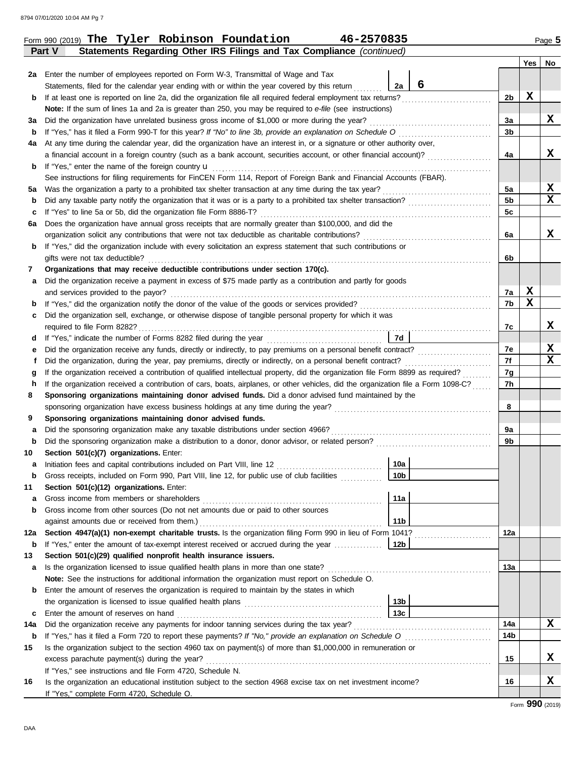Form 990 (2019) **The Tyler Robinson Foundation** **46-2570835**

**Part V Statements Regarding Other IRS Filings and Tax Compliance** *(continued)*

| | | | | Yes | No |
|---|---|---|---|---|---|
| **2a** | Enter the number of employees reported on Form W-3, Transmittal of Wage and Tax Statements, filed for the calendar year ending with or within the year covered by this return | 2a: 6 | | | |
| **b** | If at least one is reported on line 2a, did the organization file all required federal employment tax returns? | | 2b | X | |
| | **Note:** If the sum of lines 1a and 2a is greater than 250, you may be required to *e-file* (see instructions) | | | | |
| **3a** | Did the organization have unrelated business gross income of $1,000 or more during the year? | | 3a | | X |
| **b** | If "Yes," has it filed a Form 990-T for this year? *If "No" to line 3b, provide an explanation on Schedule O* | | 3b | | |
| **4a** | At any time during the calendar year, did the organization have an interest in, or a signature or other authority over, a financial account in a foreign country (such as a bank account, securities account, or other financial account)? | | 4a | | X |
| **b** | If "Yes," enter the name of the foreign country u | | | | |
| | See instructions for filing requirements for FinCEN Form 114, Report of Foreign Bank and Financial Accounts (FBAR). | | | | |
| **5a** | Was the organization a party to a prohibited tax shelter transaction at any time during the tax year? | | 5a | | X |
| **b** | Did any taxable party notify the organization that it was or is a party to a prohibited tax shelter transaction? | | 5b | | X |
| **c** | If "Yes" to line 5a or 5b, did the organization file Form 8886-T? | | 5c | | |
| **6a** | Does the organization have annual gross receipts that are normally greater than $100,000, and did the organization solicit any contributions that were not tax deductible as charitable contributions? | | 6a | | X |
| **b** | If "Yes," did the organization include with every solicitation an express statement that such contributions or gifts were not tax deductible? | | 6b | | |
| **7** | **Organizations that may receive deductible contributions under section 170(c).** | | | | |
| **a** | Did the organization receive a payment in excess of $75 made partly as a contribution and partly for goods and services provided to the payor? | | 7a | X | |
| **b** | If "Yes," did the organization notify the donor of the value of the goods or services provided? | | 7b | X | |
| **c** | Did the organization sell, exchange, or otherwise dispose of tangible personal property for which it was required to file Form 8282? | | 7c | | X |
| **d** | If "Yes," indicate the number of Forms 8282 filed during the year | 7d | | | |
| **e** | Did the organization receive any funds, directly or indirectly, to pay premiums on a personal benefit contract? | | 7e | | X |
| **f** | Did the organization, during the year, pay premiums, directly or indirectly, on a personal benefit contract? | | 7f | | X |
| **g** | If the organization received a contribution of qualified intellectual property, did the organization file Form 8899 as required? | | 7g | | |
| **h** | If the organization received a contribution of cars, boats, airplanes, or other vehicles, did the organization file a Form 1098-C? | | 7h | | |
| **8** | **Sponsoring organizations maintaining donor advised funds.** Did a donor advised fund maintained by the sponsoring organization have excess business holdings at any time during the year? | | 8 | | |
| **9** | **Sponsoring organizations maintaining donor advised funds.** | | | | |
| **a** | Did the sponsoring organization make any taxable distributions under section 4966? | | 9a | | |
| **b** | Did the sponsoring organization make a distribution to a donor, donor advisor, or related person? | | 9b | | |
| **10** | **Section 501(c)(7) organizations.** Enter: | | | | |
| **a** | Initiation fees and capital contributions included on Part VIII, line 12 | 10a | | | |
| **b** | Gross receipts, included on Form 990, Part VIII, line 12, for public use of club facilities | 10b | | | |
| **11** | **Section 501(c)(12) organizations.** Enter: | | | | |
| **a** | Gross income from members or shareholders | 11a | | | |
| **b** | Gross income from other sources (Do not net amounts due or paid to other sources against amounts due or received from them.) | 11b | | | |
| **12a** | **Section 4947(a)(1) non-exempt charitable trusts.** Is the organization filing Form 990 in lieu of Form 1041? | | 12a | | |
| **b** | If "Yes," enter the amount of tax-exempt interest received or accrued during the year | 12b | | | |
| **13** | **Section 501(c)(29) qualified nonprofit health insurance issuers.** | | | | |
| **a** | Is the organization licensed to issue qualified health plans in more than one state? | | 13a | | |
| | **Note:** See the instructions for additional information the organization must report on Schedule O. | | | | |
| **b** | Enter the amount of reserves the organization is required to maintain by the states in which the organization is licensed to issue qualified health plans | 13b | | | |
| **c** | Enter the amount of reserves on hand | 13c | | | |
| **14a** | Did the organization receive any payments for indoor tanning services during the tax year? | | 14a | | X |
| **b** | If "Yes," has it filed a Form 720 to report these payments? *If "No," provide an explanation on Schedule O* | | 14b | | |
| **15** | Is the organization subject to the section 4960 tax on payment(s) of more than $1,000,000 in remuneration or excess parachute payment(s) during the year? | | 15 | | X |
| | If "Yes," see instructions and file Form 4720, Schedule N. | | | | |
| **16** | Is the organization an educational institution subject to the section 4968 excise tax on net investment income? | | 16 | | X |
| | If "Yes," complete Form 4720, Schedule O. | | | | |

Form **990** (2019)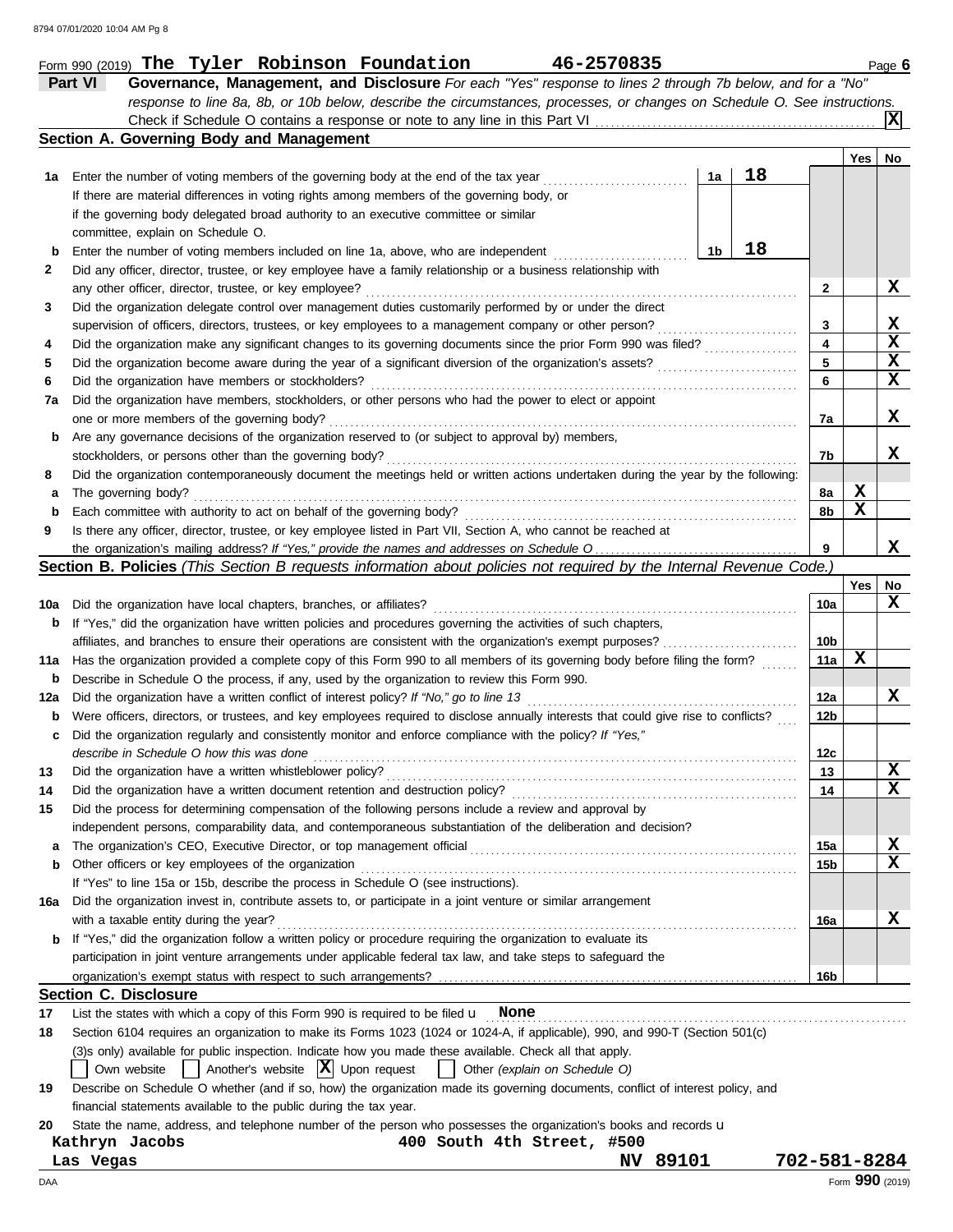Form 990 (2019) **The Tyler Robinson Foundation** **46-2570835** Page **6**

## Part VI Governance, Management, and Disclosure

*For each "Yes" response to lines 2 through 7b below, and for a "No" response to line 8a, 8b, or 10b below, describe the circumstances, processes, or changes on Schedule O. See instructions.*

Check if Schedule O contains a response or note to any line in this Part VI .......... **X**

### Section A. Governing Body and Management

| | | | | Yes | No |
|---|---|---|---|---|---|
| **1a** | Enter the number of voting members of the governing body at the end of the tax year ... **1a** **18** If there are material differences in voting rights among members of the governing body, or if the governing body delegated broad authority to an executive committee or similar committee, explain on Schedule O. | | | | |
| **b** | Enter the number of voting members included on line 1a, above, who are independent ... **1b** **18** | | | | |
| **2** | Did any officer, director, trustee, or key employee have a family relationship or a business relationship with any other officer, director, trustee, or key employee? | | **2** | | **X** |
| **3** | Did the organization delegate control over management duties customarily performed by or under the direct supervision of officers, directors, trustees, or key employees to a management company or other person? | | **3** | | **X** |
| **4** | Did the organization make any significant changes to its governing documents since the prior Form 990 was filed? | | **4** | | **X** |
| **5** | Did the organization become aware during the year of a significant diversion of the organization's assets? | | **5** | | **X** |
| **6** | Did the organization have members or stockholders? | | **6** | | **X** |
| **7a** | Did the organization have members, stockholders, or other persons who had the power to elect or appoint one or more members of the governing body? | | **7a** | | **X** |
| **b** | Are any governance decisions of the organization reserved to (or subject to approval by) members, stockholders, or persons other than the governing body? | | **7b** | | **X** |
| **8** | Did the organization contemporaneously document the meetings held or written actions undertaken during the year by the following: | | | | |
| **a** | The governing body? | | **8a** | **X** | |
| **b** | Each committee with authority to act on behalf of the governing body? | | **8b** | **X** | |
| **9** | Is there any officer, director, trustee, or key employee listed in Part VII, Section A, who cannot be reached at the organization's mailing address? *If "Yes," provide the names and addresses on Schedule O* | | **9** | | **X** |

### Section B. Policies *(This Section B requests information about policies not required by the Internal Revenue Code.)*

| | | | Yes | No |
|---|---|---|---|---|
| **10a** | Did the organization have local chapters, branches, or affiliates? | **10a** | | **X** |
| **b** | If "Yes," did the organization have written policies and procedures governing the activities of such chapters, affiliates, and branches to ensure their operations are consistent with the organization's exempt purposes? | **10b** | | |
| **11a** | Has the organization provided a complete copy of this Form 990 to all members of its governing body before filing the form? | **11a** | **X** | |
| **b** | Describe in Schedule O the process, if any, used by the organization to review this Form 990. | | | |
| **12a** | Did the organization have a written conflict of interest policy? *If "No," go to line 13* | **12a** | | **X** |
| **b** | Were officers, directors, or trustees, and key employees required to disclose annually interests that could give rise to conflicts? | **12b** | | |
| **c** | Did the organization regularly and consistently monitor and enforce compliance with the policy? *If "Yes," describe in Schedule O how this was done* | **12c** | | |
| **13** | Did the organization have a written whistleblower policy? | **13** | | **X** |
| **14** | Did the organization have a written document retention and destruction policy? | **14** | | **X** |
| **15** | Did the process for determining compensation of the following persons include a review and approval by independent persons, comparability data, and contemporaneous substantiation of the deliberation and decision? | | | |
| **a** | The organization's CEO, Executive Director, or top management official | **15a** | | **X** |
| **b** | Other officers or key employees of the organization | **15b** | | **X** |
| | If "Yes" to line 15a or 15b, describe the process in Schedule O (see instructions). | | | |
| **16a** | Did the organization invest in, contribute assets to, or participate in a joint venture or similar arrangement with a taxable entity during the year? | **16a** | | **X** |
| **b** | If "Yes," did the organization follow a written policy or procedure requiring the organization to evaluate its participation in joint venture arrangements under applicable federal tax law, and take steps to safeguard the organization's exempt status with respect to such arrangements? | **16b** | | |

### Section C. Disclosure

**17** List the states with which a copy of this Form 990 is required to be filed **None**

**18** Section 6104 requires an organization to make its Forms 1023 (1024 or 1024-A, if applicable), 990, and 990-T (Section 501(c)(3)s only) available for public inspection. Indicate how you made these available. Check all that apply.

☐ Own website ☐ Another's website ☒ Upon request ☐ Other *(explain on Schedule O)*

**19** Describe on Schedule O whether (and if so, how) the organization made its governing documents, conflict of interest policy, and financial statements available to the public during the tax year.

**20** State the name, address, and telephone number of the person who possesses the organization's books and records

**Kathryn Jacobs** **400 South 4th Street, #500**
**Las Vegas** **NV 89101** **702-581-8284**

Form **990** (2019)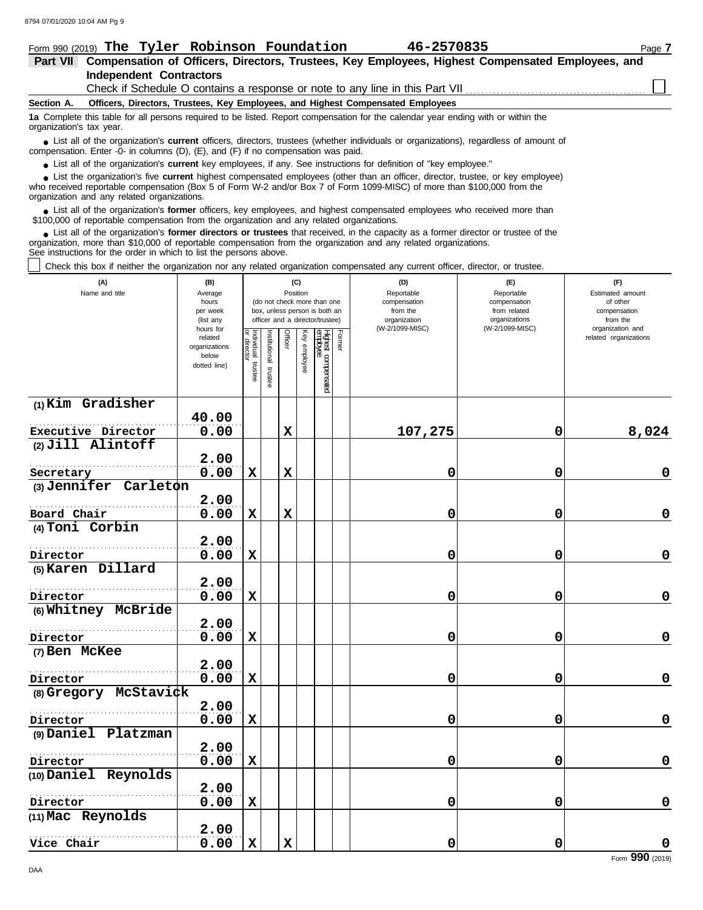Form 990 (2019) **The Tyler Robinson Foundation** **46-2570835** Page **7**

## Part VII Compensation of Officers, Directors, Trustees, Key Employees, Highest Compensated Employees, and Independent Contractors

Check if Schedule O contains a response or note to any line in this Part VII ☐

### Section A. Officers, Directors, Trustees, Key Employees, and Highest Compensated Employees

**1a** Complete this table for all persons required to be listed. Report compensation for the calendar year ending with or within the organization's tax year.

- List all of the organization's **current** officers, directors, trustees (whether individuals or organizations), regardless of amount of compensation. Enter -0- in columns (D), (E), and (F) if no compensation was paid.
- List all of the organization's **current** key employees, if any. See instructions for definition of "key employee."
- List the organization's five **current** highest compensated employees (other than an officer, director, trustee, or key employee) who received reportable compensation (Box 5 of Form W-2 and/or Box 7 of Form 1099-MISC) of more than $100,000 from the organization and any related organizations.
- List all of the organization's **former** officers, key employees, and highest compensated employees who received more than $100,000 of reportable compensation from the organization and any related organizations.
- List all of the organization's **former directors or trustees** that received, in the capacity as a former director or trustee of the organization, more than $10,000 of reportable compensation from the organization and any related organizations.

See instructions for the order in which to list the persons above.

☐ Check this box if neither the organization nor any related organization compensated any current officer, director, or trustee.

| (A) Name and title | (B) Average hours per week (list any hours for related organizations below dotted line) | (C) Position: Individual trustee or director | Institutional trustee | Officer | Key employee | Highest compensated employee | Former | (D) Reportable compensation from the organization (W-2/1099-MISC) | (E) Reportable compensation from related organizations (W-2/1099-MISC) | (F) Estimated amount of other compensation from the organization and related organizations |
|---|---|---|---|---|---|---|---|---|---|---|
| (1) Kim Gradisher<br>Executive Director | 40.00<br>0.00 | | | X | | | | 107,275 | 0 | 8,024 |
| (2) Jill Alintoff<br>Secretary | 2.00<br>0.00 | X | | X | | | | 0 | 0 | 0 |
| (3) Jennifer Carleton<br>Board Chair | 2.00<br>0.00 | X | | X | | | | 0 | 0 | 0 |
| (4) Toni Corbin<br>Director | 2.00<br>0.00 | X | | | | | | 0 | 0 | 0 |
| (5) Karen Dillard<br>Director | 2.00<br>0.00 | X | | | | | | 0 | 0 | 0 |
| (6) Whitney McBride<br>Director | 2.00<br>0.00 | X | | | | | | 0 | 0 | 0 |
| (7) Ben McKee<br>Director | 2.00<br>0.00 | X | | | | | | 0 | 0 | 0 |
| (8) Gregory McStavick<br>Director | 2.00<br>0.00 | X | | | | | | 0 | 0 | 0 |
| (9) Daniel Platzman<br>Director | 2.00<br>0.00 | X | | | | | | 0 | 0 | 0 |
| (10) Daniel Reynolds<br>Director | 2.00<br>0.00 | X | | | | | | 0 | 0 | 0 |
| (11) Mac Reynolds<br>Vice Chair | 2.00<br>0.00 | X | | X | | | | 0 | 0 | 0 |

Form **990** (2019)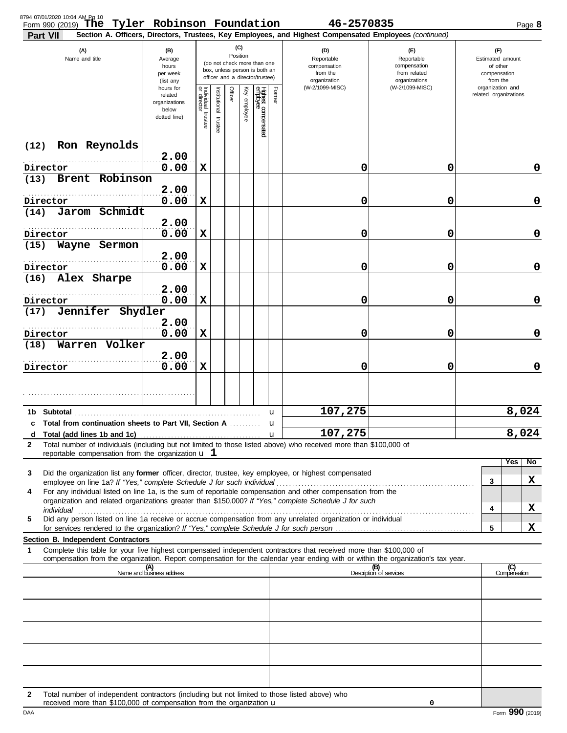Form 990 (2019) **The Tyler Robinson Foundation** **46-2570835** Page **8**

**Part VII** **Section A. Officers, Directors, Trustees, Key Employees, and Highest Compensated Employees** *(continued)*

| (A) Name and title | (B) Average hours per week (list any hours for related organizations below dotted line) | (C) Position: Individual trustee or director | Institutional trustee | Officer | Key employee | Highest compensated employee | Former | (D) Reportable compensation from the organization (W-2/1099-MISC) | (E) Reportable compensation from related organizations (W-2/1099-MISC) | (F) Estimated amount of other compensation from the organization and related organizations |
|---|---|---|---|---|---|---|---|---|---|---|
| (12) Ron Reynolds<br>Director | 2.00<br>0.00 | X | | | | | | 0 | 0 | 0 |
| (13) Brent Robinson<br>Director | 2.00<br>0.00 | X | | | | | | 0 | 0 | 0 |
| (14) Jarom Schmidt<br>Director | 2.00<br>0.00 | X | | | | | | 0 | 0 | 0 |
| (15) Wayne Sermon<br>Director | 2.00<br>0.00 | X | | | | | | 0 | 0 | 0 |
| (16) Alex Sharpe<br>Director | 2.00<br>0.00 | X | | | | | | 0 | 0 | 0 |
| (17) Jennifer Shydler<br>Director | 2.00<br>0.00 | X | | | | | | 0 | 0 | 0 |
| (18) Warren Volker<br>Director | 2.00<br>0.00 | X | | | | | | 0 | 0 | 0 |
| | | | | | | | | | | |

| | (D) | (E) | (F) |
|---|---|---|---|
| **1b Subtotal** | 107,275 | | 8,024 |
| **c Total from continuation sheets to Part VII, Section A** | | | |
| **d Total (add lines 1b and 1c)** | 107,275 | | 8,024 |

**2** Total number of individuals (including but not limited to those listed above) who received more than $100,000 of reportable compensation from the organization **1**

| | | Yes | No |
|---|---|---|---|
| **3** Did the organization list any **former** officer, director, trustee, key employee, or highest compensated employee on line 1a? *If "Yes," complete Schedule J for such individual* | 3 | | X |
| **4** For any individual listed on line 1a, is the sum of reportable compensation and other compensation from the organization and related organizations greater than $150,000? *If "Yes," complete Schedule J for such individual* | 4 | | X |
| **5** Did any person listed on line 1a receive or accrue compensation from any unrelated organization or individual for services rendered to the organization? *If "Yes," complete Schedule J for such person* | 5 | | X |

**Section B. Independent Contractors**

**1** Complete this table for your five highest compensated independent contractors that received more than $100,000 of compensation from the organization. Report compensation for the calendar year ending with or within the organization's tax year.

| (A) Name and business address | (B) Description of services | (C) Compensation |
|---|---|---|
| | | |
| | | |
| | | |
| | | |
| | | |

**2** Total number of independent contractors (including but not limited to those listed above) who received more than $100,000 of compensation from the organization **0**

DAA Form **990** (2019)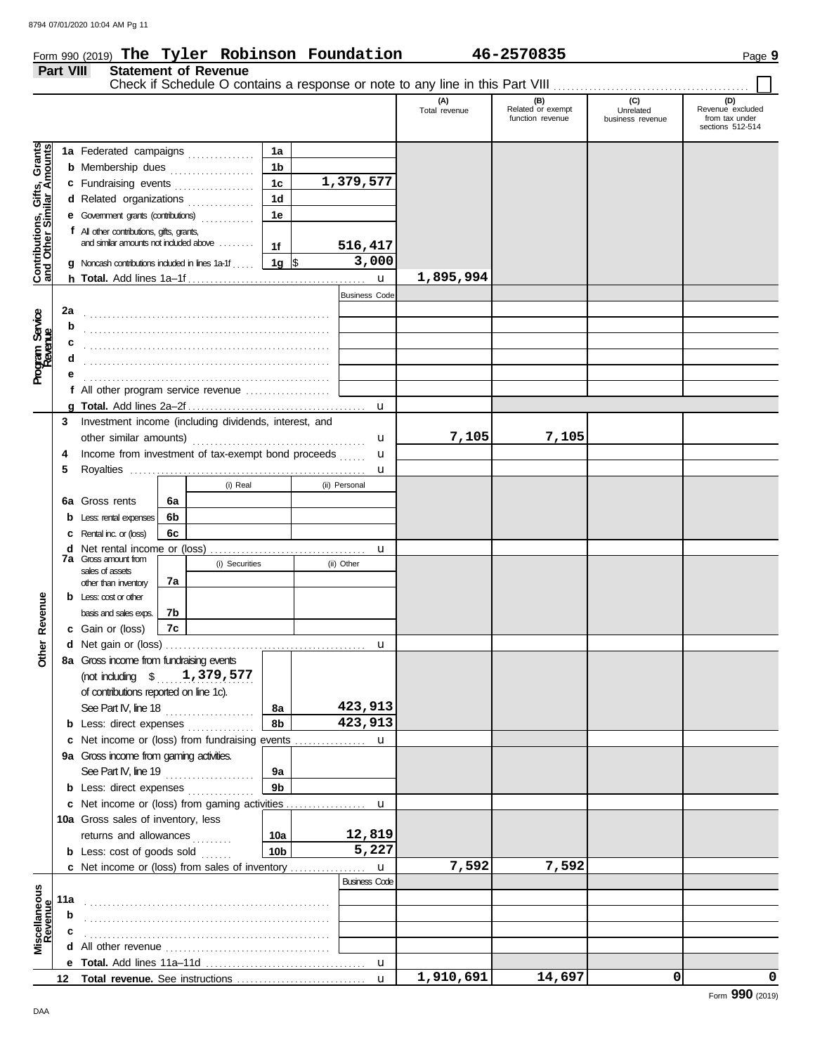Form 990 (2019) **The Tyler Robinson Foundation** 46-2570835 Page **9**

## Part VIII Statement of Revenue

Check if Schedule O contains a response or note to any line in this Part VIII ☐

| Section | Line | Description | | | (A) Total revenue | (B) Related or exempt function revenue | (C) Unrelated business revenue | (D) Revenue excluded from tax under sections 512-514 |
|---|---|---|---|---|---|---|---|---|
| Contributions, Gifts, Grants and Other Similar Amounts | 1a | Federated campaigns | 1a | | | | | |
| | b | Membership dues | 1b | | | | | |
| | c | Fundraising events | 1c | 1,379,577 | | | | |
| | d | Related organizations | 1d | | | | | |
| | e | Government grants (contributions) | 1e | | | | | |
| | f | All other contributions, gifts, grants, and similar amounts not included above | 1f | 516,417 | | | | |
| | g | Noncash contributions included in lines 1a-1f | 1g | $ 3,000 | | | | |
| | h | **Total.** Add lines 1a–1f | | | 1,895,994 | | | |
| Program Service Revenue | | | Business Code | | | | | |
| | 2a | | | | | | | |
| | b | | | | | | | |
| | c | | | | | | | |
| | d | | | | | | | |
| | e | | | | | | | |
| | f | All other program service revenue | | | | | | |
| | g | **Total.** Add lines 2a–2f | | | | | | |
| Other Revenue | 3 | Investment income (including dividends, interest, and other similar amounts) | | | 7,105 | 7,105 | | |
| | 4 | Income from investment of tax-exempt bond proceeds | | | | | | |
| | 5 | Royalties | | | | | | |
| | | | (i) Real | (ii) Personal | | | | |
| | 6a | Gross rents (6a) | | | | | | |
| | b | Less: rental expenses (6b) | | | | | | |
| | c | Rental inc. or (loss) (6c) | | | | | | |
| | d | Net rental income or (loss) | | | | | | |
| | | | (i) Securities | (ii) Other | | | | |
| | 7a | Gross amount from sales of assets other than inventory (7a) | | | | | | |
| | b | Less: cost or other basis and sales exps. (7b) | | | | | | |
| | c | Gain or (loss) (7c) | | | | | | |
| | d | Net gain or (loss) | | | | | | |
| | 8a | Gross income from fundraising events (not including $ 1,379,577 of contributions reported on line 1c). See Part IV, line 18 | 8a | 423,913 | | | | |
| | b | Less: direct expenses | 8b | 423,913 | | | | |
| | c | Net income or (loss) from fundraising events | | | | | | |
| | 9a | Gross income from gaming activities. See Part IV, line 19 | 9a | | | | | |
| | b | Less: direct expenses | 9b | | | | | |
| | c | Net income or (loss) from gaming activities | | | | | | |
| | 10a | Gross sales of inventory, less returns and allowances | 10a | 12,819 | | | | |
| | b | Less: cost of goods sold | 10b | 5,227 | | | | |
| | c | Net income or (loss) from sales of inventory | | | 7,592 | 7,592 | | |
| Miscellaneous Revenue | | | Business Code | | | | | |
| | 11a | | | | | | | |
| | b | | | | | | | |
| | c | | | | | | | |
| | d | All other revenue | | | | | | |
| | e | **Total.** Add lines 11a–11d | | | | | | |
| | 12 | **Total revenue.** See instructions | | | 1,910,691 | 14,697 | 0 | 0 |

Form **990** (2019)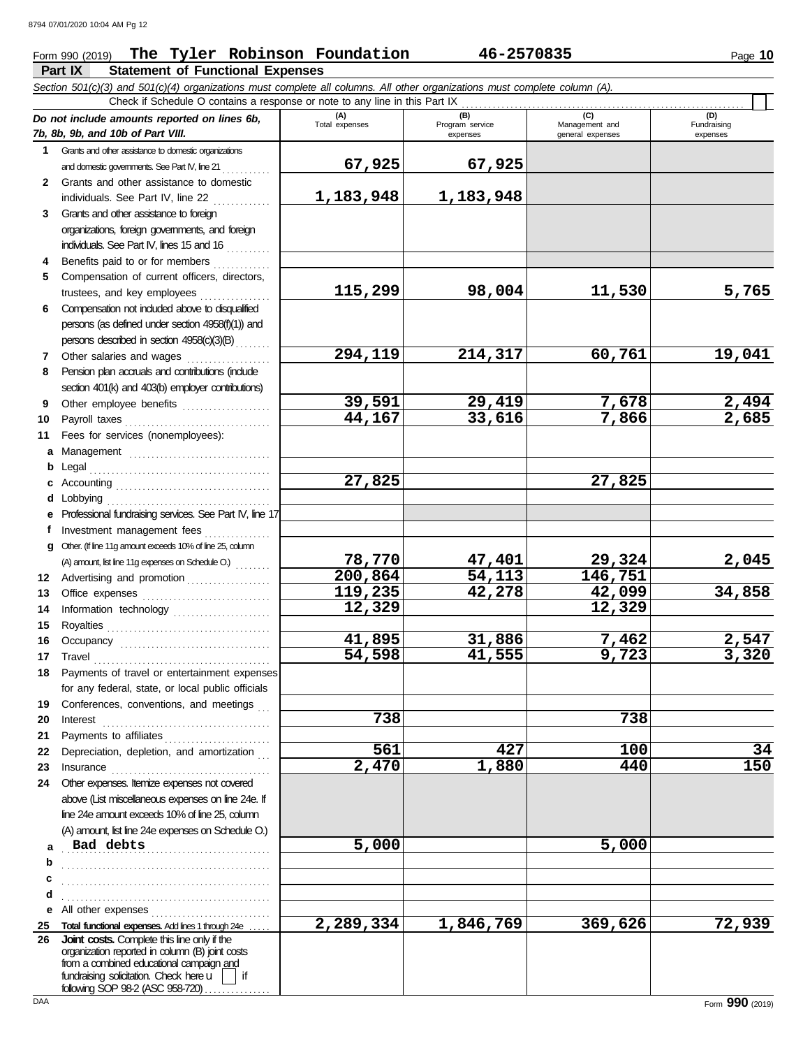Form 990 (2019) **The Tyler Robinson Foundation** **46-2570835** Page **10**

## Part IX Statement of Functional Expenses

*Section 501(c)(3) and 501(c)(4) organizations must complete all columns. All other organizations must complete column (A).*

Check if Schedule O contains a response or note to any line in this Part IX

| *Do not include amounts reported on lines 6b, 7b, 8b, 9b, and 10b of Part VIII.* | (A) Total expenses | (B) Program service expenses | (C) Management and general expenses | (D) Fundraising expenses |
|---|---|---|---|---|
| **1** Grants and other assistance to domestic organizations and domestic governments. See Part IV, line 21 | 67,925 | 67,925 | | |
| **2** Grants and other assistance to domestic individuals. See Part IV, line 22 | 1,183,948 | 1,183,948 | | |
| **3** Grants and other assistance to foreign organizations, foreign governments, and foreign individuals. See Part IV, lines 15 and 16 | | | | |
| **4** Benefits paid to or for members | | | | |
| **5** Compensation of current officers, directors, trustees, and key employees | 115,299 | 98,004 | 11,530 | 5,765 |
| **6** Compensation not included above to disqualified persons (as defined under section 4958(f)(1)) and persons described in section 4958(c)(3)(B) | | | | |
| **7** Other salaries and wages | 294,119 | 214,317 | 60,761 | 19,041 |
| **8** Pension plan accruals and contributions (include section 401(k) and 403(b) employer contributions) | | | | |
| **9** Other employee benefits | 39,591 | 29,419 | 7,678 | 2,494 |
| **10** Payroll taxes | 44,167 | 33,616 | 7,866 | 2,685 |
| **11** Fees for services (nonemployees): | | | | |
| **a** Management | | | | |
| **b** Legal | | | | |
| **c** Accounting | 27,825 | | 27,825 | |
| **d** Lobbying | | | | |
| **e** Professional fundraising services. See Part IV, line 17 | | | | |
| **f** Investment management fees | | | | |
| **g** Other. (If line 11g amount exceeds 10% of line 25, column (A) amount, list line 11g expenses on Schedule O.) | 78,770 | 47,401 | 29,324 | 2,045 |
| **12** Advertising and promotion | 200,864 | 54,113 | 146,751 | |
| **13** Office expenses | 119,235 | 42,278 | 42,099 | 34,858 |
| **14** Information technology | 12,329 | | 12,329 | |
| **15** Royalties | | | | |
| **16** Occupancy | 41,895 | 31,886 | 7,462 | 2,547 |
| **17** Travel | 54,598 | 41,555 | 9,723 | 3,320 |
| **18** Payments of travel or entertainment expenses for any federal, state, or local public officials | | | | |
| **19** Conferences, conventions, and meetings | | | | |
| **20** Interest | 738 | | 738 | |
| **21** Payments to affiliates | | | | |
| **22** Depreciation, depletion, and amortization | 561 | 427 | 100 | 34 |
| **23** Insurance | 2,470 | 1,880 | 440 | 150 |
| **24** Other expenses. Itemize expenses not covered above (List miscellaneous expenses on line 24e. If line 24e amount exceeds 10% of line 25, column (A) amount, list line 24e expenses on Schedule O.) | | | | |
| **a** Bad debts | 5,000 | | 5,000 | |
| **b** | | | | |
| **c** | | | | |
| **d** | | | | |
| **e** All other expenses | | | | |
| **25 Total functional expenses.** Add lines 1 through 24e | 2,289,334 | 1,846,769 | 369,626 | 72,939 |
| **26 Joint costs.** Complete this line only if the organization reported in column (B) joint costs from a combined educational campaign and fundraising solicitation. Check here ☐ if following SOP 98-2 (ASC 958-720) | | | | |

Form **990** (2019)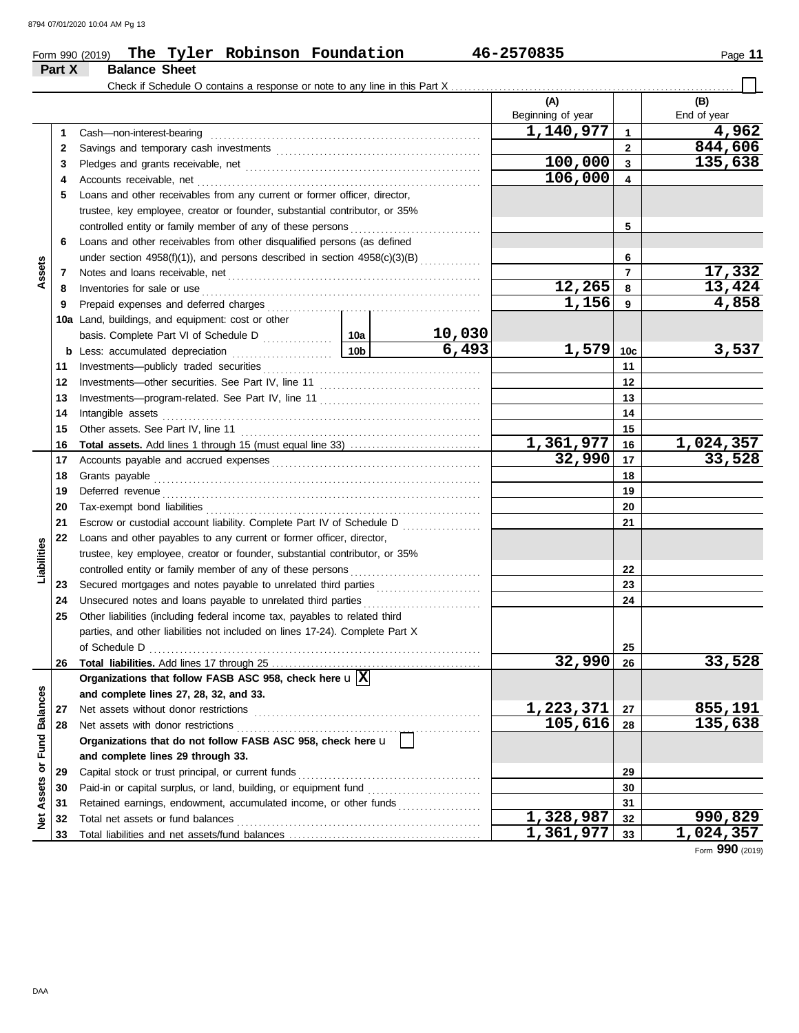Form 990 (2019) **The Tyler Robinson Foundation** **46-2570835** Page **11**

## Part X Balance Sheet

Check if Schedule O contains a response or note to any line in this Part X ☐

| | | | | (A) Beginning of year | | (B) End of year |
|---|---|---|---|---|---|---|
| **Assets** | 1 | Cash—non-interest-bearing | | 1,140,977 | 1 | 4,962 |
| | 2 | Savings and temporary cash investments | | | 2 | 844,606 |
| | 3 | Pledges and grants receivable, net | | 100,000 | 3 | 135,638 |
| | 4 | Accounts receivable, net | | 106,000 | 4 | |
| | 5 | Loans and other receivables from any current or former officer, director, trustee, key employee, creator or founder, substantial contributor, or 35% controlled entity or family member of any of these persons | | | 5 | |
| | 6 | Loans and other receivables from other disqualified persons (as defined under section 4958(f)(1)), and persons described in section 4958(c)(3)(B) | | | 6 | |
| | 7 | Notes and loans receivable, net | | | 7 | 17,332 |
| | 8 | Inventories for sale or use | | 12,265 | 8 | 13,424 |
| | 9 | Prepaid expenses and deferred charges | | 1,156 | 9 | 4,858 |
| | 10a | Land, buildings, and equipment: cost or other basis. Complete Part VI of Schedule D | 10a 10,030 | | | |
| | b | Less: accumulated depreciation | 10b 6,493 | 1,579 | 10c | 3,537 |
| | 11 | Investments—publicly traded securities | | | 11 | |
| | 12 | Investments—other securities. See Part IV, line 11 | | | 12 | |
| | 13 | Investments—program-related. See Part IV, line 11 | | | 13 | |
| | 14 | Intangible assets | | | 14 | |
| | 15 | Other assets. See Part IV, line 11 | | | 15 | |
| | 16 | **Total assets.** Add lines 1 through 15 (must equal line 33) | | 1,361,977 | 16 | 1,024,357 |
| **Liabilities** | 17 | Accounts payable and accrued expenses | | 32,990 | 17 | 33,528 |
| | 18 | Grants payable | | | 18 | |
| | 19 | Deferred revenue | | | 19 | |
| | 20 | Tax-exempt bond liabilities | | | 20 | |
| | 21 | Escrow or custodial account liability. Complete Part IV of Schedule D | | | 21 | |
| | 22 | Loans and other payables to any current or former officer, director, trustee, key employee, creator or founder, substantial contributor, or 35% controlled entity or family member of any of these persons | | | 22 | |
| | 23 | Secured mortgages and notes payable to unrelated third parties | | | 23 | |
| | 24 | Unsecured notes and loans payable to unrelated third parties | | | 24 | |
| | 25 | Other liabilities (including federal income tax, payables to related third parties, and other liabilities not included on lines 17-24). Complete Part X of Schedule D | | | 25 | |
| | 26 | **Total liabilities.** Add lines 17 through 25 | | 32,990 | 26 | 33,528 |
| **Net Assets or Fund Balances** | | **Organizations that follow FASB ASC 958, check here** ☒ **and complete lines 27, 28, 32, and 33.** | | | | |
| | 27 | Net assets without donor restrictions | | 1,223,371 | 27 | 855,191 |
| | 28 | Net assets with donor restrictions | | 105,616 | 28 | 135,638 |
| | | **Organizations that do not follow FASB ASC 958, check here** ☐ **and complete lines 29 through 33.** | | | | |
| | 29 | Capital stock or trust principal, or current funds | | | 29 | |
| | 30 | Paid-in or capital surplus, or land, building, or equipment fund | | | 30 | |
| | 31 | Retained earnings, endowment, accumulated income, or other funds | | | 31 | |
| | 32 | Total net assets or fund balances | | 1,328,987 | 32 | 990,829 |
| | 33 | Total liabilities and net assets/fund balances | | 1,361,977 | 33 | 1,024,357 |

Form **990** (2019)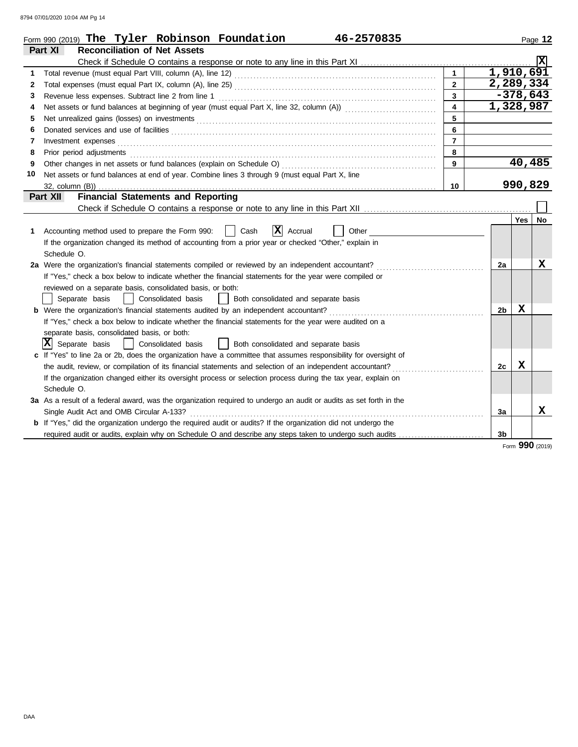Form 990 (2019) **The Tyler Robinson Foundation** **46-2570835**

## Part XI Reconciliation of Net Assets

Check if Schedule O contains a response or note to any line in this Part XI ..... [X]

| | | | |
|---|---|---|---|
| 1 | Total revenue (must equal Part VIII, column (A), line 12) | 1 | 1,910,691 |
| 2 | Total expenses (must equal Part IX, column (A), line 25) | 2 | 2,289,334 |
| 3 | Revenue less expenses. Subtract line 2 from line 1 | 3 | -378,643 |
| 4 | Net assets or fund balances at beginning of year (must equal Part X, line 32, column (A)) | 4 | 1,328,987 |
| 5 | Net unrealized gains (losses) on investments | 5 | |
| 6 | Donated services and use of facilities | 6 | |
| 7 | Investment expenses | 7 | |
| 8 | Prior period adjustments | 8 | |
| 9 | Other changes in net assets or fund balances (explain on Schedule O) | 9 | 40,485 |
| 10 | Net assets or fund balances at end of year. Combine lines 3 through 9 (must equal Part X, line 32, column (B)) | 10 | 990,829 |

## Part XII Financial Statements and Reporting

Check if Schedule O contains a response or note to any line in this Part XII ..... [ ]

| | | | Yes | No |
|---|---|---|---|---|
| 1 | Accounting method used to prepare the Form 990: [ ] Cash [X] Accrual [ ] Other ______ If the organization changed its method of accounting from a prior year or checked "Other," explain in Schedule O. | | | |
| 2a | Were the organization's financial statements compiled or reviewed by an independent accountant? If "Yes," check a box below to indicate whether the financial statements for the year were compiled or reviewed on a separate basis, consolidated basis, or both: [ ] Separate basis [ ] Consolidated basis [ ] Both consolidated and separate basis | 2a | | X |
| b | Were the organization's financial statements audited by an independent accountant? If "Yes," check a box below to indicate whether the financial statements for the year were audited on a separate basis, consolidated basis, or both: [X] Separate basis [ ] Consolidated basis [ ] Both consolidated and separate basis | 2b | X | |
| c | If "Yes" to line 2a or 2b, does the organization have a committee that assumes responsibility for oversight of the audit, review, or compilation of its financial statements and selection of an independent accountant? If the organization changed either its oversight process or selection process during the tax year, explain on Schedule O. | 2c | X | |
| 3a | As a result of a federal award, was the organization required to undergo an audit or audits as set forth in the Single Audit Act and OMB Circular A-133? | 3a | | X |
| b | If "Yes," did the organization undergo the required audit or audits? If the organization did not undergo the required audit or audits, explain why on Schedule O and describe any steps taken to undergo such audits | 3b | | |

Form **990** (2019)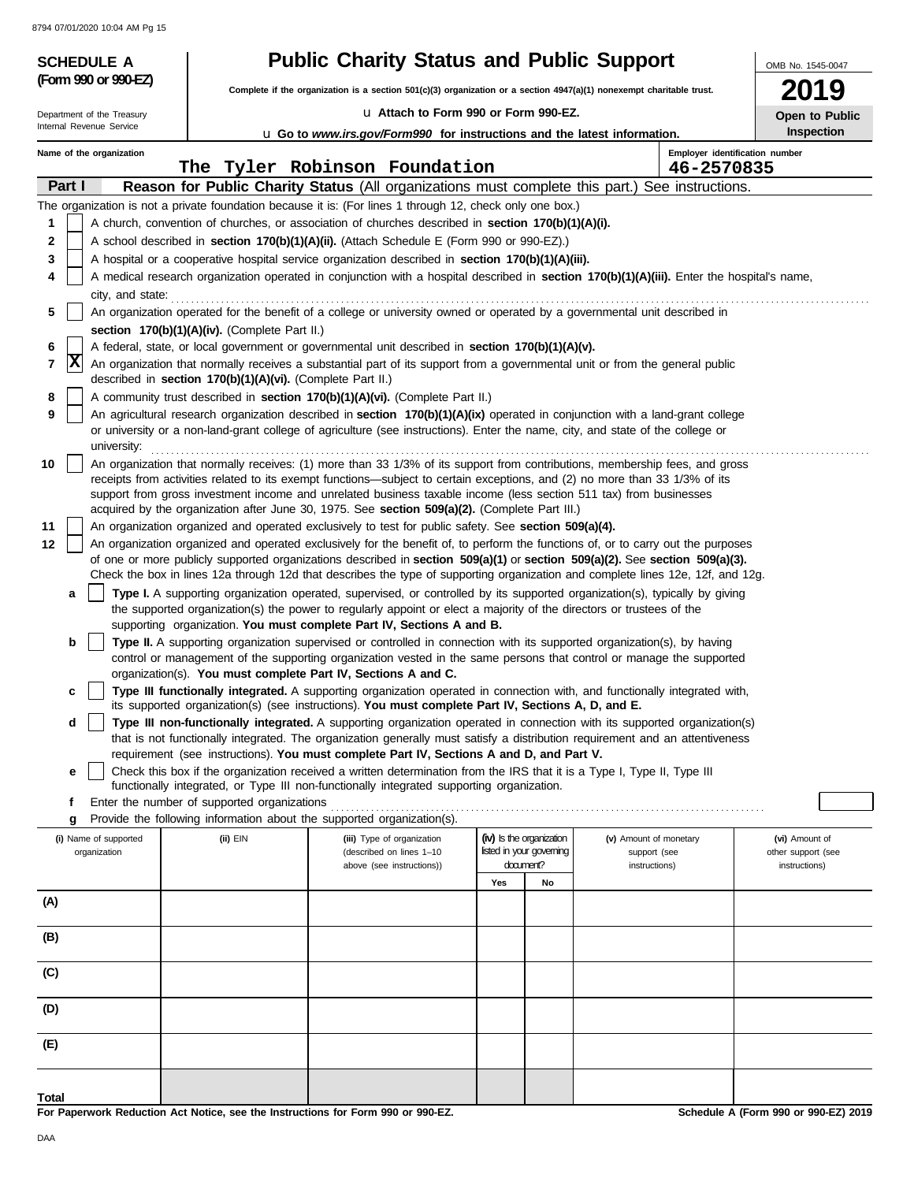**SCHEDULE A (Form 990 or 990-EZ)**

Department of the Treasury
Internal Revenue Service

# Public Charity Status and Public Support

**Complete if the organization is a section 501(c)(3) organization or a section 4947(a)(1) nonexempt charitable trust.**

u Attach to Form 990 or Form 990-EZ.

u **Go to *www.irs.gov/Form990* for instructions and the latest information.**

OMB No. 1545-0047

**2019**

**Open to Public Inspection**

Name of the organization: The Tyler Robinson Foundation

Employer identification number: 46-2570835

## Part I — Reason for Public Charity Status (All organizations must complete this part.) See instructions.

The organization is not a private foundation because it is: (For lines 1 through 12, check only one box.)

1. [ ] A church, convention of churches, or association of churches described in **section 170(b)(1)(A)(i).**
2. [ ] A school described in **section 170(b)(1)(A)(ii).** (Attach Schedule E (Form 990 or 990-EZ).)
3. [ ] A hospital or a cooperative hospital service organization described in **section 170(b)(1)(A)(iii).**
4. [ ] A medical research organization operated in conjunction with a hospital described in **section 170(b)(1)(A)(iii).** Enter the hospital's name, city, and state:
5. [ ] An organization operated for the benefit of a college or university owned or operated by a governmental unit described in **section 170(b)(1)(A)(iv).** (Complete Part II.)
6. [ ] A federal, state, or local government or governmental unit described in **section 170(b)(1)(A)(v).**
7. [X] An organization that normally receives a substantial part of its support from a governmental unit or from the general public described in **section 170(b)(1)(A)(vi).** (Complete Part II.)
8. [ ] A community trust described in **section 170(b)(1)(A)(vi).** (Complete Part II.)
9. [ ] An agricultural research organization described in **section 170(b)(1)(A)(ix)** operated in conjunction with a land-grant college or university or a non-land-grant college of agriculture (see instructions). Enter the name, city, and state of the college or university:
10. [ ] An organization that normally receives: (1) more than 33 1/3% of its support from contributions, membership fees, and gross receipts from activities related to its exempt functions—subject to certain exceptions, and (2) no more than 33 1/3% of its support from gross investment income and unrelated business taxable income (less section 511 tax) from businesses acquired by the organization after June 30, 1975. See **section 509(a)(2).** (Complete Part III.)
11. [ ] An organization organized and operated exclusively to test for public safety. See **section 509(a)(4).**
12. [ ] An organization organized and operated exclusively for the benefit of, to perform the functions of, or to carry out the purposes of one or more publicly supported organizations described in **section 509(a)(1)** or **section 509(a)(2).** See **section 509(a)(3).** Check the box in lines 12a through 12d that describes the type of supporting organization and complete lines 12e, 12f, and 12g.

   **a** [ ] **Type I.** A supporting organization operated, supervised, or controlled by its supported organization(s), typically by giving the supported organization(s) the power to regularly appoint or elect a majority of the directors or trustees of the supporting organization. **You must complete Part IV, Sections A and B.**

   **b** [ ] **Type II.** A supporting organization supervised or controlled in connection with its supported organization(s), by having control or management of the supporting organization vested in the same persons that control or manage the supported organization(s). **You must complete Part IV, Sections A and C.**

   **c** [ ] **Type III functionally integrated.** A supporting organization operated in connection with, and functionally integrated with, its supported organization(s) (see instructions). **You must complete Part IV, Sections A, D, and E.**

   **d** [ ] **Type III non-functionally integrated.** A supporting organization operated in connection with its supported organization(s) that is not functionally integrated. The organization generally must satisfy a distribution requirement and an attentiveness requirement (see instructions). **You must complete Part IV, Sections A and D, and Part V.**

   **e** [ ] Check this box if the organization received a written determination from the IRS that it is a Type I, Type II, Type III functionally integrated, or Type III non-functionally integrated supporting organization.

   **f** Enter the number of supported organizations

   **g** Provide the following information about the supported organization(s).

| (i) Name of supported organization | (ii) EIN | (iii) Type of organization (described on lines 1–10 above (see instructions)) | (iv) Is the organization listed in your governing document? Yes | No | (v) Amount of monetary support (see instructions) | (vi) Amount of other support (see instructions) |
|---|---|---|---|---|---|---|
| (A) | | | | | | |
| (B) | | | | | | |
| (C) | | | | | | |
| (D) | | | | | | |
| (E) | | | | | | |
| Total | | | | | | |

**For Paperwork Reduction Act Notice, see the Instructions for Form 990 or 990-EZ.**

**Schedule A (Form 990 or 990-EZ) 2019**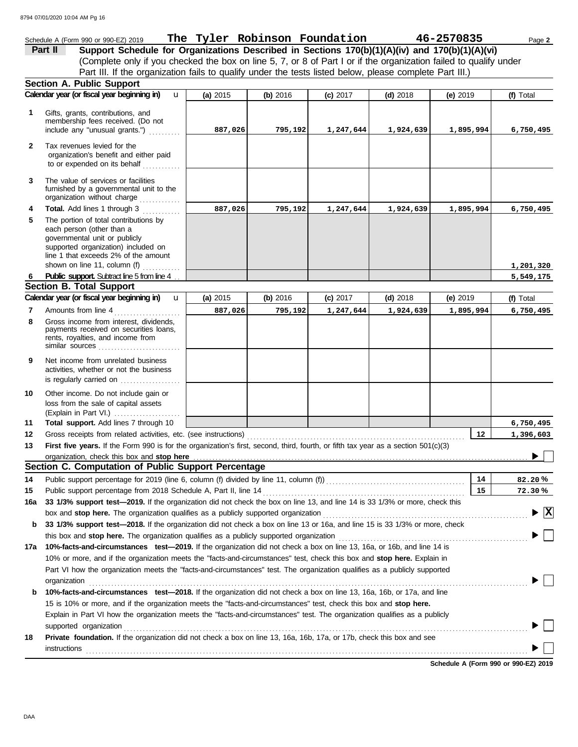Schedule A (Form 990 or 990-EZ) 2019 **The Tyler Robinson Foundation** **46-2570835** Page **2**

**Part II** **Support Schedule for Organizations Described in Sections 170(b)(1)(A)(iv) and 170(b)(1)(A)(vi)**
(Complete only if you checked the box on line 5, 7, or 8 of Part I or if the organization failed to qualify under Part III. If the organization fails to qualify under the tests listed below, please complete Part III.)

**Section A. Public Support**

| Calendar year (or fiscal year beginning in) | (a) 2015 | (b) 2016 | (c) 2017 | (d) 2018 | (e) 2019 | (f) Total |
|---|---|---|---|---|---|---|
| **1** Gifts, grants, contributions, and membership fees received. (Do not include any "unusual grants.") | 887,026 | 795,192 | 1,247,644 | 1,924,639 | 1,895,994 | 6,750,495 |
| **2** Tax revenues levied for the organization's benefit and either paid to or expended on its behalf | | | | | | |
| **3** The value of services or facilities furnished by a governmental unit to the organization without charge | | | | | | |
| **4** **Total.** Add lines 1 through 3 | 887,026 | 795,192 | 1,247,644 | 1,924,639 | 1,895,994 | 6,750,495 |
| **5** The portion of total contributions by each person (other than a governmental unit or publicly supported organization) included on line 1 that exceeds 2% of the amount shown on line 11, column (f) | | | | | | 1,201,320 |
| **6** **Public support.** Subtract line 5 from line 4 | | | | | | 5,549,175 |

**Section B. Total Support**

| Calendar year (or fiscal year beginning in) | (a) 2015 | (b) 2016 | (c) 2017 | (d) 2018 | (e) 2019 | (f) Total |
|---|---|---|---|---|---|---|
| **7** Amounts from line 4 | 887,026 | 795,192 | 1,247,644 | 1,924,639 | 1,895,994 | 6,750,495 |
| **8** Gross income from interest, dividends, payments received on securities loans, rents, royalties, and income from similar sources | | | | | | |
| **9** Net income from unrelated business activities, whether or not the business is regularly carried on | | | | | | |
| **10** Other income. Do not include gain or loss from the sale of capital assets (Explain in Part VI.) | | | | | | |
| **11** **Total support.** Add lines 7 through 10 | | | | | | 6,750,495 |

**12** Gross receipts from related activities, etc. (see instructions) — **12** — 1,396,603

**13** **First five years.** If the Form 990 is for the organization's first, second, third, fourth, or fifth tax year as a section 501(c)(3) organization, check this box and **stop here** ▶ ☐

**Section C. Computation of Public Support Percentage**

**14** Public support percentage for 2019 (line 6, column (f) divided by line 11, column (f)) — **14** — 82.20 %

**15** Public support percentage from 2018 Schedule A, Part II, line 14 — **15** — 72.30 %

**16a** **33 1/3% support test—2019.** If the organization did not check the box on line 13, and line 14 is 33 1/3% or more, check this box and **stop here.** The organization qualifies as a publicly supported organization ▶ ☒

**b** **33 1/3% support test—2018.** If the organization did not check a box on line 13 or 16a, and line 15 is 33 1/3% or more, check this box and **stop here.** The organization qualifies as a publicly supported organization ▶ ☐

**17a** **10%-facts-and-circumstances test—2019.** If the organization did not check a box on line 13, 16a, or 16b, and line 14 is 10% or more, and if the organization meets the "facts-and-circumstances" test, check this box and **stop here.** Explain in Part VI how the organization meets the "facts-and-circumstances" test. The organization qualifies as a publicly supported organization ▶ ☐

**b** **10%-facts-and-circumstances test—2018.** If the organization did not check a box on line 13, 16a, 16b, or 17a, and line 15 is 10% or more, and if the organization meets the "facts-and-circumstances" test, check this box and **stop here.** Explain in Part VI how the organization meets the "facts-and-circumstances" test. The organization qualifies as a publicly supported organization ▶ ☐

**18** **Private foundation.** If the organization did not check a box on line 13, 16a, 16b, 17a, or 17b, check this box and see instructions ▶ ☐

**Schedule A (Form 990 or 990-EZ) 2019**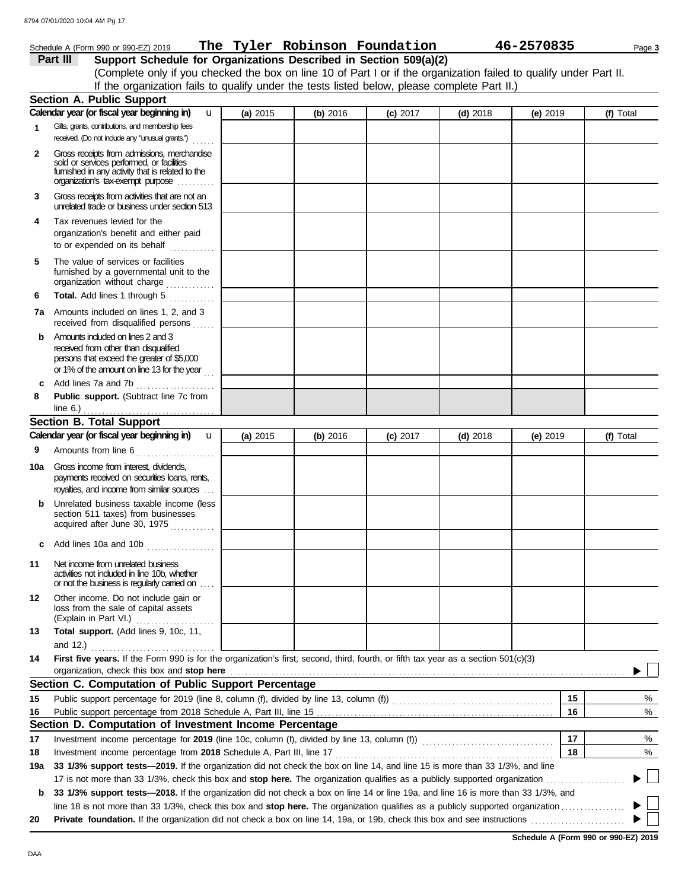Schedule A (Form 990 or 990-EZ) 2019 **The Tyler Robinson Foundation** **46-2570835**

## Part III Support Schedule for Organizations Described in Section 509(a)(2)

(Complete only if you checked the box on line 10 of Part I or if the organization failed to qualify under Part II. If the organization fails to qualify under the tests listed below, please complete Part II.)

### Section A. Public Support

| Calendar year (or fiscal year beginning in) | (a) 2015 | (b) 2016 | (c) 2017 | (d) 2018 | (e) 2019 | (f) Total |
|---|---|---|---|---|---|---|
| **1** Gifts, grants, contributions, and membership fees received. (Do not include any "unusual grants.") | | | | | | |
| **2** Gross receipts from admissions, merchandise sold or services performed, or facilities furnished in any activity that is related to the organization's tax-exempt purpose | | | | | | |
| **3** Gross receipts from activities that are not an unrelated trade or business under section 513 | | | | | | |
| **4** Tax revenues levied for the organization's benefit and either paid to or expended on its behalf | | | | | | |
| **5** The value of services or facilities furnished by a governmental unit to the organization without charge | | | | | | |
| **6** **Total.** Add lines 1 through 5 | | | | | | |
| **7a** Amounts included on lines 1, 2, and 3 received from disqualified persons | | | | | | |
| **b** Amounts included on lines 2 and 3 received from other than disqualified persons that exceed the greater of $5,000 or 1% of the amount on line 13 for the year | | | | | | |
| **c** Add lines 7a and 7b | | | | | | |
| **8** **Public support.** (Subtract line 7c from line 6.) | | | | | | |

### Section B. Total Support

| Calendar year (or fiscal year beginning in) | (a) 2015 | (b) 2016 | (c) 2017 | (d) 2018 | (e) 2019 | (f) Total |
|---|---|---|---|---|---|---|
| **9** Amounts from line 6 | | | | | | |
| **10a** Gross income from interest, dividends, payments received on securities loans, rents, royalties, and income from similar sources | | | | | | |
| **b** Unrelated business taxable income (less section 511 taxes) from businesses acquired after June 30, 1975 | | | | | | |
| **c** Add lines 10a and 10b | | | | | | |
| **11** Net income from unrelated business activities not included in line 10b, whether or not the business is regularly carried on | | | | | | |
| **12** Other income. Do not include gain or loss from the sale of capital assets (Explain in Part VI.) | | | | | | |
| **13** **Total support.** (Add lines 9, 10c, 11, and 12.) | | | | | | |

**14** **First five years.** If the Form 990 is for the organization's first, second, third, fourth, or fifth tax year as a 501(c)(3) organization, check this box and **stop here** ☐

### Section C. Computation of Public Support Percentage

| | | | |
|---|---|---|---|
| **15** | Public support percentage for 2019 (line 8, column (f), divided by line 13, column (f)) | **15** | % |
| **16** | Public support percentage from 2018 Schedule A, Part III, line 15 | **16** | % |

### Section D. Computation of Investment Income Percentage

| | | | |
|---|---|---|---|
| **17** | Investment income percentage for **2019** (line 10c, column (f), divided by line 13, column (f)) | **17** | % |
| **18** | Investment income percentage from **2018** Schedule A, Part III, line 17 | **18** | % |

**19a** **33 1/3% support tests—2019.** If the organization did not check the box on line 14, and line 15 is more than 33 1/3%, and line 17 is not more than 33 1/3%, check this box and **stop here.** The organization qualifies as a publicly supported organization ☐

**b** **33 1/3% support tests—2018.** If the organization did not check a box on line 14 or line 19a, and line 16 is more than 33 1/3%, and line 18 is not more than 33 1/3%, check this box and **stop here.** The organization qualifies as a publicly supported organization ☐

**20** **Private foundation.** If the organization did not check a box on line 14, 19a, or 19b, check this box and see instructions ☐

**Schedule A (Form 990 or 990-EZ) 2019**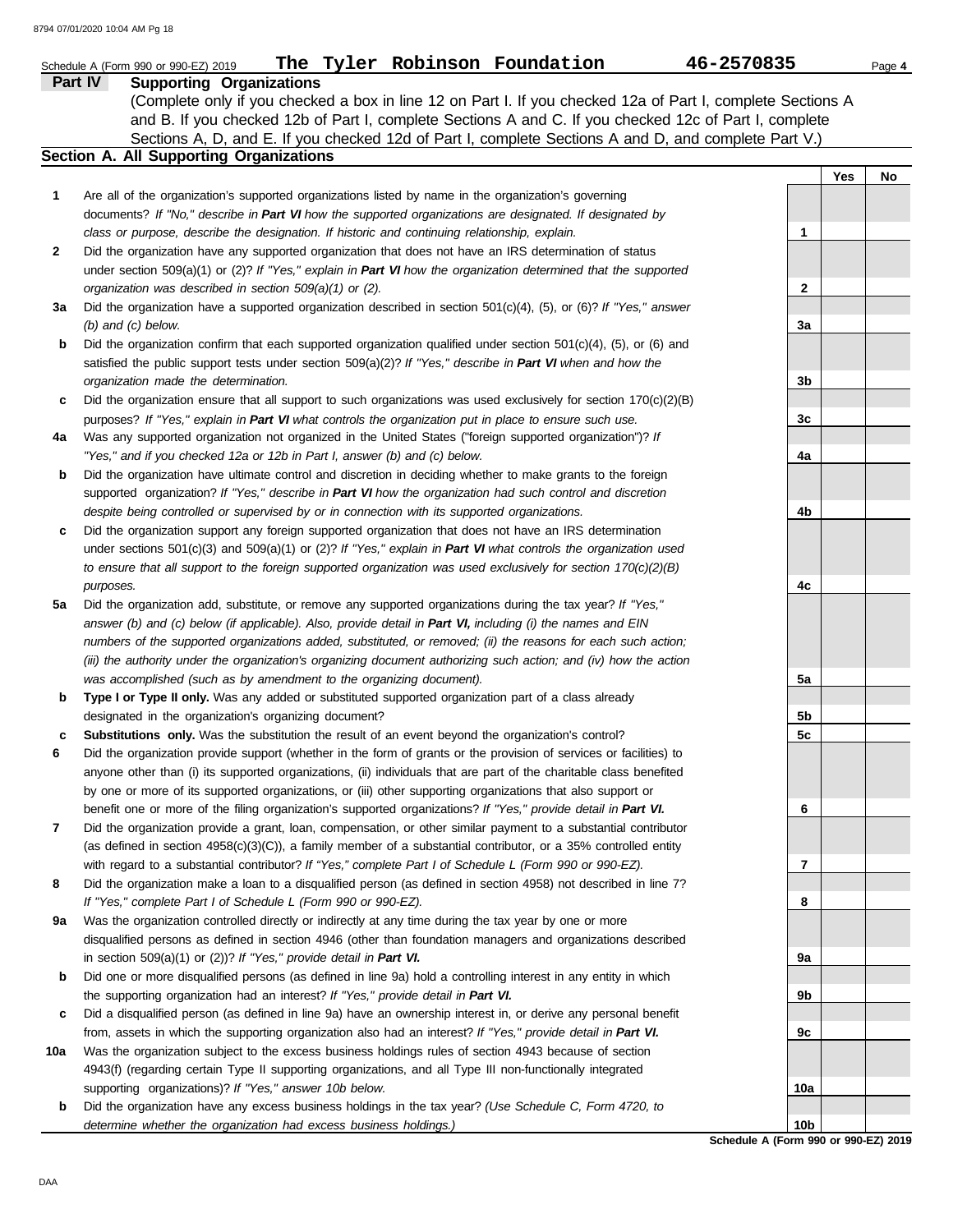Schedule A (Form 990 or 990-EZ) 2019 **The Tyler Robinson Foundation** **46-2570835** Page **4**

## Part IV Supporting Organizations

(Complete only if you checked a box in line 12 on Part I. If you checked 12a of Part I, complete Sections A and B. If you checked 12b of Part I, complete Sections A and C. If you checked 12c of Part I, complete Sections A, D, and E. If you checked 12d of Part I, complete Sections A and D, and complete Part V.)

### Section A. All Supporting Organizations

| | | | Yes | No |
|---|---|---|---|---|
| **1** | Are all of the organization's supported organizations listed by name in the organization's governing documents? *If "No," describe in **Part VI** how the supported organizations are designated. If designated by class or purpose, describe the designation. If historic and continuing relationship, explain.* | **1** | | |
| **2** | Did the organization have any supported organization that does not have an IRS determination of status under section 509(a)(1) or (2)? *If "Yes," explain in **Part VI** how the organization determined that the supported organization was described in section 509(a)(1) or (2).* | **2** | | |
| **3a** | Did the organization have a supported organization described in section 501(c)(4), (5), or (6)? *If "Yes," answer (b) and (c) below.* | **3a** | | |
| **b** | Did the organization confirm that each supported organization qualified under section 501(c)(4), (5), or (6) and satisfied the public support tests under section 509(a)(2)? *If "Yes," describe in **Part VI** when and how the organization made the determination.* | **3b** | | |
| **c** | Did the organization ensure that all support to such organizations was used exclusively for section 170(c)(2)(B) purposes? *If "Yes," explain in **Part VI** what controls the organization put in place to ensure such use.* | **3c** | | |
| **4a** | Was any supported organization not organized in the United States ("foreign supported organization")? *If "Yes," and if you checked 12a or 12b in Part I, answer (b) and (c) below.* | **4a** | | |
| **b** | Did the organization have ultimate control and discretion in deciding whether to make grants to the foreign supported organization? *If "Yes," describe in **Part VI** how the organization had such control and discretion despite being controlled or supervised by or in connection with its supported organizations.* | **4b** | | |
| **c** | Did the organization support any foreign supported organization that does not have an IRS determination under sections 501(c)(3) and 509(a)(1) or (2)? *If "Yes," explain in **Part VI** what controls the organization used to ensure that all support to the foreign supported organization was used exclusively for section 170(c)(2)(B) purposes.* | **4c** | | |
| **5a** | Did the organization add, substitute, or remove any supported organizations during the tax year? *If "Yes," answer (b) and (c) below (if applicable). Also, provide detail in **Part VI,** including (i) the names and EIN numbers of the supported organizations added, substituted, or removed; (ii) the reasons for each such action; (iii) the authority under the organization's organizing document authorizing such action; and (iv) how the action was accomplished (such as by amendment to the organizing document).* | **5a** | | |
| **b** | **Type I or Type II only.** Was any added or substituted supported organization part of a class already designated in the organization's organizing document? | **5b** | | |
| **c** | **Substitutions only.** Was the substitution the result of an event beyond the organization's control? | **5c** | | |
| **6** | Did the organization provide support (whether in the form of grants or the provision of services or facilities) to anyone other than (i) its supported organizations, (ii) individuals that are part of the charitable class benefited by one or more of its supported organizations, or (iii) other supporting organizations that also support or benefit one or more of the filing organization's supported organizations? *If "Yes," provide detail in **Part VI.*** | **6** | | |
| **7** | Did the organization provide a grant, loan, compensation, or other similar payment to a substantial contributor (as defined in section 4958(c)(3)(C)), a family member of a substantial contributor, or a 35% controlled entity with regard to a substantial contributor? *If "Yes," complete Part I of Schedule L (Form 990 or 990-EZ).* | **7** | | |
| **8** | Did the organization make a loan to a disqualified person (as defined in section 4958) not described in line 7? *If "Yes," complete Part I of Schedule L (Form 990 or 990-EZ).* | **8** | | |
| **9a** | Was the organization controlled directly or indirectly at any time during the tax year by one or more disqualified persons as defined in section 4946 (other than foundation managers and organizations described in section 509(a)(1) or (2))? *If "Yes," provide detail in **Part VI.*** | **9a** | | |
| **b** | Did one or more disqualified persons (as defined in line 9a) hold a controlling interest in any entity in which the supporting organization had an interest? *If "Yes," provide detail in **Part VI.*** | **9b** | | |
| **c** | Did a disqualified person (as defined in line 9a) have an ownership interest in, or derive any personal benefit from, assets in which the supporting organization also had an interest? *If "Yes," provide detail in **Part VI.*** | **9c** | | |
| **10a** | Was the organization subject to the excess business holdings rules of section 4943 because of section 4943(f) (regarding certain Type II supporting organizations, and all Type III non-functionally integrated supporting organizations)? *If "Yes," answer 10b below.* | **10a** | | |
| **b** | Did the organization have any excess business holdings in the tax year? *(Use Schedule C, Form 4720, to determine whether the organization had excess business holdings.)* | **10b** | | |

**Schedule A (Form 990 or 990-EZ) 2019**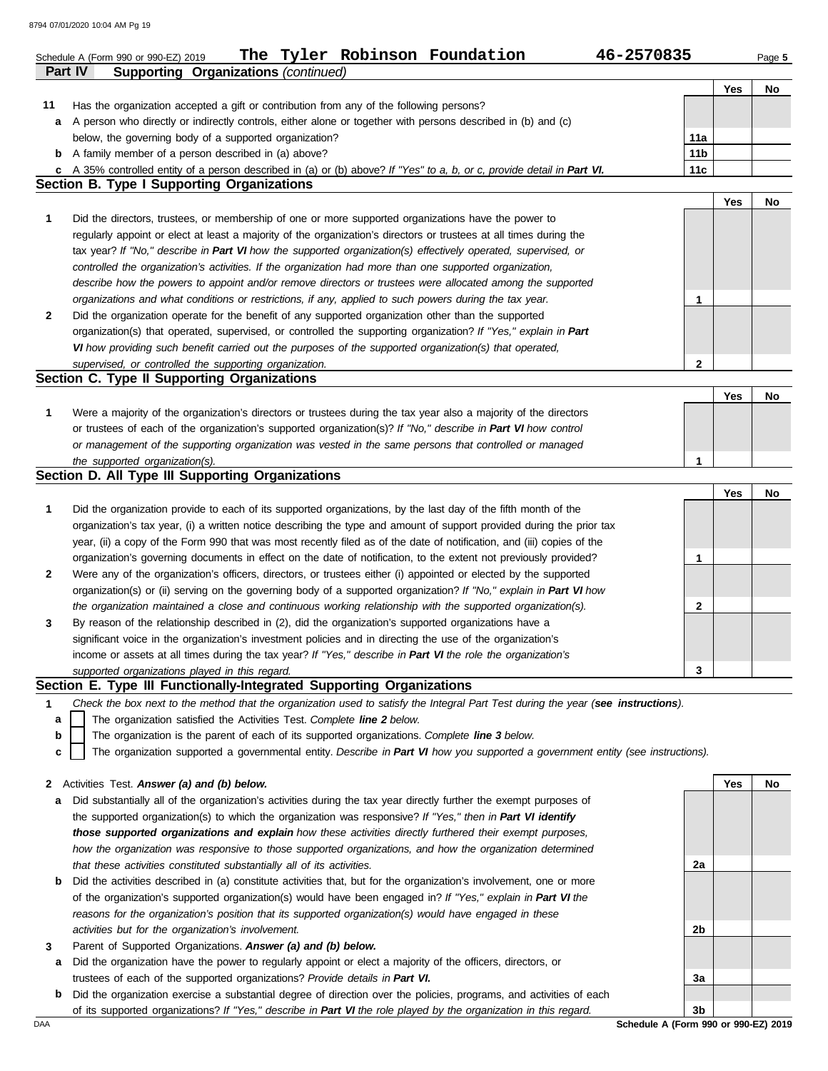Schedule A (Form 990 or 990-EZ) 2019 **The Tyler Robinson Foundation** **46-2570835** Page **5**

## Part IV Supporting Organizations *(continued)*

| | | | Yes | No |
|---|---|---|---|---|
| **11** | Has the organization accepted a gift or contribution from any of the following persons? | | | |
| **a** | A person who directly or indirectly controls, either alone or together with persons described in (b) and (c) below, the governing body of a supported organization? | **11a** | | |
| **b** | A family member of a person described in (a) above? | **11b** | | |
| **c** | A 35% controlled entity of a person described in (a) or (b) above? *If "Yes" to a, b, or c, provide detail in **Part VI.*** | **11c** | | |

### Section B. Type I Supporting Organizations

| | | | Yes | No |
|---|---|---|---|---|
| **1** | Did the directors, trustees, or membership of one or more supported organizations have the power to regularly appoint or elect at least a majority of the organization's directors or trustees at all times during the tax year? *If "No," describe in **Part VI** how the supported organization(s) effectively operated, supervised, or controlled the organization's activities. If the organization had more than one supported organization, describe how the powers to appoint and/or remove directors or trustees were allocated among the supported organizations and what conditions or restrictions, if any, applied to such powers during the tax year.* | **1** | | |
| **2** | Did the organization operate for the benefit of any supported organization other than the supported organization(s) that operated, supervised, or controlled the supporting organization? *If "Yes," explain in **Part VI** how providing such benefit carried out the purposes of the supported organization(s) that operated, supervised, or controlled the supporting organization.* | **2** | | |

### Section C. Type II Supporting Organizations

| | | | Yes | No |
|---|---|---|---|---|
| **1** | Were a majority of the organization's directors or trustees during the tax year also a majority of the directors or trustees of each of the organization's supported organization(s)? *If "No," describe in **Part VI** how control or management of the supporting organization was vested in the same persons that controlled or managed the supported organization(s).* | **1** | | |

### Section D. All Type III Supporting Organizations

| | | | Yes | No |
|---|---|---|---|---|
| **1** | Did the organization provide to each of its supported organizations, by the last day of the fifth month of the organization's tax year, (i) a written notice describing the type and amount of support provided during the prior tax year, (ii) a copy of the Form 990 that was most recently filed as of the date of notification, and (iii) copies of the organization's governing documents in effect on the date of notification, to the extent not previously provided? | **1** | | |
| **2** | Were any of the organization's officers, directors, or trustees either (i) appointed or elected by the supported organization(s) or (ii) serving on the governing body of a supported organization? *If "No," explain in **Part VI** how the organization maintained a close and continuous working relationship with the supported organization(s).* | **2** | | |
| **3** | By reason of the relationship described in (2), did the organization's supported organizations have a significant voice in the organization's investment policies and in directing the use of the organization's income or assets at all times during the tax year? *If "Yes," describe in **Part VI** the role the organization's supported organizations played in this regard.* | **3** | | |

### Section E. Type III Functionally-Integrated Supporting Organizations

**1** *Check the box next to the method that the organization used to satisfy the Integral Part Test during the year (**see instructions**).*

- **a** ☐ The organization satisfied the Activities Test. *Complete **line 2** below.*
- **b** ☐ The organization is the parent of each of its supported organizations. *Complete **line 3** below.*
- **c** ☐ The organization supported a governmental entity. *Describe in **Part VI** how you supported a government entity (see instructions).*

| | | | Yes | No |
|---|---|---|---|---|
| **2** | Activities Test. ***Answer (a) and (b) below.*** | | | |
| **a** | Did substantially all of the organization's activities during the tax year directly further the exempt purposes of the supported organization(s) to which the organization was responsive? *If "Yes," then in **Part VI identify those supported organizations and explain** how these activities directly furthered their exempt purposes, how the organization was responsive to those supported organizations, and how the organization determined that these activities constituted substantially all of its activities.* | **2a** | | |
| **b** | Did the activities described in (a) constitute activities that, but for the organization's involvement, one or more of the organization's supported organization(s) would have been engaged in? *If "Yes," explain in **Part VI** the reasons for the organization's position that its supported organization(s) would have engaged in these activities but for the organization's involvement.* | **2b** | | |
| **3** | Parent of Supported Organizations. ***Answer (a) and (b) below.*** | | | |
| **a** | Did the organization have the power to regularly appoint or elect a majority of the officers, directors, or trustees of each of the supported organizations? *Provide details in **Part VI.*** | **3a** | | |
| **b** | Did the organization exercise a substantial degree of direction over the policies, programs, and activities of each of its supported organizations? *If "Yes," describe in **Part VI** the role played by the organization in this regard.* | **3b** | | |

DAA **Schedule A (Form 990 or 990-EZ) 2019**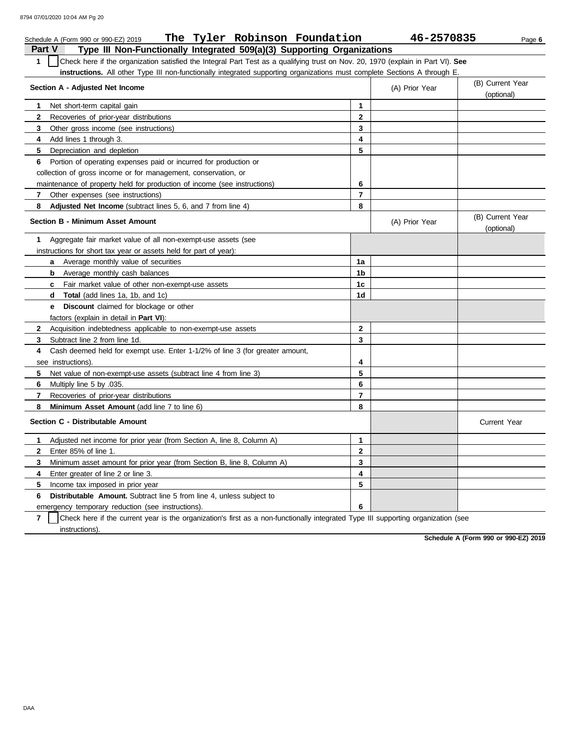Schedule A (Form 990 or 990-EZ) 2019 **The Tyler Robinson Foundation** **46-2570835** Page **6**

## Part V Type III Non-Functionally Integrated 509(a)(3) Supporting Organizations

**1** ☐ Check here if the organization satisfied the Integral Part Test as a qualifying trust on Nov. 20, 1970 (explain in Part VI). **See instructions.** All other Type III non-functionally integrated supporting organizations must complete Sections A through E.

| **Section A - Adjusted Net Income** | | (A) Prior Year | (B) Current Year (optional) |
|---|---|---|---|
| **1** Net short-term capital gain | **1** | | |
| **2** Recoveries of prior-year distributions | **2** | | |
| **3** Other gross income (see instructions) | **3** | | |
| **4** Add lines 1 through 3. | **4** | | |
| **5** Depreciation and depletion | **5** | | |
| **6** Portion of operating expenses paid or incurred for production or collection of gross income or for management, conservation, or maintenance of property held for production of income (see instructions) | **6** | | |
| **7** Other expenses (see instructions) | **7** | | |
| **8** **Adjusted Net Income** (subtract lines 5, 6, and 7 from line 4) | **8** | | |

| **Section B - Minimum Asset Amount** | | (A) Prior Year | (B) Current Year (optional) |
|---|---|---|---|
| **1** Aggregate fair market value of all non-exempt-use assets (see instructions for short tax year or assets held for part of year): | | | |
| **a** Average monthly value of securities | **1a** | | |
| **b** Average monthly cash balances | **1b** | | |
| **c** Fair market value of other non-exempt-use assets | **1c** | | |
| **d** **Total** (add lines 1a, 1b, and 1c) | **1d** | | |
| **e** **Discount** claimed for blockage or other factors (explain in detail in **Part VI**): | | | |
| **2** Acquisition indebtedness applicable to non-exempt-use assets | **2** | | |
| **3** Subtract line 2 from line 1d. | **3** | | |
| **4** Cash deemed held for exempt use. Enter 1-1/2% of line 3 (for greater amount, see instructions). | **4** | | |
| **5** Net value of non-exempt-use assets (subtract line 4 from line 3) | **5** | | |
| **6** Multiply line 5 by .035. | **6** | | |
| **7** Recoveries of prior-year distributions | **7** | | |
| **8** **Minimum Asset Amount** (add line 7 to line 6) | **8** | | |

| **Section C - Distributable Amount** | | | Current Year |
|---|---|---|---|
| **1** Adjusted net income for prior year (from Section A, line 8, Column A) | **1** | | |
| **2** Enter 85% of line 1. | **2** | | |
| **3** Minimum asset amount for prior year (from Section B, line 8, Column A) | **3** | | |
| **4** Enter greater of line 2 or line 3. | **4** | | |
| **5** Income tax imposed in prior year | **5** | | |
| **6** **Distributable Amount.** Subtract line 5 from line 4, unless subject to emergency temporary reduction (see instructions). | **6** | | |

**7** ☐ Check here if the current year is the organization's first as a non-functionally integrated Type III supporting organization (see instructions).

**Schedule A (Form 990 or 990-EZ) 2019**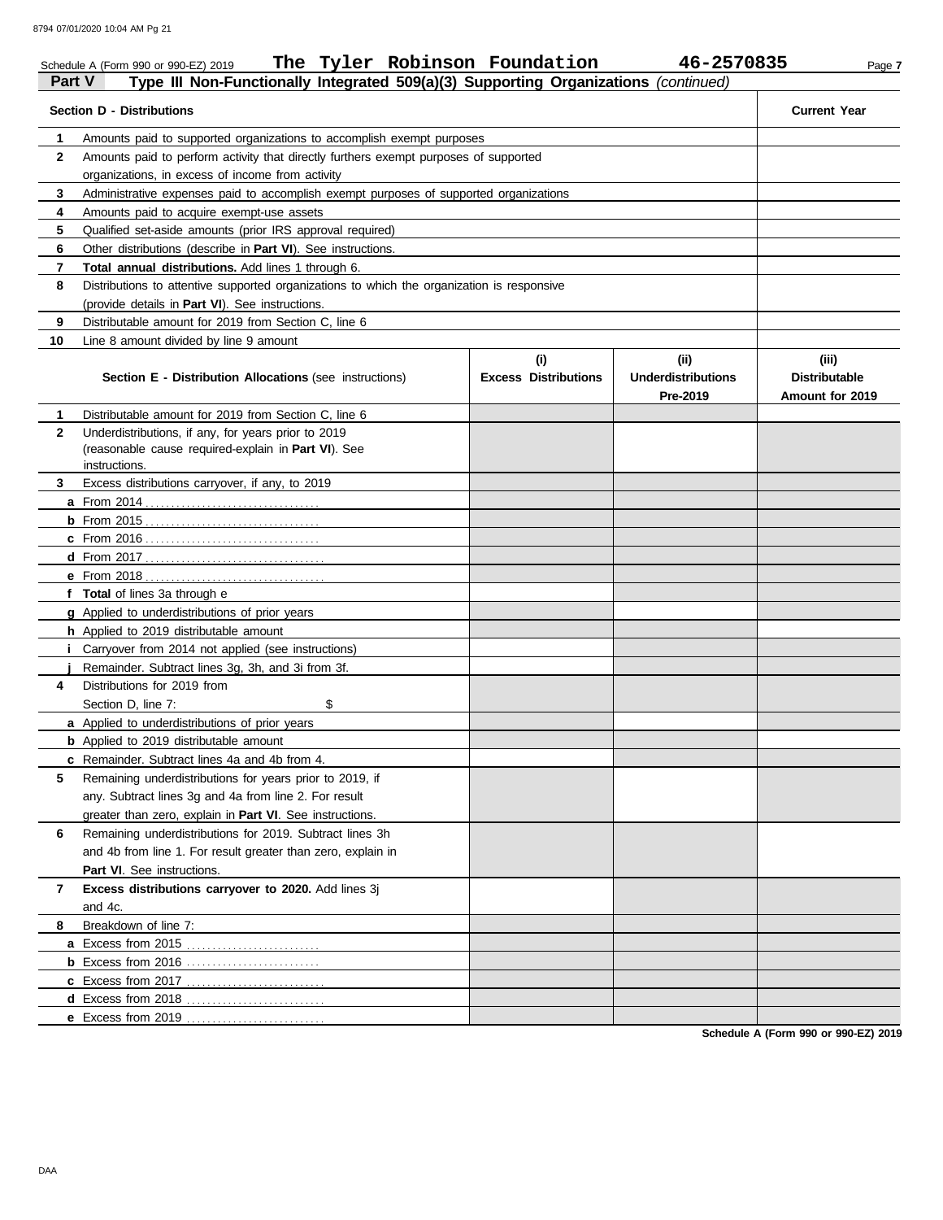Schedule A (Form 990 or 990-EZ) 2019 **The Tyler Robinson Foundation** **46-2570835**

## Part V Type III Non-Functionally Integrated 509(a)(3) Supporting Organizations *(continued)*

| **Section D - Distributions** | | **Current Year** |
|---|---|---|
| 1 | Amounts paid to supported organizations to accomplish exempt purposes | |
| 2 | Amounts paid to perform activity that directly furthers exempt purposes of supported organizations, in excess of income from activity | |
| 3 | Administrative expenses paid to accomplish exempt purposes of supported organizations | |
| 4 | Amounts paid to acquire exempt-use assets | |
| 5 | Qualified set-aside amounts (prior IRS approval required) | |
| 6 | Other distributions (describe in **Part VI**). See instructions. | |
| 7 | **Total annual distributions.** Add lines 1 through 6. | |
| 8 | Distributions to attentive supported organizations to which the organization is responsive (provide details in **Part VI**). See instructions. | |
| 9 | Distributable amount for 2019 from Section C, line 6 | |
| 10 | Line 8 amount divided by line 9 amount | |

| | **Section E - Distribution Allocations** (see instructions) | **(i) Excess Distributions** | **(ii) Underdistributions Pre-2019** | **(iii) Distributable Amount for 2019** |
|---|---|---|---|---|
| 1 | Distributable amount for 2019 from Section C, line 6 | | | |
| 2 | Underdistributions, if any, for years prior to 2019 (reasonable cause required-explain in **Part VI**). See instructions. | | | |
| 3 | Excess distributions carryover, if any, to 2019 | | | |
| a | From 2014 | | | |
| b | From 2015 | | | |
| c | From 2016 | | | |
| d | From 2017 | | | |
| e | From 2018 | | | |
| f | **Total** of lines 3a through e | | | |
| g | Applied to underdistributions of prior years | | | |
| h | Applied to 2019 distributable amount | | | |
| i | Carryover from 2014 not applied (see instructions) | | | |
| j | Remainder. Subtract lines 3g, 3h, and 3i from 3f. | | | |
| 4 | Distributions for 2019 from Section D, line 7: $ | | | |
| a | Applied to underdistributions of prior years | | | |
| b | Applied to 2019 distributable amount | | | |
| c | Remainder. Subtract lines 4a and 4b from 4. | | | |
| 5 | Remaining underdistributions for years prior to 2019, if any. Subtract lines 3g and 4a from line 2. For result greater than zero, explain in **Part VI**. See instructions. | | | |
| 6 | Remaining underdistributions for 2019. Subtract lines 3h and 4b from line 1. For result greater than zero, explain in **Part VI**. See instructions. | | | |
| 7 | **Excess distributions carryover to 2020.** Add lines 3j and 4c. | | | |
| 8 | Breakdown of line 7: | | | |
| a | Excess from 2015 | | | |
| b | Excess from 2016 | | | |
| c | Excess from 2017 | | | |
| d | Excess from 2018 | | | |
| e | Excess from 2019 | | | |

**Schedule A (Form 990 or 990-EZ) 2019**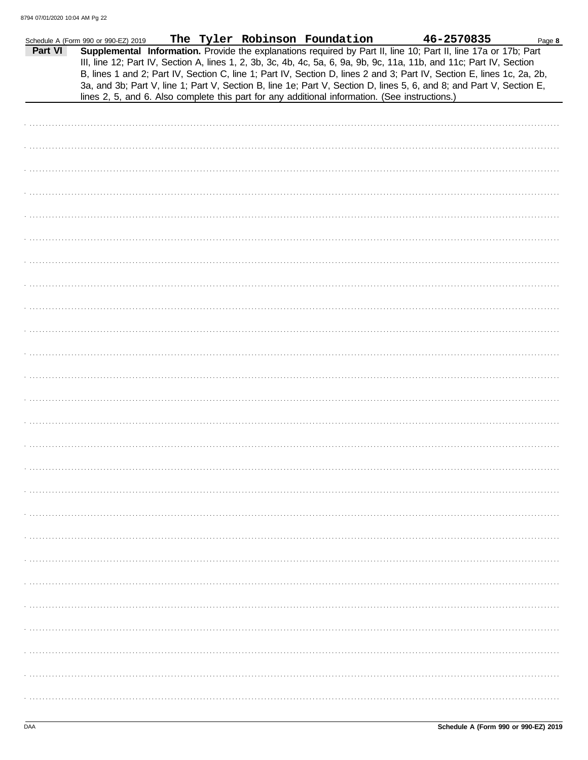Schedule A (Form 990 or 990-EZ) 2019 **The Tyler Robinson Foundation** **46-2570835** Page **8**

## Part VI Supplemental Information.

**Supplemental Information.** Provide the explanations required by Part II, line 10; Part II, line 17a or 17b; Part III, line 12; Part IV, Section A, lines 1, 2, 3b, 3c, 4b, 4c, 5a, 6, 9a, 9b, 9c, 11a, 11b, and 11c; Part IV, Section B, lines 1 and 2; Part IV, Section C, line 1; Part IV, Section D, lines 2 and 3; Part IV, Section E, lines 1c, 2a, 2b, 3a, and 3b; Part V, line 1; Part V, Section B, line 1e; Part V, Section D, lines 5, 6, and 8; and Part V, Section E, lines 2, 5, and 6. Also complete this part for any additional information. (See instructions.)

DAA **Schedule A (Form 990 or 990-EZ) 2019**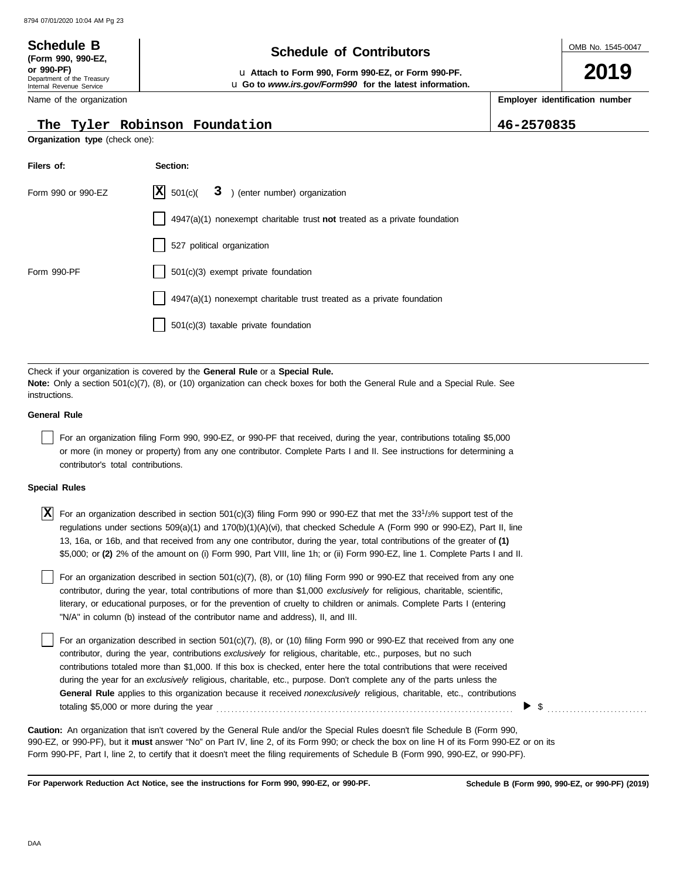**Schedule B**
**(Form 990, 990-EZ, or 990-PF)**
Department of the Treasury
Internal Revenue Service

# Schedule of Contributors

u **Attach to Form 990, Form 990-EZ, or Form 990-PF.**
u **Go to *www.irs.gov/Form990* for the latest information.**

OMB No. 1545-0047

**2019**

| Name of the organization | Employer identification number |
|---|---|
| The Tyler Robinson Foundation | 46-2570835 |

**Organization type** (check one):

| Filers of: | Section: |
|---|---|
| Form 990 or 990-EZ | [X] 501(c)( 3 ) (enter number) organization |
| | [ ] 4947(a)(1) nonexempt charitable trust **not** treated as a private foundation |
| | [ ] 527 political organization |
| Form 990-PF | [ ] 501(c)(3) exempt private foundation |
| | [ ] 4947(a)(1) nonexempt charitable trust treated as a private foundation |
| | [ ] 501(c)(3) taxable private foundation |

Check if your organization is covered by the **General Rule** or a **Special Rule.**
**Note:** Only a section 501(c)(7), (8), or (10) organization can check boxes for both the General Rule and a Special Rule. See instructions.

**General Rule**

[ ] For an organization filing Form 990, 990-EZ, or 990-PF that received, during the year, contributions totaling $5,000 or more (in money or property) from any one contributor. Complete Parts I and II. See instructions for determining a contributor's total contributions.

**Special Rules**

[X] For an organization described in section 501(c)(3) filing Form 990 or 990-EZ that met the $33^{1}/_{3}$% support test of the regulations under sections 509(a)(1) and 170(b)(1)(A)(vi), that checked Schedule A (Form 990 or 990-EZ), Part II, line 13, 16a, or 16b, and that received from any one contributor, during the year, total contributions of the greater of **(1)** $5,000; or **(2)** 2% of the amount on (i) Form 990, Part VIII, line 1h; or (ii) Form 990-EZ, line 1. Complete Parts I and II.

[ ] For an organization described in section 501(c)(7), (8), or (10) filing Form 990 or 990-EZ that received from any one contributor, during the year, total contributions of more than $1,000 *exclusively* for religious, charitable, scientific, literary, or educational purposes, or for the prevention of cruelty to children or animals. Complete Parts I (entering "N/A" in column (b) instead of the contributor name and address), II, and III.

[ ] For an organization described in section 501(c)(7), (8), or (10) filing Form 990 or 990-EZ that received from any one contributor, during the year, contributions *exclusively* for religious, charitable, etc., purposes, but no such contributions totaled more than $1,000. If this box is checked, enter here the total contributions that were received during the year for an *exclusively* religious, charitable, etc., purpose. Don't complete any of the parts unless the **General Rule** applies to this organization because it received *nonexclusively* religious, charitable, etc., contributions totaling $5,000 or more during the year ........ ▶ $ ........

**Caution:** An organization that isn't covered by the General Rule and/or the Special Rules doesn't file Schedule B (Form 990, 990-EZ, or 990-PF), but it **must** answer "No" on Part IV, line 2, of its Form 990; or check the box on line H of its Form 990-EZ or on its Form 990-PF, Part I, line 2, to certify that it doesn't meet the filing requirements of Schedule B (Form 990, 990-EZ, or 990-PF).

**For Paperwork Reduction Act Notice, see the instructions for Form 990, 990-EZ, or 990-PF.** **Schedule B (Form 990, 990-EZ, or 990-PF) (2019)**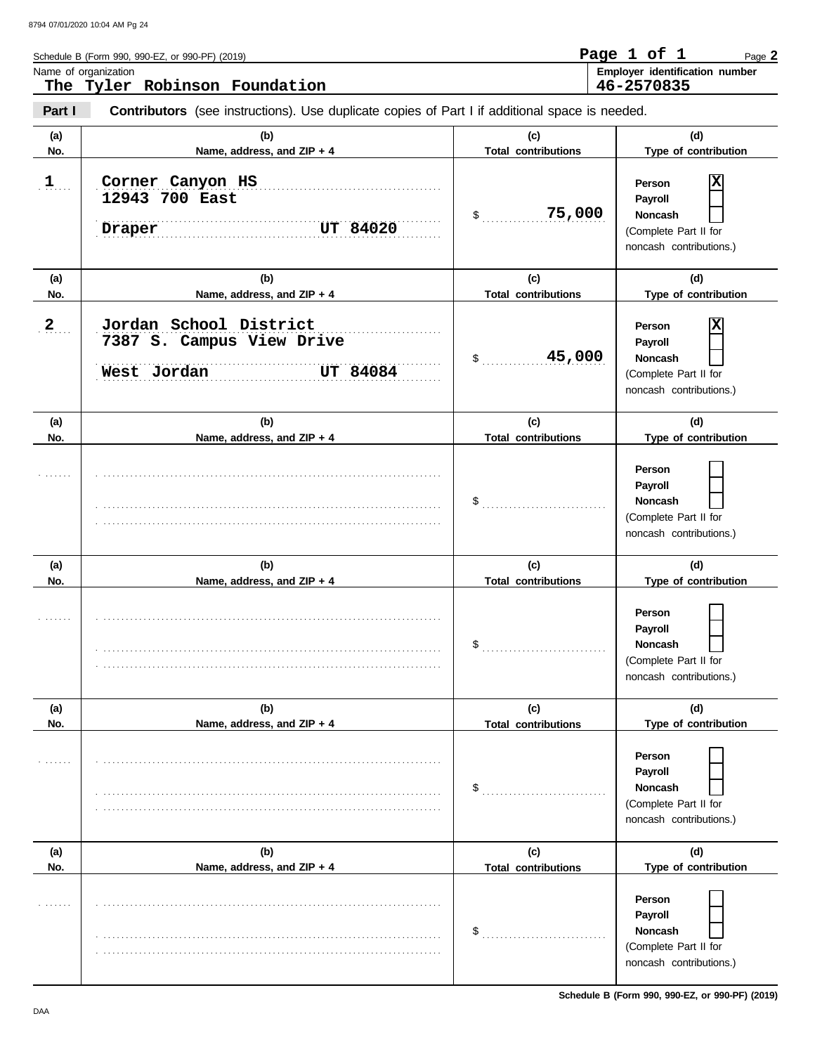Schedule B (Form 990, 990-EZ, or 990-PF) (2019)

Name of organization: **The Tyler Robinson Foundation**

Employer identification number: **46-2570835**

**Part I** **Contributors** (see instructions). Use duplicate copies of Part I if additional space is needed.

| (a) No. | (b) Name, address, and ZIP + 4 | (c) Total contributions | (d) Type of contribution |
|---|---|---|---|
| 1 | Corner Canyon HS<br>12943 700 East<br>Draper UT 84020 | $ 75,000 | Person [X]<br>Payroll [ ]<br>Noncash [ ]<br>(Complete Part II for noncash contributions.) |
| 2 | Jordan School District<br>7387 S. Campus View Drive<br>West Jordan UT 84084 | $ 45,000 | Person [X]<br>Payroll [ ]<br>Noncash [ ]<br>(Complete Part II for noncash contributions.) |
| | | $ | Person [ ]<br>Payroll [ ]<br>Noncash [ ]<br>(Complete Part II for noncash contributions.) |
| | | $ | Person [ ]<br>Payroll [ ]<br>Noncash [ ]<br>(Complete Part II for noncash contributions.) |
| | | $ | Person [ ]<br>Payroll [ ]<br>Noncash [ ]<br>(Complete Part II for noncash contributions.) |
| | | $ | Person [ ]<br>Payroll [ ]<br>Noncash [ ]<br>(Complete Part II for noncash contributions.) |

Schedule B (Form 990, 990-EZ, or 990-PF) (2019)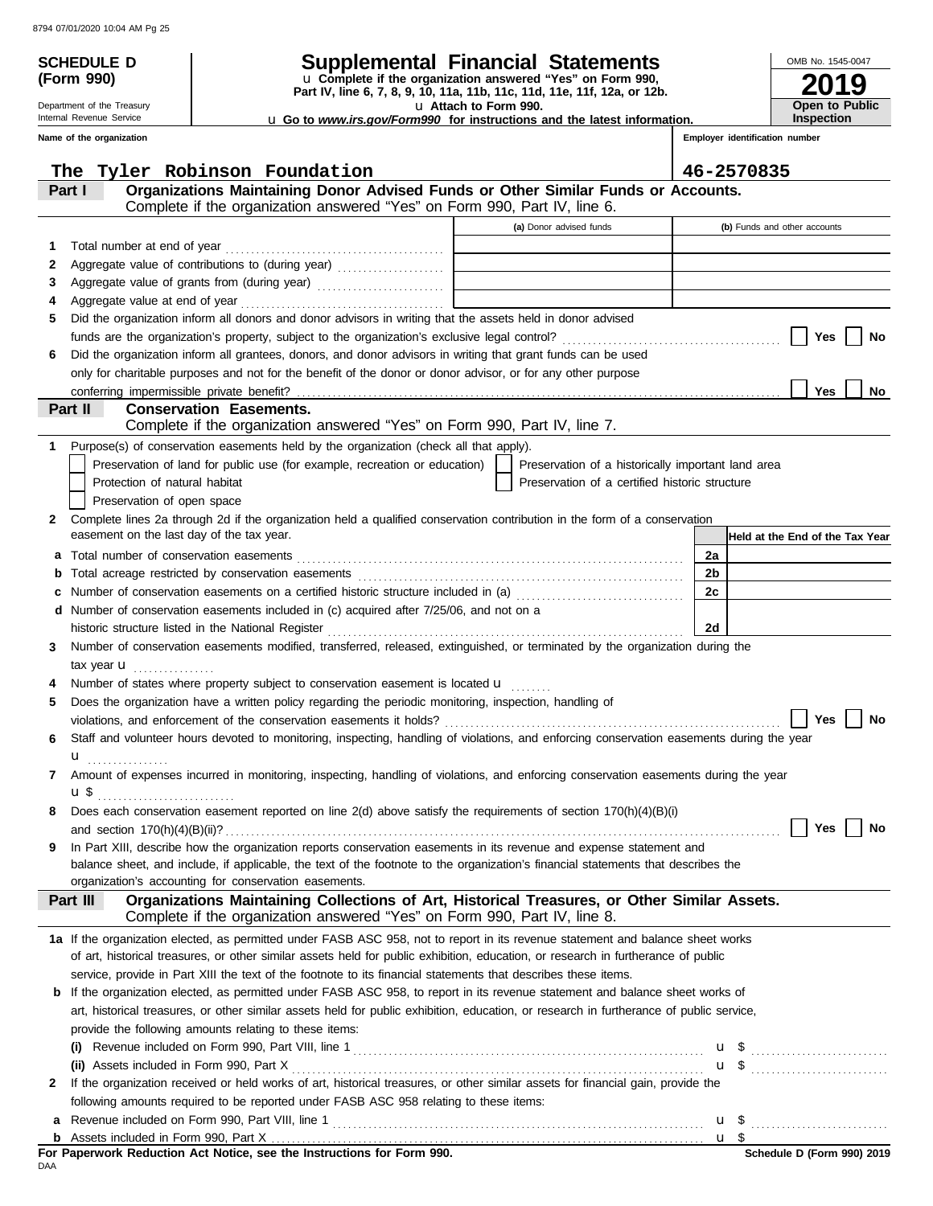**SCHEDULE D (Form 990)**

Department of the Treasury
Internal Revenue Service

# Supplemental Financial Statements

u Complete if the organization answered "Yes" on Form 990, Part IV, line 6, 7, 8, 9, 10, 11a, 11b, 11c, 11d, 11e, 11f, 12a, or 12b.
u Attach to Form 990.
u Go to *www.irs.gov/Form990* for instructions and the latest information.

OMB No. 1545-0047
**2019**
**Open to Public Inspection**

**Name of the organization:** The Tyler Robinson Foundation
**Employer identification number:** 46-2570835

## Part I — Organizations Maintaining Donor Advised Funds or Other Similar Funds or Accounts.
Complete if the organization answered "Yes" on Form 990, Part IV, line 6.

| | | (a) Donor advised funds | (b) Funds and other accounts |
|---|---|---|---|
| 1 | Total number at end of year | | |
| 2 | Aggregate value of contributions to (during year) | | |
| 3 | Aggregate value of grants from (during year) | | |
| 4 | Aggregate value at end of year | | |

5 Did the organization inform all donors and donor advisors in writing that the assets held in donor advised funds are the organization's property, subject to the organization's exclusive legal control? ☐ Yes ☐ No

6 Did the organization inform all grantees, donors, and donor advisors in writing that grant funds can be used only for charitable purposes and not for the benefit of the donor or donor advisor, or for any other purpose conferring impermissible private benefit? ☐ Yes ☐ No

## Part II — Conservation Easements.
Complete if the organization answered "Yes" on Form 990, Part IV, line 7.

1 Purpose(s) of conservation easements held by the organization (check all that apply).
- ☐ Preservation of land for public use (for example, recreation or education)
- ☐ Preservation of a historically important land area
- ☐ Protection of natural habitat
- ☐ Preservation of a certified historic structure
- ☐ Preservation of open space

2 Complete lines 2a through 2d if the organization held a qualified conservation contribution in the form of a conservation easement on the last day of the tax year.

| | | | Held at the End of the Tax Year |
|---|---|---|---|
| a | Total number of conservation easements | 2a | |
| b | Total acreage restricted by conservation easements | 2b | |
| c | Number of conservation easements on a certified historic structure included in (a) | 2c | |
| d | Number of conservation easements included in (c) acquired after 7/25/06, and not on a historic structure listed in the National Register | 2d | |

3 Number of conservation easements modified, transferred, released, extinguished, or terminated by the organization during the tax year u

4 Number of states where property subject to conservation easement is located u

5 Does the organization have a written policy regarding the periodic monitoring, inspection, handling of violations, and enforcement of the conservation easements it holds? ☐ Yes ☐ No

6 Staff and volunteer hours devoted to monitoring, inspecting, handling of violations, and enforcing conservation easements during the year u

7 Amount of expenses incurred in monitoring, inspecting, handling of violations, and enforcing conservation easements during the year u $

8 Does each conservation easement reported on line 2(d) above satisfy the requirements of section 170(h)(4)(B)(i) and section 170(h)(4)(B)(ii)? ☐ Yes ☐ No

9 In Part XIII, describe how the organization reports conservation easements in its revenue and expense statement and balance sheet, and include, if applicable, the text of the footnote to the organization's financial statements that describes the organization's accounting for conservation easements.

## Part III — Organizations Maintaining Collections of Art, Historical Treasures, or Other Similar Assets.
Complete if the organization answered "Yes" on Form 990, Part IV, line 8.

1a If the organization elected, as permitted under FASB ASC 958, not to report in its revenue statement and balance sheet works of art, historical treasures, or other similar assets held for public exhibition, education, or research in furtherance of public service, provide in Part XIII the text of the footnote to its financial statements that describes these items.

b If the organization elected, as permitted under FASB ASC 958, to report in its revenue statement and balance sheet works of art, historical treasures, or other similar assets held for public exhibition, education, or research in furtherance of public service, provide the following amounts relating to these items:

(i) Revenue included on Form 990, Part VIII, line 1 u $

(ii) Assets included in Form 990, Part X u $

2 If the organization received or held works of art, historical treasures, or other similar assets for financial gain, provide the following amounts required to be reported under FASB ASC 958 relating to these items:

a Revenue included on Form 990, Part VIII, line 1 u $

b Assets included in Form 990, Part X u $

**For Paperwork Reduction Act Notice, see the Instructions for Form 990.**
DAA
Schedule D (Form 990) 2019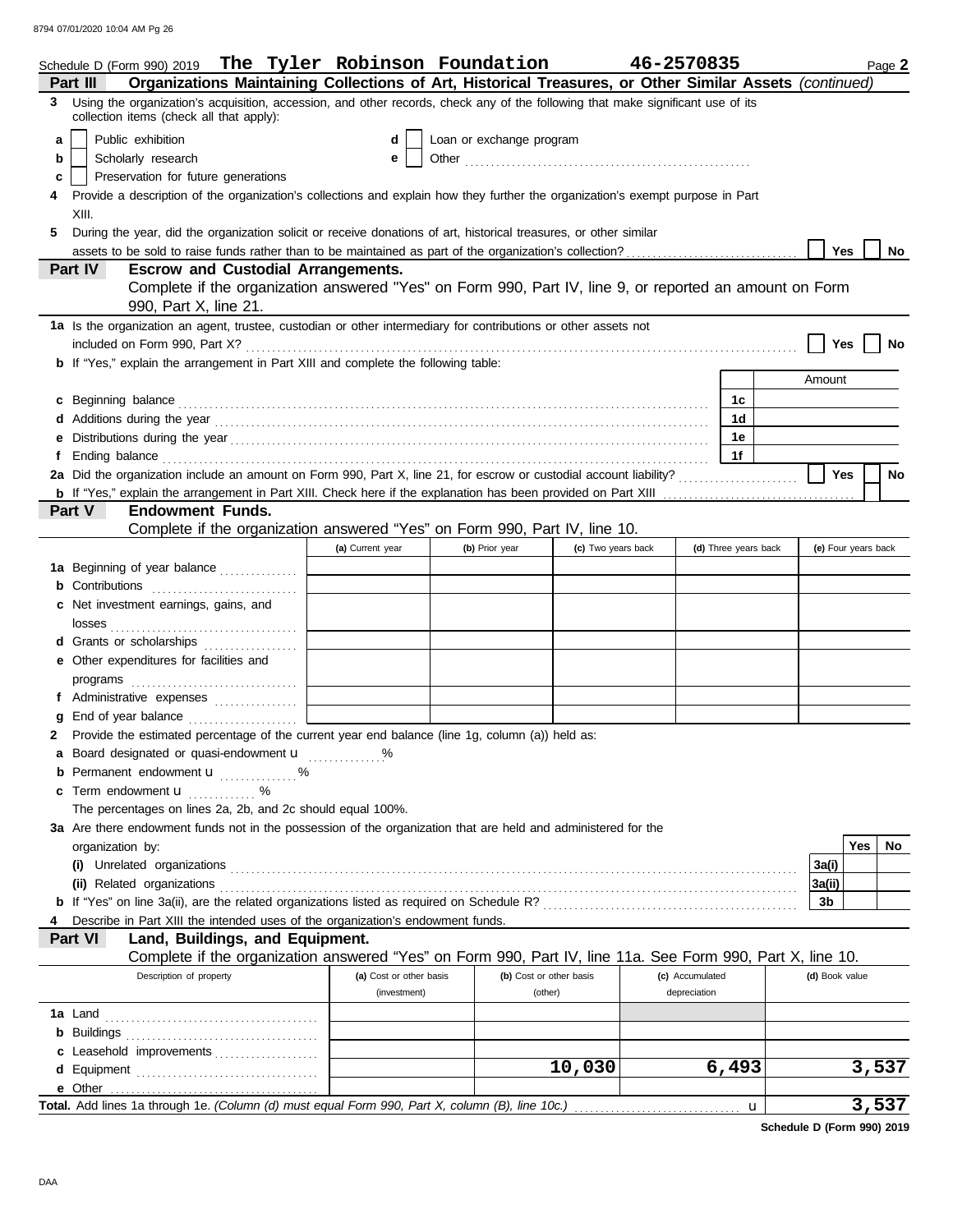Schedule D (Form 990) 2019 **The Tyler Robinson Foundation** **46-2570835** Page **2**

**Part III** **Organizations Maintaining Collections of Art, Historical Treasures, or Other Similar Assets** *(continued)*

**3** Using the organization's acquisition, accession, and other records, check any of the following that make significant use of its collection items (check all that apply):

- **a** ☐ Public exhibition
- **b** ☐ Scholarly research
- **c** ☐ Preservation for future generations
- **d** ☐ Loan or exchange program
- **e** ☐ Other

**4** Provide a description of the organization's collections and explain how they further the organization's exempt purpose in Part XIII.

**5** During the year, did the organization solicit or receive donations of art, historical treasures, or other similar assets to be sold to raise funds rather than to be maintained as part of the organization's collection? ☐ Yes ☐ No

**Part IV** **Escrow and Custodial Arrangements.**
Complete if the organization answered "Yes" on Form 990, Part IV, line 9, or reported an amount on Form 990, Part X, line 21.

**1a** Is the organization an agent, trustee, custodian or other intermediary for contributions or other assets not included on Form 990, Part X? ☐ Yes ☐ No

**b** If "Yes," explain the arrangement in Part XIII and complete the following table:

| | | Amount |
|---|---|---|
| **c** Beginning balance | 1c | |
| **d** Additions during the year | 1d | |
| **e** Distributions during the year | 1e | |
| **f** Ending balance | 1f | |

**2a** Did the organization include an amount on Form 990, Part X, line 21, for escrow or custodial account liability? ☐ Yes ☐ No

**b** If "Yes," explain the arrangement in Part XIII. Check here if the explanation has been provided on Part XIII ☐

**Part V** **Endowment Funds.**
Complete if the organization answered "Yes" on Form 990, Part IV, line 10.

| | (a) Current year | (b) Prior year | (c) Two years back | (d) Three years back | (e) Four years back |
|---|---|---|---|---|---|
| **1a** Beginning of year balance | | | | | |
| **b** Contributions | | | | | |
| **c** Net investment earnings, gains, and losses | | | | | |
| **d** Grants or scholarships | | | | | |
| **e** Other expenditures for facilities and programs | | | | | |
| **f** Administrative expenses | | | | | |
| **g** End of year balance | | | | | |

**2** Provide the estimated percentage of the current year end balance (line 1g, column (a)) held as:

- **a** Board designated or quasi-endowment u %
- **b** Permanent endowment u %
- **c** Term endowment u %

The percentages on lines 2a, 2b, and 2c should equal 100%.

**3a** Are there endowment funds not in the possession of the organization that are held and administered for the organization by:

| | | Yes | No |
|---|---|---|---|
| **(i)** Unrelated organizations | 3a(i) | | |
| **(ii)** Related organizations | 3a(ii) | | |
| **b** If "Yes" on line 3a(ii), are the related organizations listed as required on Schedule R? | 3b | | |

**4** Describe in Part XIII the intended uses of the organization's endowment funds.

**Part VI** **Land, Buildings, and Equipment.**
Complete if the organization answered "Yes" on Form 990, Part IV, line 11a. See Form 990, Part X, line 10.

| Description of property | (a) Cost or other basis (investment) | (b) Cost or other basis (other) | (c) Accumulated depreciation | (d) Book value |
|---|---|---|---|---|
| **1a** Land | | | | |
| **b** Buildings | | | | |
| **c** Leasehold improvements | | | | |
| **d** Equipment | | 10,030 | 6,493 | 3,537 |
| **e** Other | | | | |

**Total.** Add lines 1a through 1e. *(Column (d) must equal Form 990, Part X, column (B), line 10c.)* u **3,537**

**Schedule D (Form 990) 2019**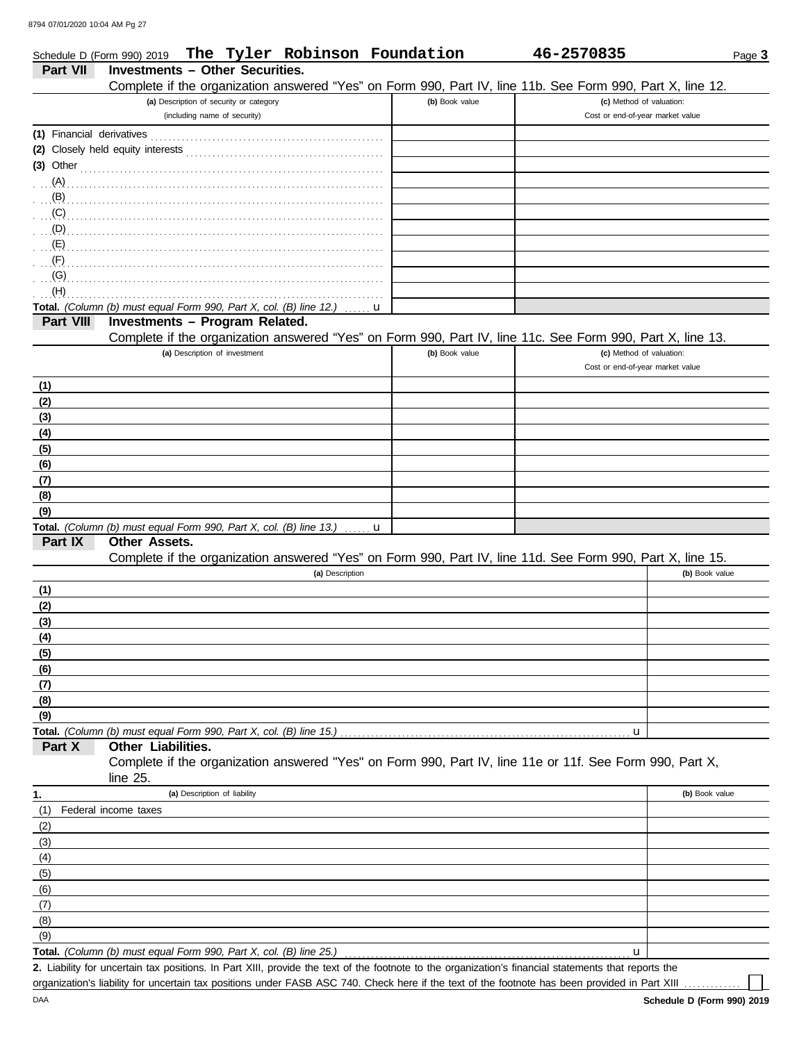Schedule D (Form 990) 2019 **The Tyler Robinson Foundation** **46-2570835** Page **3**

## Part VII Investments – Other Securities.

Complete if the organization answered "Yes" on Form 990, Part IV, line 11b. See Form 990, Part X, line 12.

| (a) Description of security or category (including name of security) | (b) Book value | (c) Method of valuation: Cost or end-of-year market value |
|---|---|---|
| (1) Financial derivatives | | |
| (2) Closely held equity interests | | |
| (3) Other | | |
| (A) | | |
| (B) | | |
| (C) | | |
| (D) | | |
| (E) | | |
| (F) | | |
| (G) | | |
| (H) | | |
| **Total.** *(Column (b) must equal Form 990, Part X, col. (B) line 12.)* u | | |

## Part VIII Investments – Program Related.

Complete if the organization answered "Yes" on Form 990, Part IV, line 11c. See Form 990, Part X, line 13.

| (a) Description of investment | (b) Book value | (c) Method of valuation: Cost or end-of-year market value |
|---|---|---|
| (1) | | |
| (2) | | |
| (3) | | |
| (4) | | |
| (5) | | |
| (6) | | |
| (7) | | |
| (8) | | |
| (9) | | |
| **Total.** *(Column (b) must equal Form 990, Part X, col. (B) line 13.)* u | | |

## Part IX Other Assets.

Complete if the organization answered "Yes" on Form 990, Part IV, line 11d. See Form 990, Part X, line 15.

| (a) Description | (b) Book value |
|---|---|
| (1) | |
| (2) | |
| (3) | |
| (4) | |
| (5) | |
| (6) | |
| (7) | |
| (8) | |
| (9) | |
| **Total.** *(Column (b) must equal Form 990, Part X, col. (B) line 15.)* u | |

## Part X Other Liabilities.

Complete if the organization answered "Yes" on Form 990, Part IV, line 11e or 11f. See Form 990, Part X, line 25.

| 1. (a) Description of liability | (b) Book value |
|---|---|
| (1) Federal income taxes | |
| (2) | |
| (3) | |
| (4) | |
| (5) | |
| (6) | |
| (7) | |
| (8) | |
| (9) | |
| **Total.** *(Column (b) must equal Form 990, Part X, col. (B) line 25.)* u | |

**2.** Liability for uncertain tax positions. In Part XIII, provide the text of the footnote to the organization's financial statements that reports the organization's liability for uncertain tax positions under FASB ASC 740. Check here if the text of the footnote has been provided in Part XIII ☐

DAA **Schedule D (Form 990) 2019**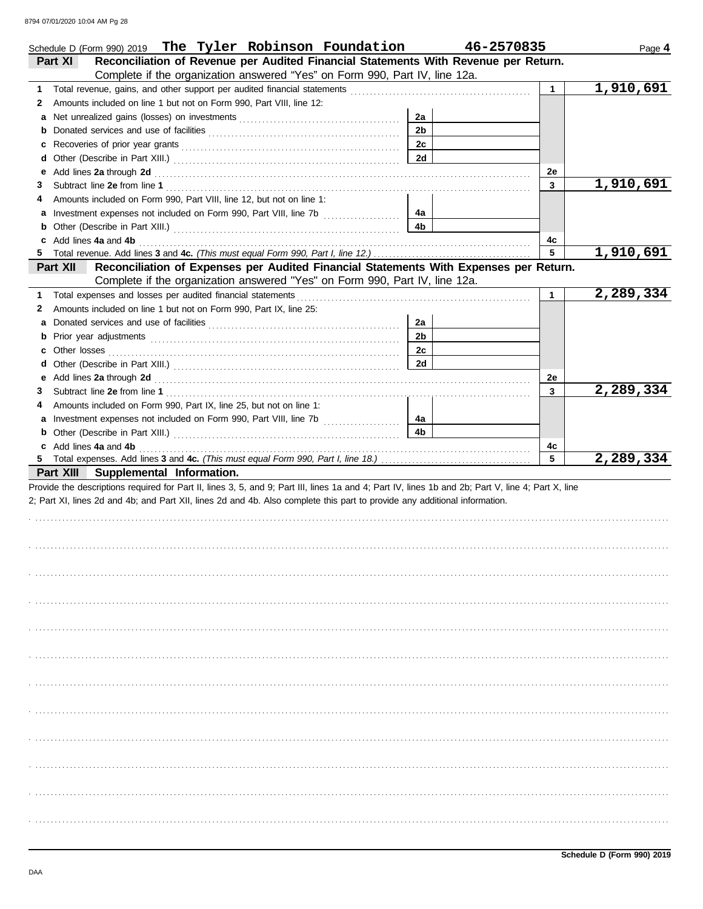Schedule D (Form 990) 2019 **The Tyler Robinson Foundation** **46-2570835** Page **4**

## Part XI Reconciliation of Revenue per Audited Financial Statements With Revenue per Return.

Complete if the organization answered "Yes" on Form 990, Part IV, line 12a.

| | | | | | |
|---|---|---|---|---|---|
| **1** | Total revenue, gains, and other support per audited financial statements | | | 1 | 1,910,691 |
| **2** | Amounts included on line 1 but not on Form 990, Part VIII, line 12: | | | | |
| **a** | Net unrealized gains (losses) on investments | 2a | | | |
| **b** | Donated services and use of facilities | 2b | | | |
| **c** | Recoveries of prior year grants | 2c | | | |
| **d** | Other (Describe in Part XIII.) | 2d | | | |
| **e** | Add lines **2a** through **2d** | | | 2e | |
| **3** | Subtract line **2e** from line **1** | | | 3 | 1,910,691 |
| **4** | Amounts included on Form 990, Part VIII, line 12, but not on line 1: | | | | |
| **a** | Investment expenses not included on Form 990, Part VIII, line 7b | 4a | | | |
| **b** | Other (Describe in Part XIII.) | 4b | | | |
| **c** | Add lines **4a** and **4b** | | | 4c | |
| **5** | Total revenue. Add lines **3** and **4c.** *(This must equal Form 990, Part I, line 12.)* | | | 5 | 1,910,691 |

## Part XII Reconciliation of Expenses per Audited Financial Statements With Expenses per Return.

Complete if the organization answered "Yes" on Form 990, Part IV, line 12a.

| | | | | | |
|---|---|---|---|---|---|
| **1** | Total expenses and losses per audited financial statements | | | 1 | 2,289,334 |
| **2** | Amounts included on line 1 but not on Form 990, Part IX, line 25: | | | | |
| **a** | Donated services and use of facilities | 2a | | | |
| **b** | Prior year adjustments | 2b | | | |
| **c** | Other losses | 2c | | | |
| **d** | Other (Describe in Part XIII.) | 2d | | | |
| **e** | Add lines **2a** through **2d** | | | 2e | |
| **3** | Subtract line **2e** from line **1** | | | 3 | 2,289,334 |
| **4** | Amounts included on Form 990, Part IX, line 25, but not on line 1: | | | | |
| **a** | Investment expenses not included on Form 990, Part VIII, line 7b | 4a | | | |
| **b** | Other (Describe in Part XIII.) | 4b | | | |
| **c** | Add lines **4a** and **4b** | | | 4c | |
| **5** | Total expenses. Add lines **3** and **4c.** *(This must equal Form 990, Part I, line 18.)* | | | 5 | 2,289,334 |

## Part XIII Supplemental Information.

Provide the descriptions required for Part II, lines 3, 5, and 9; Part III, lines 1a and 4; Part IV, lines 1b and 2b; Part V, line 4; Part X, line 2; Part XI, lines 2d and 4b; and Part XII, lines 2d and 4b. Also complete this part to provide any additional information.

**Schedule D (Form 990) 2019**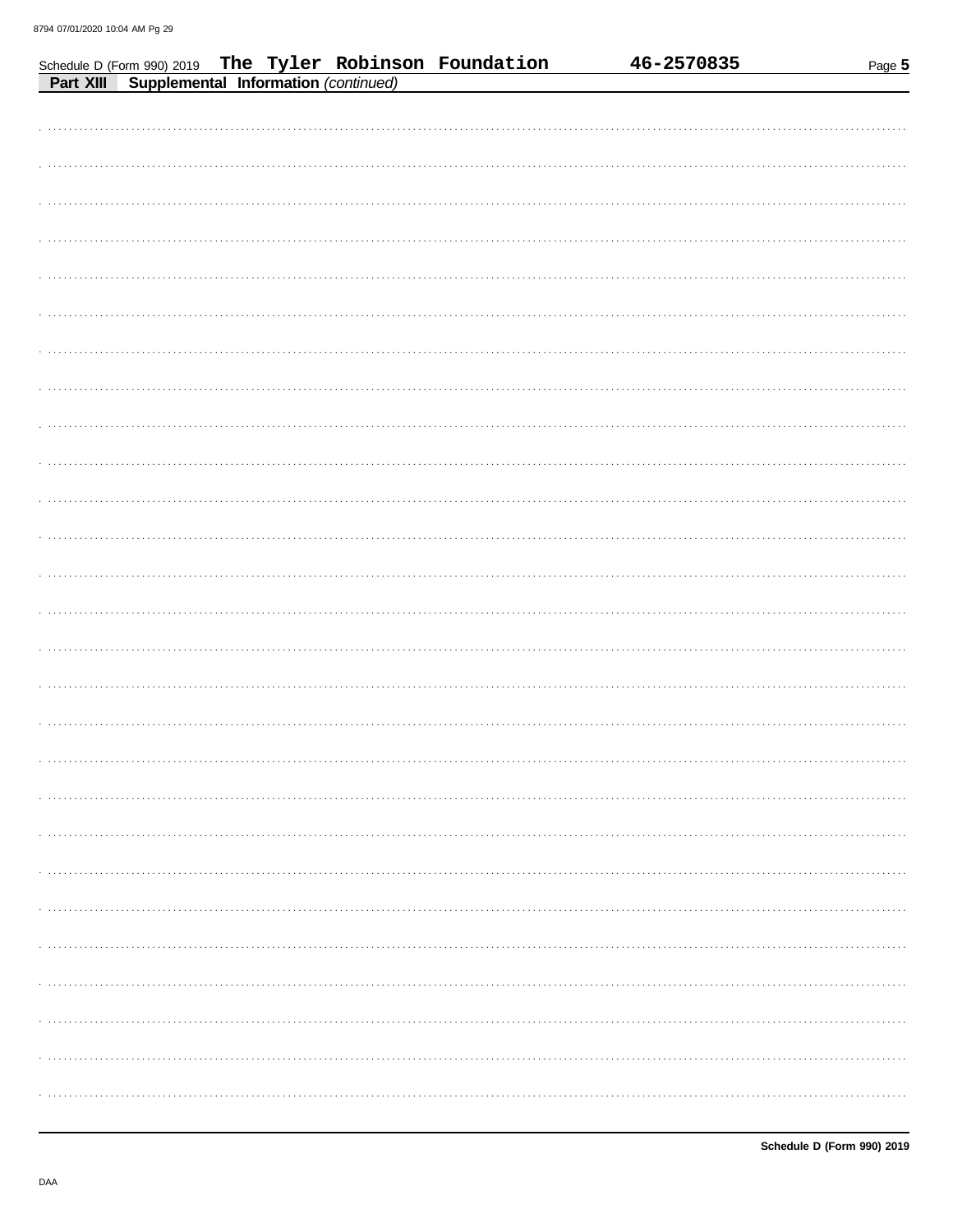Schedule D (Form 990) 2019 The Tyler Robinson Foundation 46-2570835

**Part XIII Supplemental Information** *(continued)*

**Schedule D (Form 990) 2019**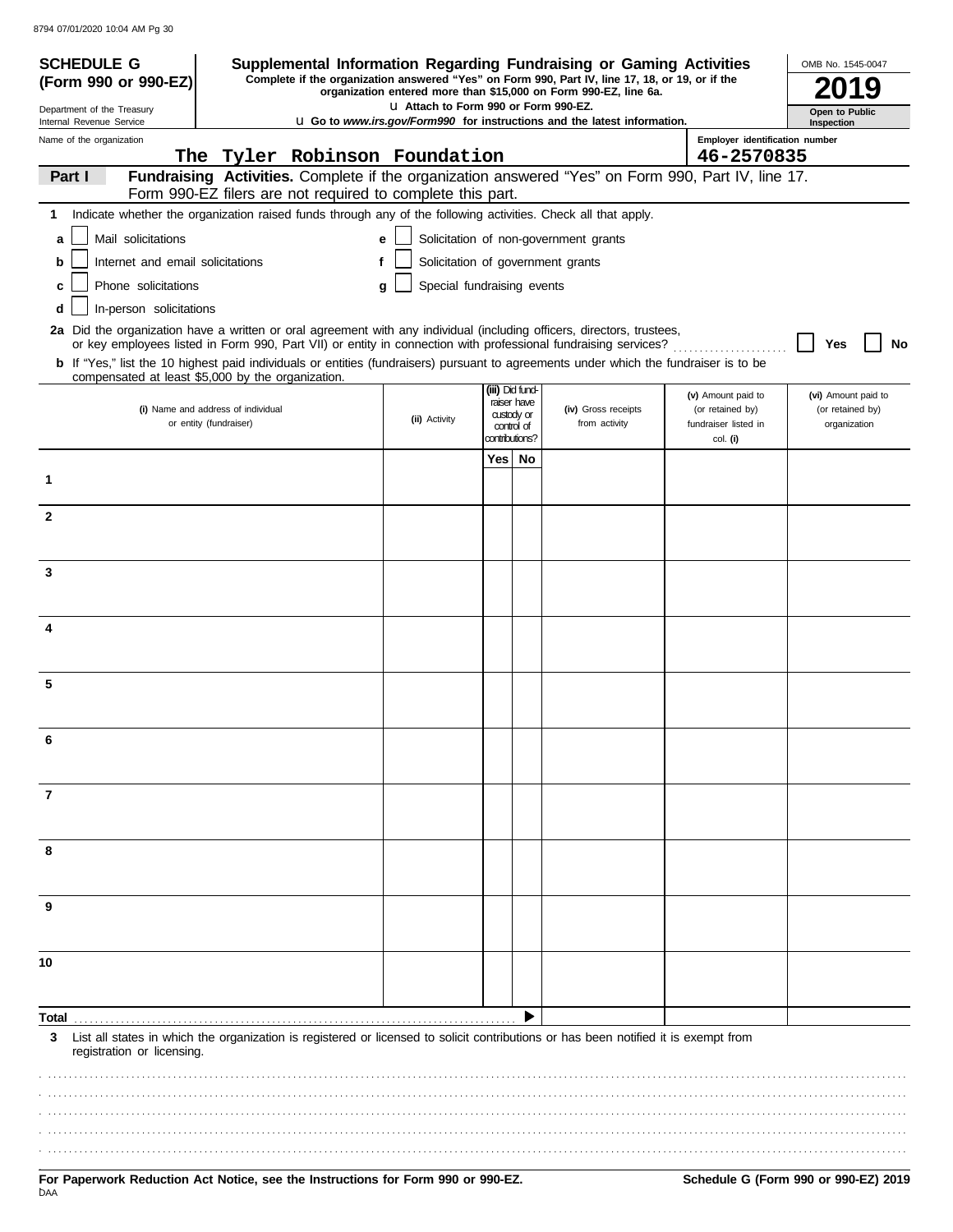**SCHEDULE G (Form 990 or 990-EZ)**

Department of the Treasury
Internal Revenue Service

# Supplemental Information Regarding Fundraising or Gaming Activities

**Complete if the organization answered "Yes" on Form 990, Part IV, line 17, 18, or 19, or if the organization entered more than $15,000 on Form 990-EZ, line 6a.**

**u Attach to Form 990 or Form 990-EZ.**

**u Go to *www.irs.gov/Form990* for instructions and the latest information.**

OMB No. 1545-0047

**2019**

**Open to Public Inspection**

Name of the organization: The Tyler Robinson Foundation

Employer identification number: 46-2570835

## Part I — Fundraising Activities.

Complete if the organization answered "Yes" on Form 990, Part IV, line 17. Form 990-EZ filers are not required to complete this part.

**1** Indicate whether the organization raised funds through any of the following activities. Check all that apply.

- **a** ☐ Mail solicitations
- **b** ☐ Internet and email solicitations
- **c** ☐ Phone solicitations
- **d** ☐ In-person solicitations
- **e** ☐ Solicitation of non-government grants
- **f** ☐ Solicitation of government grants
- **g** ☐ Special fundraising events

**2a** Did the organization have a written or oral agreement with any individual (including officers, directors, trustees, or key employees listed in Form 990, Part VII) or entity in connection with professional fundraising services? ☐ Yes ☐ No

**b** If "Yes," list the 10 highest paid individuals or entities (fundraisers) pursuant to agreements under which the fundraiser is to be compensated at least $5,000 by the organization.

| | (i) Name and address of individual or entity (fundraiser) | (ii) Activity | (iii) Did fundraiser have custody or control of contributions? Yes | No | (iv) Gross receipts from activity | (v) Amount paid to (or retained by) fundraiser listed in col. (i) | (vi) Amount paid to (or retained by) organization |
|---|---|---|---|---|---|---|---|
| 1 | | | | | | | |
| 2 | | | | | | | |
| 3 | | | | | | | |
| 4 | | | | | | | |
| 5 | | | | | | | |
| 6 | | | | | | | |
| 7 | | | | | | | |
| 8 | | | | | | | |
| 9 | | | | | | | |
| 10 | | | | | | | |
| **Total** | | | | ▶ | | | |

**3** List all states in which the organization is registered or licensed to solicit contributions or has been notified it is exempt from registration or licensing.

**For Paperwork Reduction Act Notice, see the Instructions for Form 990 or 990-EZ.**

**Schedule G (Form 990 or 990-EZ) 2019**

DAA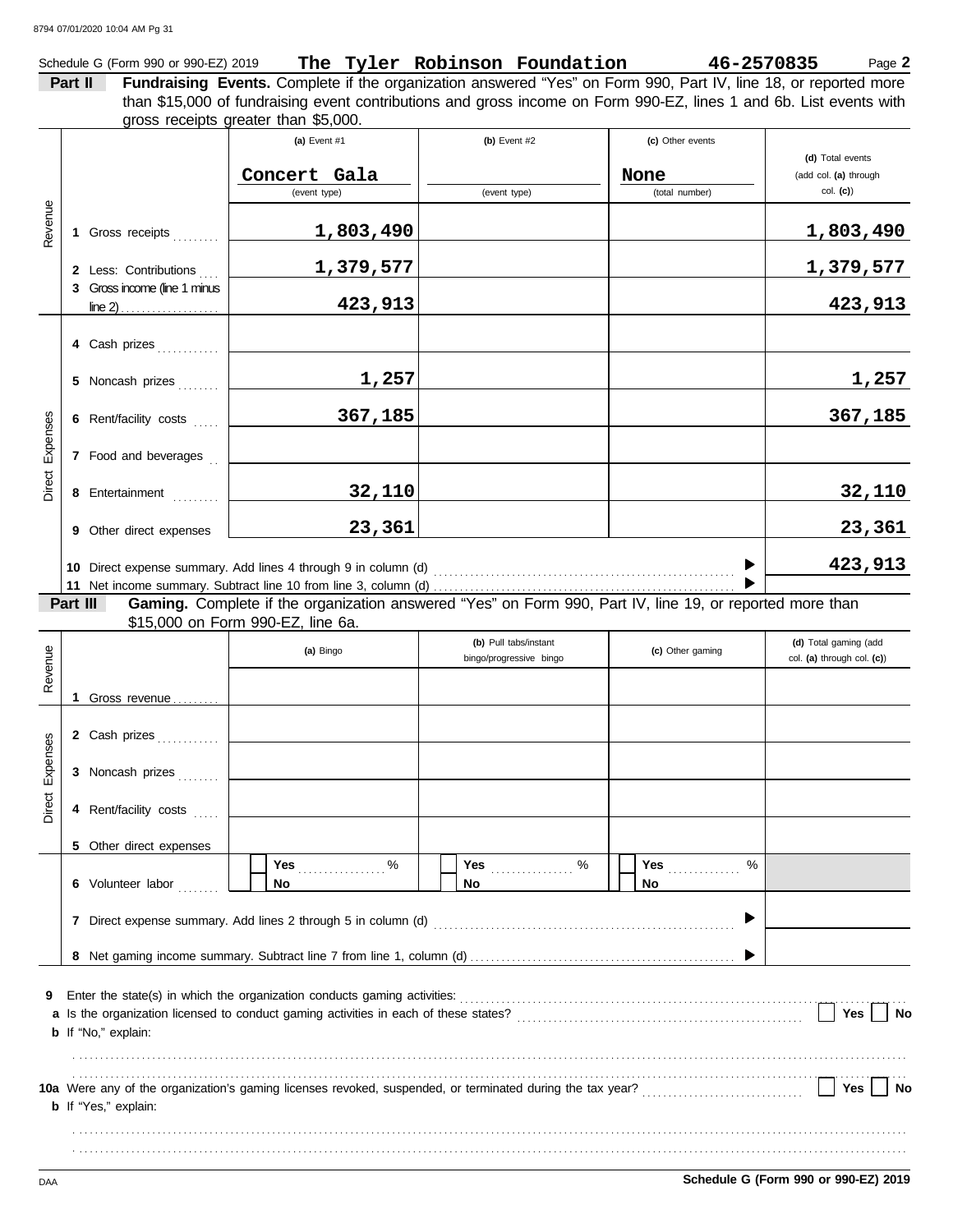Schedule G (Form 990 or 990-EZ) 2019 **The Tyler Robinson Foundation** **46-2570835** Page **2**

**Part II** **Fundraising Events.** Complete if the organization answered "Yes" on Form 990, Part IV, line 18, or reported more than $15,000 of fundraising event contributions and gross income on Form 990-EZ, lines 1 and 6b. List events with gross receipts greater than $5,000.

| | | (a) Event #1 | (b) Event #2 | (c) Other events | (d) Total events (add col. (a) through col. (c)) |
|---|---|---|---|---|---|
| | | Concert Gala (event type) | (event type) | None (total number) | |
| Revenue | 1 Gross receipts | 1,803,490 | | | 1,803,490 |
| | 2 Less: Contributions | 1,379,577 | | | 1,379,577 |
| | 3 Gross income (line 1 minus line 2) | 423,913 | | | 423,913 |
| Direct Expenses | 4 Cash prizes | | | | |
| | 5 Noncash prizes | 1,257 | | | 1,257 |
| | 6 Rent/facility costs | 367,185 | | | 367,185 |
| | 7 Food and beverages | | | | |
| | 8 Entertainment | 32,110 | | | 32,110 |
| | 9 Other direct expenses | 23,361 | | | 23,361 |

10 Direct expense summary. Add lines 4 through 9 in column (d) ▶ **423,913**

11 Net income summary. Subtract line 10 from line 3, column (d) ▶

**Part III** **Gaming.** Complete if the organization answered "Yes" on Form 990, Part IV, line 19, or reported more than $15,000 on Form 990-EZ, line 6a.

| | | (a) Bingo | (b) Pull tabs/instant bingo/progressive bingo | (c) Other gaming | (d) Total gaming (add col. (a) through col. (c)) |
|---|---|---|---|---|---|
| Revenue | 1 Gross revenue | | | | |
| Direct Expenses | 2 Cash prizes | | | | |
| | 3 Noncash prizes | | | | |
| | 4 Rent/facility costs | | | | |
| | 5 Other direct expenses | | | | |
| | 6 Volunteer labor | ☐ Yes ..... % ☐ No | ☐ Yes ..... % ☐ No | ☐ Yes ..... % ☐ No | |

7 Direct expense summary. Add lines 2 through 5 in column (d) ▶

8 Net gaming income summary. Subtract line 7 from line 1, column (d) ▶

9 Enter the state(s) in which the organization conducts gaming activities:

a Is the organization licensed to conduct gaming activities in each of these states? ☐ Yes ☐ No

b If "No," explain:

10a Were any of the organization's gaming licenses revoked, suspended, or terminated during the tax year? ☐ Yes ☐ No

b If "Yes," explain:

Schedule G (Form 990 or 990-EZ) 2019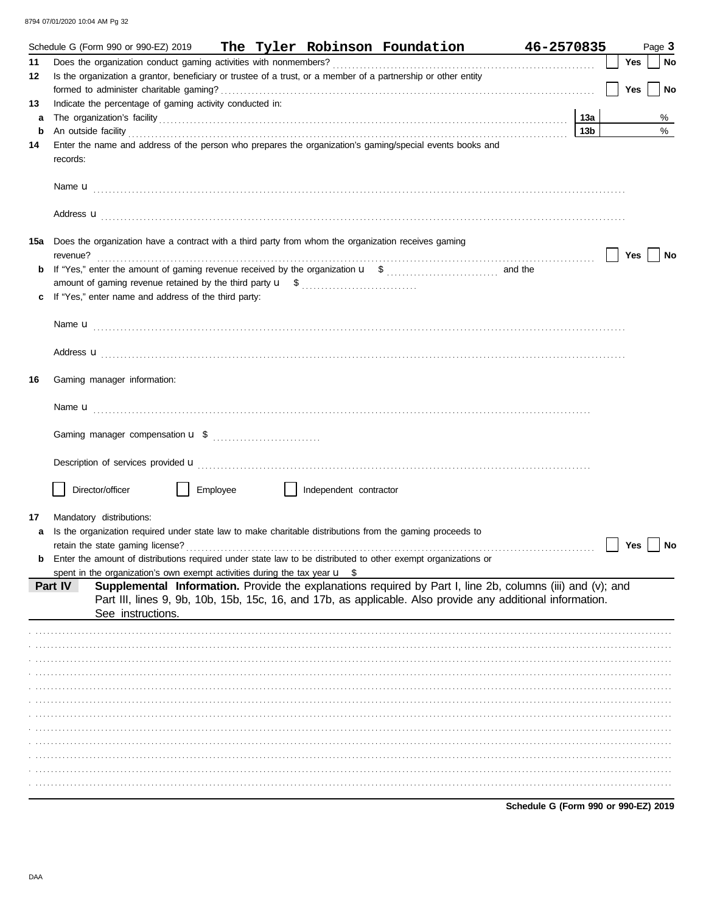Schedule G (Form 990 or 990-EZ) 2019 **The Tyler Robinson Foundation** **46-2570835** Page **3**

**11** Does the organization conduct gaming activities with nonmembers? ☐ Yes ☐ No

**12** Is the organization a grantor, beneficiary or trustee of a trust, or a member of a partnership or other entity formed to administer charitable gaming? ☐ Yes ☐ No

**13** Indicate the percentage of gaming activity conducted in:

**a** The organization's facility **13a** %

**b** An outside facility **13b** %

**14** Enter the name and address of the person who prepares the organization's gaming/special events books and records:

Name u

Address u

**15a** Does the organization have a contract with a third party from whom the organization receives gaming revenue? ☐ Yes ☐ No

**b** If "Yes," enter the amount of gaming revenue received by the organization u $ and the amount of gaming revenue retained by the third party u $

**c** If "Yes," enter name and address of the third party:

Name u

Address u

**16** Gaming manager information:

Name u

Gaming manager compensation u $

Description of services provided u

☐ Director/officer ☐ Employee ☐ Independent contractor

**17** Mandatory distributions:

**a** Is the organization required under state law to make charitable distributions from the gaming proceeds to retain the state gaming license? ☐ Yes ☐ No

**b** Enter the amount of distributions required under state law to be distributed to other exempt organizations or spent in the organization's own exempt activities during the tax year u $

**Part IV** **Supplemental Information.** Provide the explanations required by Part I, line 2b, columns (iii) and (v); and Part III, lines 9, 9b, 10b, 15b, 15c, 16, and 17b, as applicable. Also provide any additional information. See instructions.

Schedule G (Form 990 or 990-EZ) 2019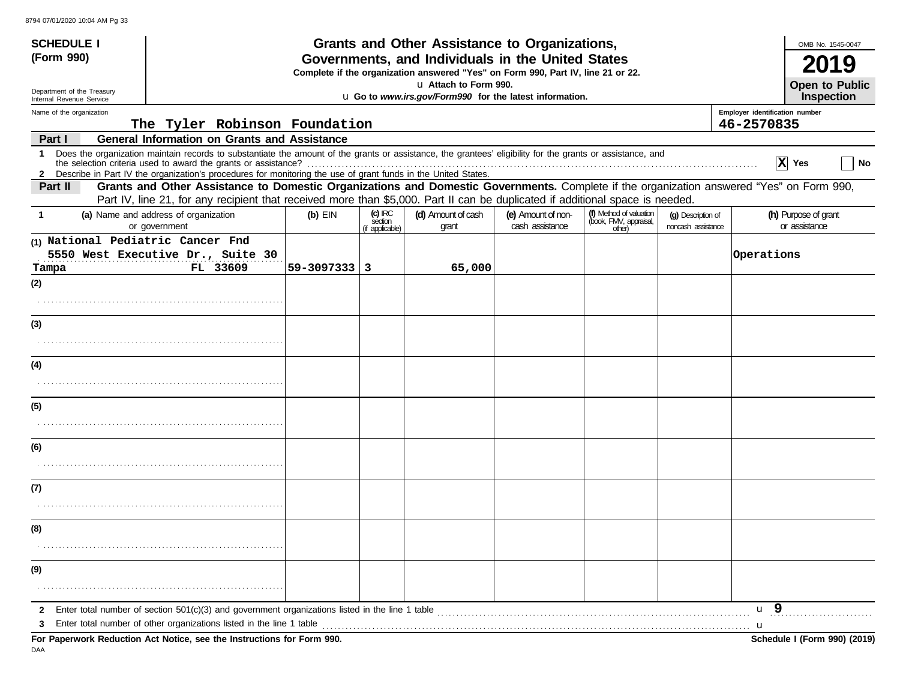8794 07/01/2020 10:04 AM Pg 33

**SCHEDULE I (Form 990)**

Department of the Treasury
Internal Revenue Service

# Grants and Other Assistance to Organizations, Governments, and Individuals in the United States

**Complete if the organization answered "Yes" on Form 990, Part IV, line 21 or 22.**

u **Attach to Form 990.**

u **Go to *www.irs.gov/Form990* for the latest information.**

OMB No. 1545-0047

**2019**

**Open to Public Inspection**

Name of the organization: **The Tyler Robinson Foundation**

Employer identification number: **46-2570835**

## Part I General Information on Grants and Assistance

1 Does the organization maintain records to substantiate the amount of the grants or assistance, the grantees' eligibility for the grants or assistance, and the selection criteria used to award the grants or assistance? ..... [X] Yes [ ] No

2 Describe in Part IV the organization's procedures for monitoring the use of grant funds in the United States.

## Part II Grants and Other Assistance to Domestic Organizations and Domestic Governments.

Complete if the organization answered "Yes" on Form 990, Part IV, line 21, for any recipient that received more than $5,000. Part II can be duplicated if additional space is needed.

| 1 | (a) Name and address of organization or government | (b) EIN | (c) IRC section (if applicable) | (d) Amount of cash grant | (e) Amount of non-cash assistance | (f) Method of valuation (book, FMV, appraisal, other) | (g) Description of noncash assistance | (h) Purpose of grant or assistance |
|---|---|---|---|---|---|---|---|---|
| (1) | National Pediatric Cancer Fnd<br>5550 West Executive Dr., Suite 30<br>Tampa FL 33609 | 59-3097333 | 3 | 65,000 | | | | Operations |
| (2) | | | | | | | | |
| (3) | | | | | | | | |
| (4) | | | | | | | | |
| (5) | | | | | | | | |
| (6) | | | | | | | | |
| (7) | | | | | | | | |
| (8) | | | | | | | | |
| (9) | | | | | | | | |

2 Enter total number of section 501(c)(3) and government organizations listed in the line 1 table ..... u **9**

3 Enter total number of other organizations listed in the line 1 table ..... u

**For Paperwork Reduction Act Notice, see the Instructions for Form 990.**

DAA

**Schedule I (Form 990) (2019)**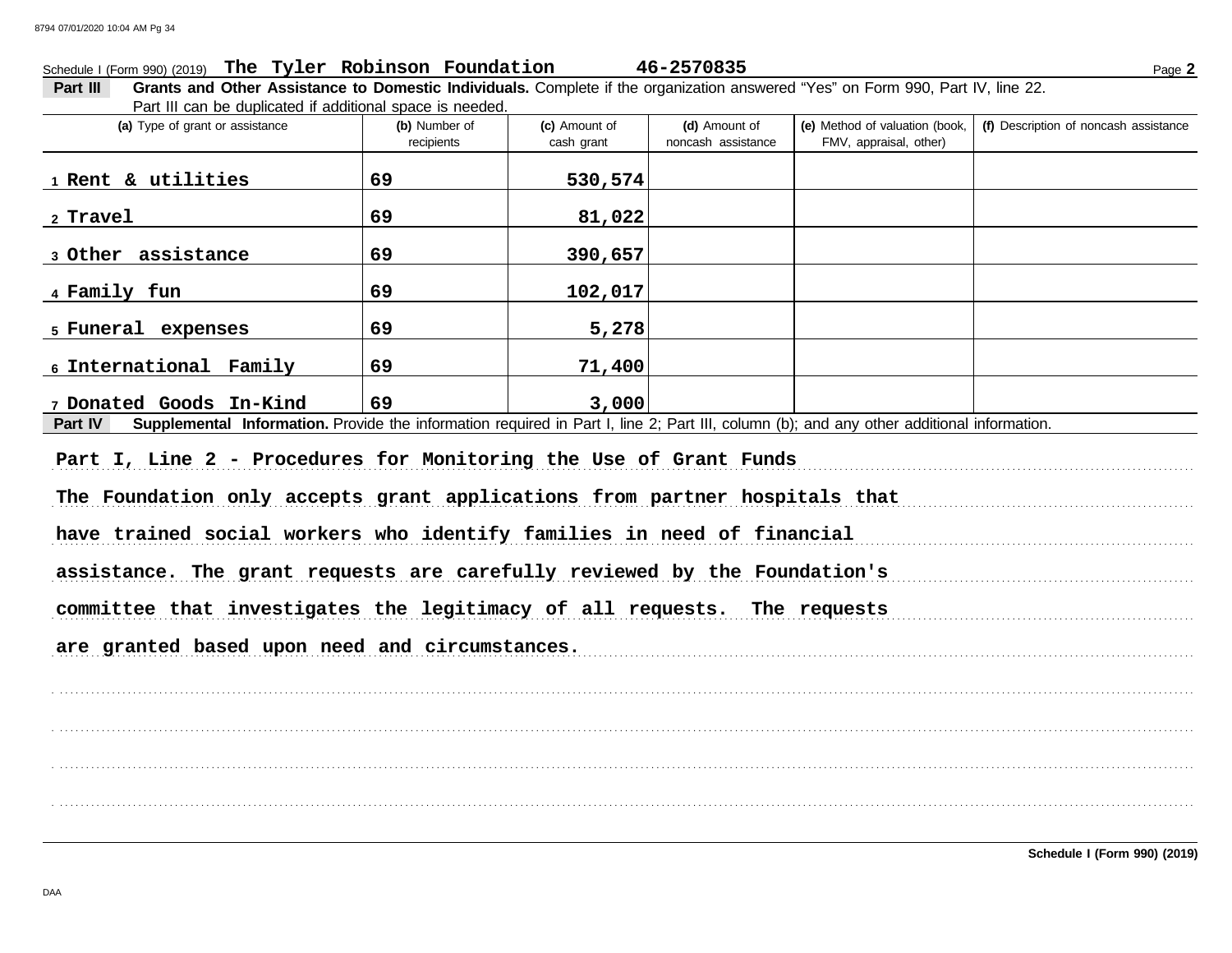Schedule I (Form 990) (2019) **The Tyler Robinson Foundation** **46-2570835** Page **2**

**Part III** **Grants and Other Assistance to Domestic Individuals.** Complete if the organization answered "Yes" on Form 990, Part IV, line 22. Part III can be duplicated if additional space is needed.

| (a) Type of grant or assistance | (b) Number of recipients | (c) Amount of cash grant | (d) Amount of noncash assistance | (e) Method of valuation (book, FMV, appraisal, other) | (f) Description of noncash assistance |
|---|---|---|---|---|---|
| 1 Rent & utilities | 69 | 530,574 | | | |
| 2 Travel | 69 | 81,022 | | | |
| 3 Other assistance | 69 | 390,657 | | | |
| 4 Family fun | 69 | 102,017 | | | |
| 5 Funeral expenses | 69 | 5,278 | | | |
| 6 International Family | 69 | 71,400 | | | |
| 7 Donated Goods In-Kind | 69 | 3,000 | | | |

**Part IV** **Supplemental Information.** Provide the information required in Part I, line 2; Part III, column (b); and any other additional information.

Part I, Line 2 - Procedures for Monitoring the Use of Grant Funds

The Foundation only accepts grant applications from partner hospitals that have trained social workers who identify families in need of financial assistance. The grant requests are carefully reviewed by the Foundation's committee that investigates the legitimacy of all requests. The requests are granted based upon need and circumstances.

**Schedule I (Form 990) (2019)**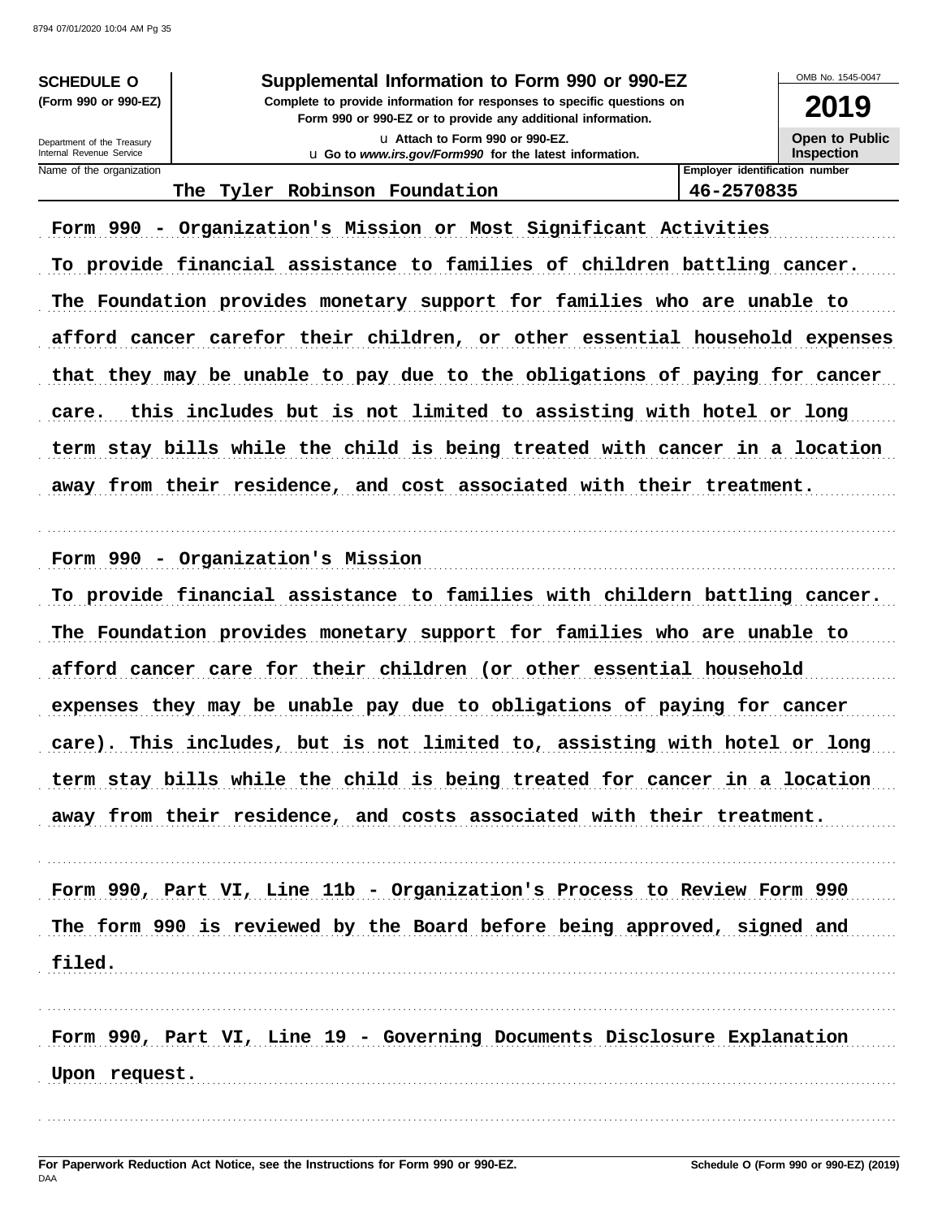**SCHEDULE O** (Form 990 or 990-EZ)

Department of the Treasury
Internal Revenue Service

# Supplemental Information to Form 990 or 990-EZ

**Complete to provide information for responses to specific questions on Form 990 or 990-EZ or to provide any additional information.**

**u Attach to Form 990 or 990-EZ.**

**u Go to *www.irs.gov/Form990* for the latest information.**

OMB No. 1545-0047

**2019**

**Open to Public Inspection**

| Name of the organization | Employer identification number |
|---|---|
| The Tyler Robinson Foundation | 46-2570835 |

Form 990 - Organization's Mission or Most Significant Activities

To provide financial assistance to families of children battling cancer. The Foundation provides monetary support for families who are unable to afford cancer carefor their children, or other essential household expenses that they may be unable to pay due to the obligations of paying for cancer care. this includes but is not limited to assisting with hotel or long term stay bills while the child is being treated with cancer in a location away from their residence, and cost associated with their treatment.

Form 990 - Organization's Mission

To provide financial assistance to families with childern battling cancer. The Foundation provides monetary support for families who are unable to afford cancer care for their children (or other essential household expenses they may be unable pay due to obligations of paying for cancer care). This includes, but is not limited to, assisting with hotel or long term stay bills while the child is being treated for cancer in a location away from their residence, and costs associated with their treatment.

Form 990, Part VI, Line 11b - Organization's Process to Review Form 990

The form 990 is reviewed by the Board before being approved, signed and filed.

Form 990, Part VI, Line 19 - Governing Documents Disclosure Explanation

Upon request.

**For Paperwork Reduction Act Notice, see the Instructions for Form 990 or 990-EZ.**

DAA

**Schedule O (Form 990 or 990-EZ) (2019)**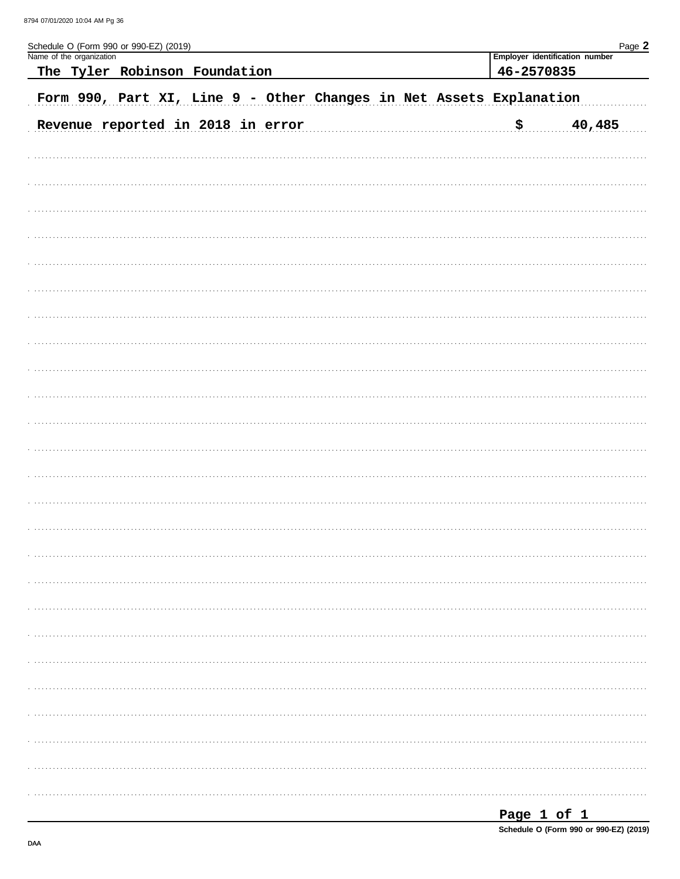Schedule O (Form 990 or 990-EZ) (2019)

Name of the organization: The Tyler Robinson Foundation

Employer identification number: 46-2570835

**Form 990, Part XI, Line 9 - Other Changes in Net Assets Explanation**

Revenue reported in 2018 in error $ 40,485

Page 1 of 1

Schedule O (Form 990 or 990-EZ) (2019)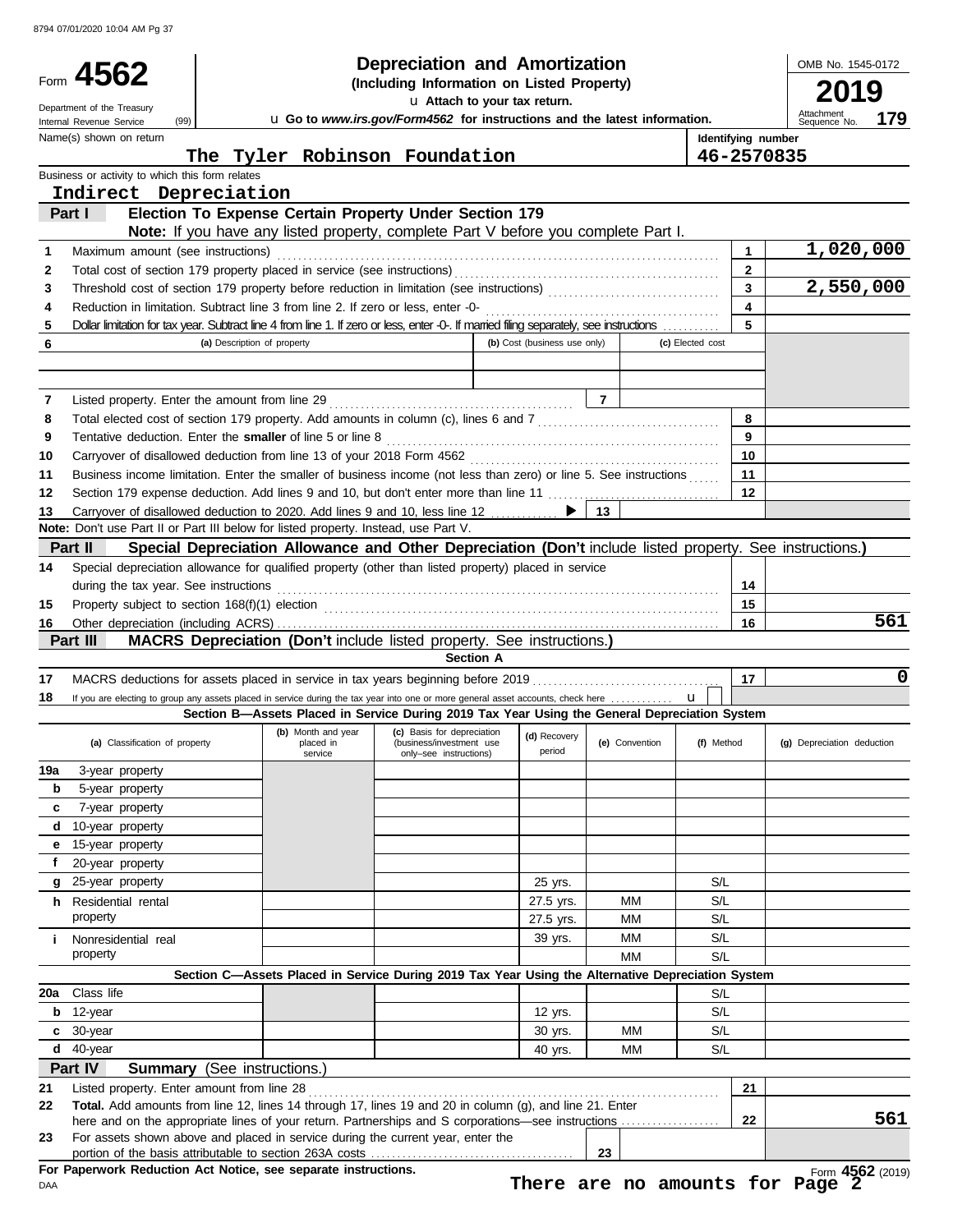8794 07/01/2020 10:04 AM Pg 37

Form **4562**

Department of the Treasury
Internal Revenue Service (99)

# Depreciation and Amortization
**(Including Information on Listed Property)**

u Attach to your tax return.

u Go to *www.irs.gov/Form4562* for instructions and the latest information.

OMB No. 1545-0172

**2019**

Attachment Sequence No. **179**

Name(s) shown on return: **The Tyler Robinson Foundation**

Identifying number: **46-2570835**

Business or activity to which this form relates: **Indirect Depreciation**

## Part I Election To Expense Certain Property Under Section 179

**Note:** If you have any listed property, complete Part V before you complete Part I.

| | | | |
|---|---|---|---|
| 1 | Maximum amount (see instructions) | 1 | 1,020,000 |
| 2 | Total cost of section 179 property placed in service (see instructions) | 2 | |
| 3 | Threshold cost of section 179 property before reduction in limitation (see instructions) | 3 | 2,550,000 |
| 4 | Reduction in limitation. Subtract line 3 from line 2. If zero or less, enter -0- | 4 | |
| 5 | Dollar limitation for tax year. Subtract line 4 from line 1. If zero or less, enter -0-. If married filing separately, see instructions | 5 | |

| 6 (a) Description of property | (b) Cost (business use only) | (c) Elected cost |
|---|---|---|
| | | |
| | | |

| | | | |
|---|---|---|---|
| 7 | Listed property. Enter the amount from line 29 | 7 | |
| 8 | Total elected cost of section 179 property. Add amounts in column (c), lines 6 and 7 | 8 | |
| 9 | Tentative deduction. Enter the **smaller** of line 5 or line 8 | 9 | |
| 10 | Carryover of disallowed deduction from line 13 of your 2018 Form 4562 | 10 | |
| 11 | Business income limitation. Enter the smaller of business income (not less than zero) or line 5. See instructions | 11 | |
| 12 | Section 179 expense deduction. Add lines 9 and 10, but don't enter more than line 11 | 12 | |
| 13 | Carryover of disallowed deduction to 2020. Add lines 9 and 10, less line 12 ▶ | 13 | |

**Note:** Don't use Part II or Part III below for listed property. Instead, use Part V.

## Part II Special Depreciation Allowance and Other Depreciation (Don't include listed property. See instructions.)

| | | | |
|---|---|---|---|
| 14 | Special depreciation allowance for qualified property (other than listed property) placed in service during the tax year. See instructions | 14 | |
| 15 | Property subject to section 168(f)(1) election | 15 | |
| 16 | Other depreciation (including ACRS) | 16 | 561 |

## Part III MACRS Depreciation (Don't include listed property. See instructions.)

### Section A

| | | | |
|---|---|---|---|
| 17 | MACRS deductions for assets placed in service in tax years beginning before 2019 | 17 | 0 |
| 18 | If you are electing to group any assets placed in service during the tax year into one or more general asset accounts, check here u | | |

### Section B—Assets Placed in Service During 2019 Tax Year Using the General Depreciation System

| (a) Classification of property | (b) Month and year placed in service | (c) Basis for depreciation (business/investment use only–see instructions) | (d) Recovery period | (e) Convention | (f) Method | (g) Depreciation deduction |
|---|---|---|---|---|---|---|
| 19a 3-year property | | | | | | |
| b 5-year property | | | | | | |
| c 7-year property | | | | | | |
| d 10-year property | | | | | | |
| e 15-year property | | | | | | |
| f 20-year property | | | | | | |
| g 25-year property | | | 25 yrs. | | S/L | |
| h Residential rental property | | | 27.5 yrs. | MM | S/L | |
| | | | 27.5 yrs. | MM | S/L | |
| i Nonresidential real property | | | 39 yrs. | MM | S/L | |
| | | | | MM | S/L | |

### Section C—Assets Placed in Service During 2019 Tax Year Using the Alternative Depreciation System

| (a) Classification of property | (b) Month and year placed in service | (c) Basis for depreciation | (d) Recovery period | (e) Convention | (f) Method | (g) Depreciation deduction |
|---|---|---|---|---|---|---|
| 20a Class life | | | | | S/L | |
| b 12-year | | | 12 yrs. | | S/L | |
| c 30-year | | | 30 yrs. | MM | S/L | |
| d 40-year | | | 40 yrs. | MM | S/L | |

## Part IV Summary (See instructions.)

| | | | |
|---|---|---|---|
| 21 | Listed property. Enter amount from line 28 | 21 | |
| 22 | **Total.** Add amounts from line 12, lines 14 through 17, lines 19 and 20 in column (g), and line 21. Enter here and on the appropriate lines of your return. Partnerships and S corporations—see instructions | 22 | 561 |
| 23 | For assets shown above and placed in service during the current year, enter the portion of the basis attributable to section 263A costs | 23 | |

**For Paperwork Reduction Act Notice, see separate instructions.**

DAA

Form **4562** (2019)

**There are no amounts for Page 2**